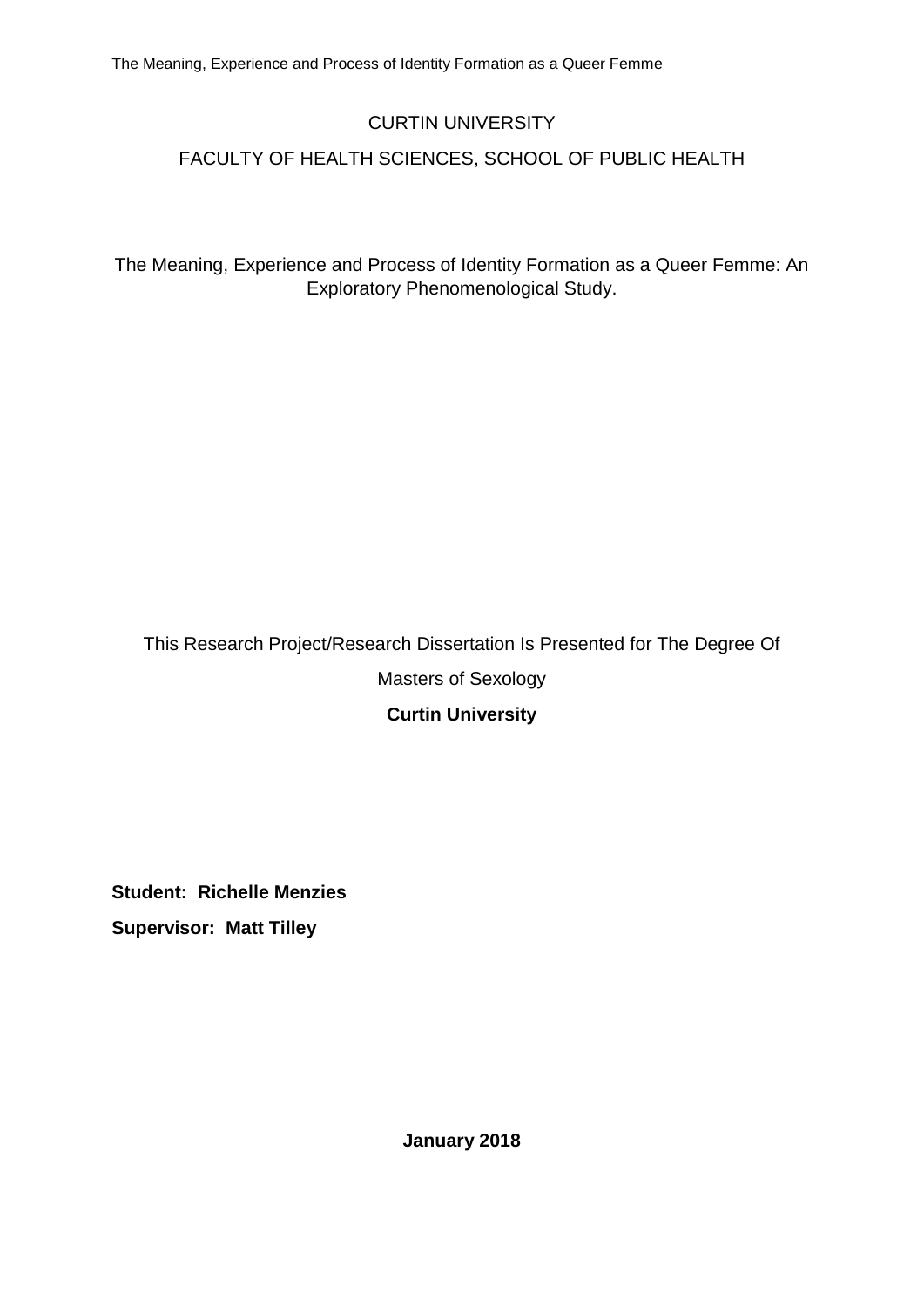CURTIN UNIVERSITY

FACULTY OF HEALTH SCIENCES, SCHOOL OF PUBLIC HEALTH

# The Meaning, Experience and Process of Identity Formation as a Queer Femme: An Exploratory Phenomenological Study.

This Research Project/Research Dissertation Is Presented for The Degree Of

Masters of Sexology

**Curtin University**

**Student: Richelle Menzies**

**Supervisor: Matt Tilley**

**January 2018**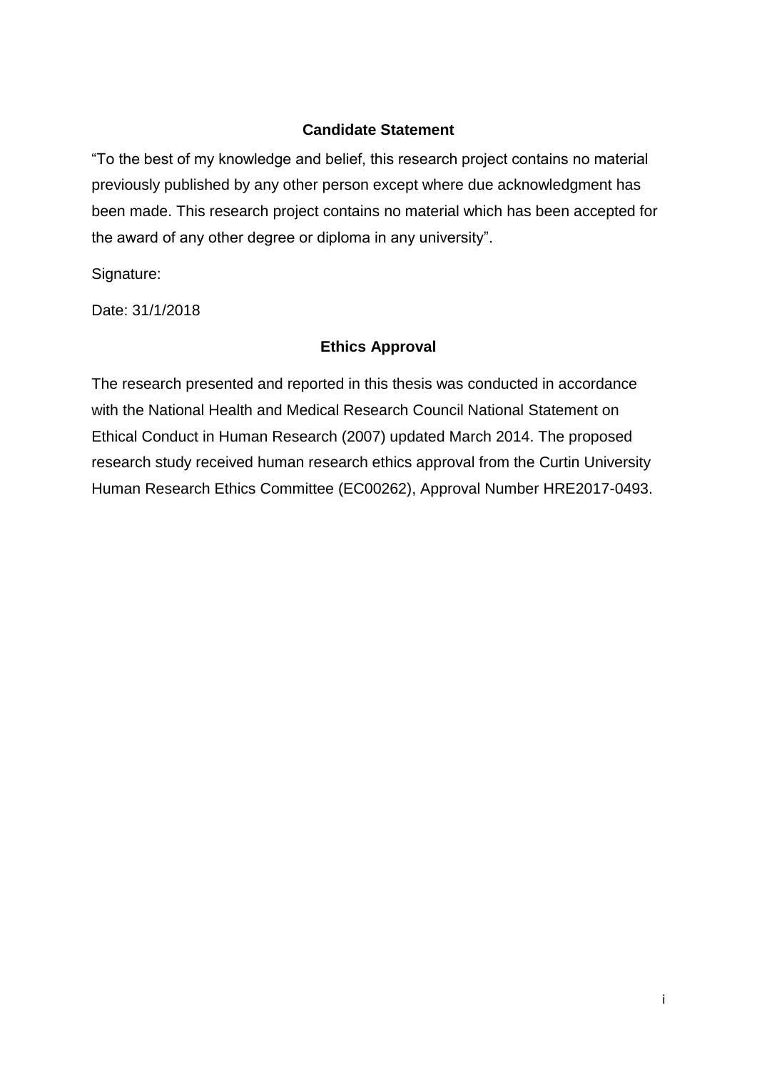## Candidate Statement

“To the best of my knowledge and belief, this research project contains no material previously published by any other person except where due acknowledgment has been made. This research project contains no material which has been accepted for the award of any other degree or diploma in any university”.

Signature:

Date: 31/1/2018

## Ethics Approval

The research presented and reported in this thesis was conducted in accordance with the National Health and Medical Research Council National Statement on Ethical Conduct in Human Research (2007) updated March 2014. The proposed research study received human research ethics approval from the Curtin University Human Research Ethics Committee (EC00262), Approval Number HRE2017-0493.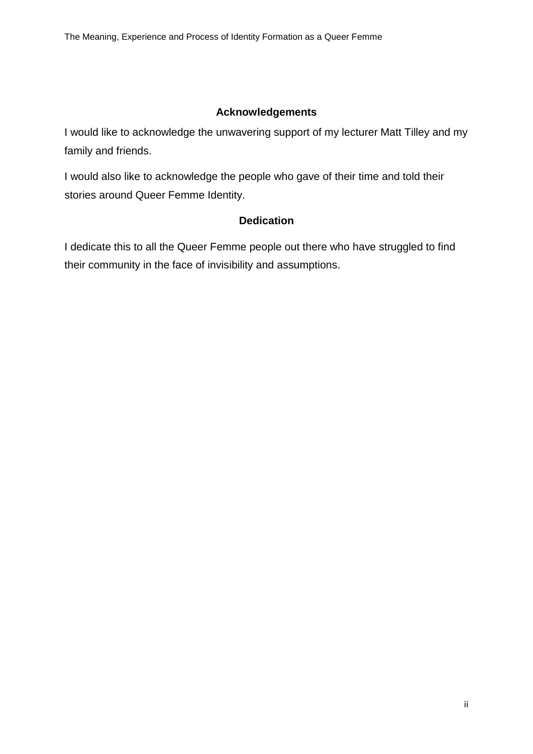## Acknowledgements

I would like to acknowledge the unwavering support of my lecturer Matt Tilley and my family and friends.

I would also like to acknowledge the people who gave of their time and told their stories around Queer Femme Identity.

## Dedication

I dedicate this to all the Queer Femme people out there who have struggled to find their community in the face of invisibility and assumptions.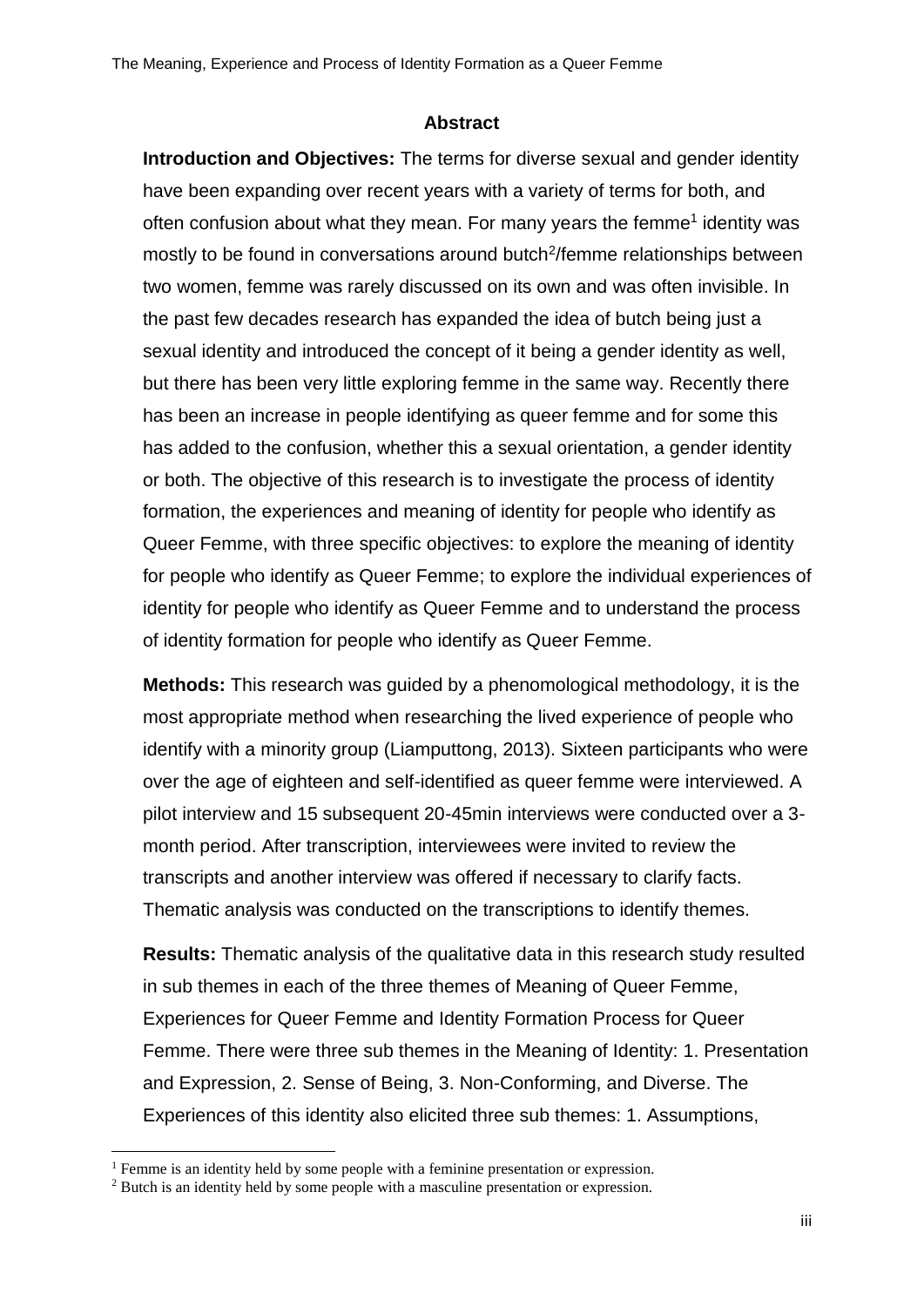## Abstract

**Introduction and Objectives:** The terms for diverse sexual and gender identity have been expanding over recent years with a variety of terms for both, and often confusion about what they mean. For many years the femme[1] identity was mostly to be found in conversations around butch[2]/femme relationships between two women, femme was rarely discussed on its own and was often invisible. In the past few decades research has expanded the idea of butch being just a sexual identity and introduced the concept of it being a gender identity as well, but there has been very little exploring femme in the same way. Recently there has been an increase in people identifying as queer femme and for some this has added to the confusion, whether this a sexual orientation, a gender identity or both. The objective of this research is to investigate the process of identity formation, the experiences and meaning of identity for people who identify as Queer Femme, with three specific objectives: to explore the meaning of identity for people who identify as Queer Femme; to explore the individual experiences of identity for people who identify as Queer Femme and to understand the process of identity formation for people who identify as Queer Femme.

**Methods:** This research was guided by a phenomological methodology, it is the most appropriate method when researching the lived experience of people who identify with a minority group (Liamputtong, 2013). Sixteen participants who were over the age of eighteen and self-identified as queer femme were interviewed. A pilot interview and 15 subsequent 20-45min interviews were conducted over a 3-month period. After transcription, interviewees were invited to review the transcripts and another interview was offered if necessary to clarify facts. Thematic analysis was conducted on the transcriptions to identify themes.

**Results:** Thematic analysis of the qualitative data in this research study resulted in sub themes in each of the three themes of Meaning of Queer Femme, Experiences for Queer Femme and Identity Formation Process for Queer Femme. There were three sub themes in the Meaning of Identity: 1. Presentation and Expression, 2. Sense of Being, 3. Non-Conforming, and Diverse. The Experiences of this identity also elicited three sub themes: 1. Assumptions,

[1] Femme is an identity held by some people with a feminine presentation or expression.

[2] Butch is an identity held by some people with a masculine presentation or expression.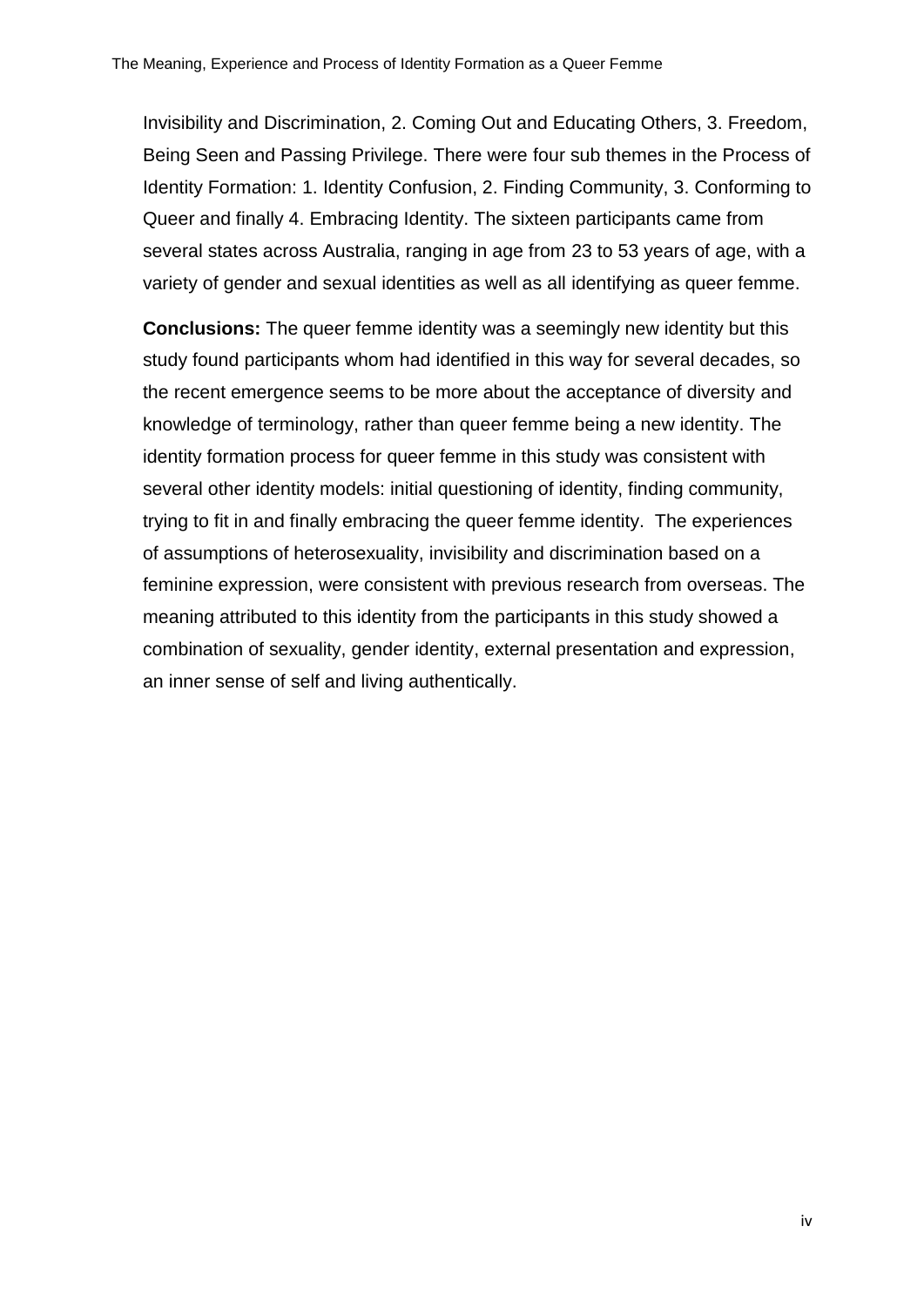Invisibility and Discrimination, 2. Coming Out and Educating Others, 3. Freedom, Being Seen and Passing Privilege. There were four sub themes in the Process of Identity Formation: 1. Identity Confusion, 2. Finding Community, 3. Conforming to Queer and finally 4. Embracing Identity. The sixteen participants came from several states across Australia, ranging in age from 23 to 53 years of age, with a variety of gender and sexual identities as well as all identifying as queer femme.

**Conclusions:** The queer femme identity was a seemingly new identity but this study found participants whom had identified in this way for several decades, so the recent emergence seems to be more about the acceptance of diversity and knowledge of terminology, rather than queer femme being a new identity. The identity formation process for queer femme in this study was consistent with several other identity models: initial questioning of identity, finding community, trying to fit in and finally embracing the queer femme identity. The experiences of assumptions of heterosexuality, invisibility and discrimination based on a feminine expression, were consistent with previous research from overseas. The meaning attributed to this identity from the participants in this study showed a combination of sexuality, gender identity, external presentation and expression, an inner sense of self and living authentically.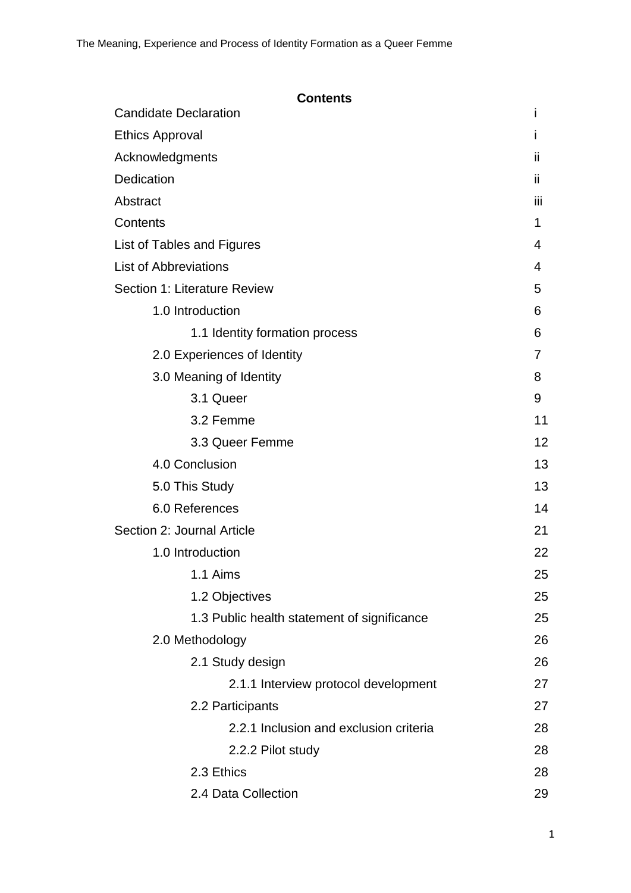**Contents**

| | |
|---|---|
| Candidate Declaration | i |
| Ethics Approval | i |
| Acknowledgments | ii |
| Dedication | ii |
| Abstract | iii |
| Contents | 1 |
| List of Tables and Figures | 4 |
| List of Abbreviations | 4 |
| Section 1: Literature Review | 5 |
| 1.0 Introduction | 6 |
| 1.1 Identity formation process | 6 |
| 2.0 Experiences of Identity | 7 |
| 3.0 Meaning of Identity | 8 |
| 3.1 Queer | 9 |
| 3.2 Femme | 11 |
| 3.3 Queer Femme | 12 |
| 4.0 Conclusion | 13 |
| 5.0 This Study | 13 |
| 6.0 References | 14 |
| Section 2: Journal Article | 21 |
| 1.0 Introduction | 22 |
| 1.1 Aims | 25 |
| 1.2 Objectives | 25 |
| 1.3 Public health statement of significance | 25 |
| 2.0 Methodology | 26 |
| 2.1 Study design | 26 |
| 2.1.1 Interview protocol development | 27 |
| 2.2 Participants | 27 |
| 2.2.1 Inclusion and exclusion criteria | 28 |
| 2.2.2 Pilot study | 28 |
| 2.3 Ethics | 28 |
| 2.4 Data Collection | 29 |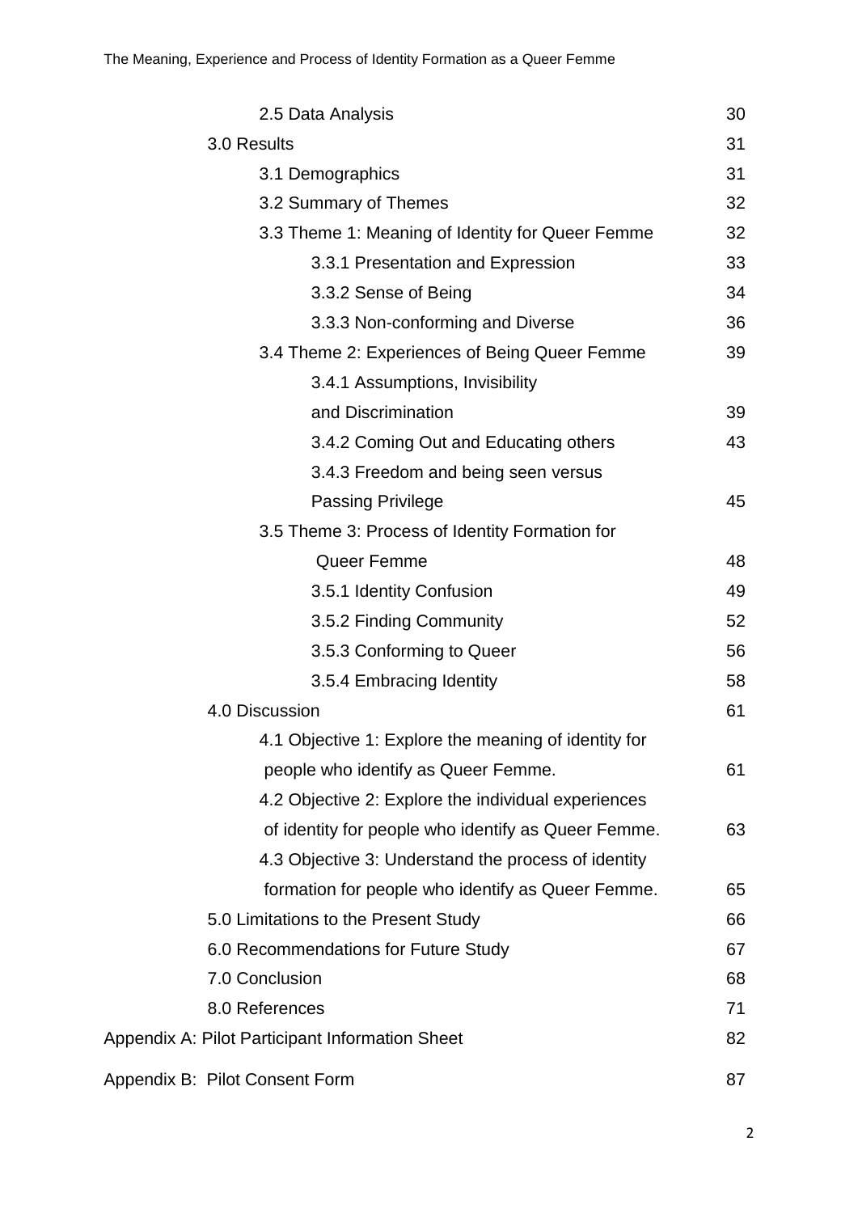2.5 Data Analysis 30

3.0 Results 31

3.1 Demographics 31

3.2 Summary of Themes 32

3.3 Theme 1: Meaning of Identity for Queer Femme 32

3.3.1 Presentation and Expression 33

3.3.2 Sense of Being 34

3.3.3 Non-conforming and Diverse 36

3.4 Theme 2: Experiences of Being Queer Femme 39

3.4.1 Assumptions, Invisibility and Discrimination 39

3.4.2 Coming Out and Educating others 43

3.4.3 Freedom and being seen versus Passing Privilege 45

3.5 Theme 3: Process of Identity Formation for Queer Femme 48

3.5.1 Identity Confusion 49

3.5.2 Finding Community 52

3.5.3 Conforming to Queer 56

3.5.4 Embracing Identity 58

4.0 Discussion 61

4.1 Objective 1: Explore the meaning of identity for people who identify as Queer Femme. 61

4.2 Objective 2: Explore the individual experiences of identity for people who identify as Queer Femme. 63

4.3 Objective 3: Understand the process of identity formation for people who identify as Queer Femme. 65

5.0 Limitations to the Present Study 66

6.0 Recommendations for Future Study 67

7.0 Conclusion 68

8.0 References 71

Appendix A: Pilot Participant Information Sheet 82

Appendix B: Pilot Consent Form 87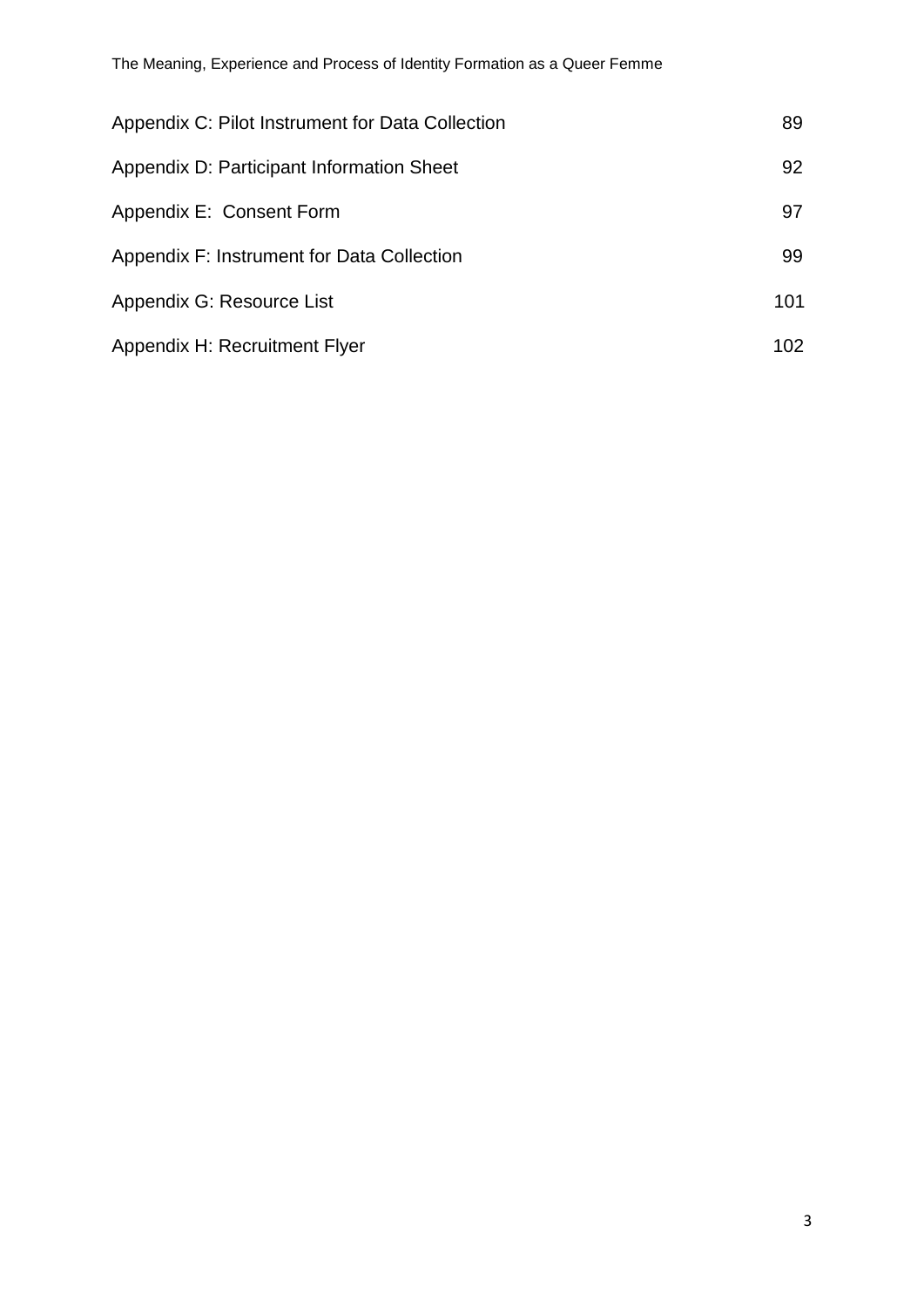| | |
|---|---|
| Appendix C: Pilot Instrument for Data Collection | 89 |
| Appendix D: Participant Information Sheet | 92 |
| Appendix E:  Consent Form | 97 |
| Appendix F: Instrument for Data Collection | 99 |
| Appendix G: Resource List | 101 |
| Appendix H: Recruitment Flyer | 102 |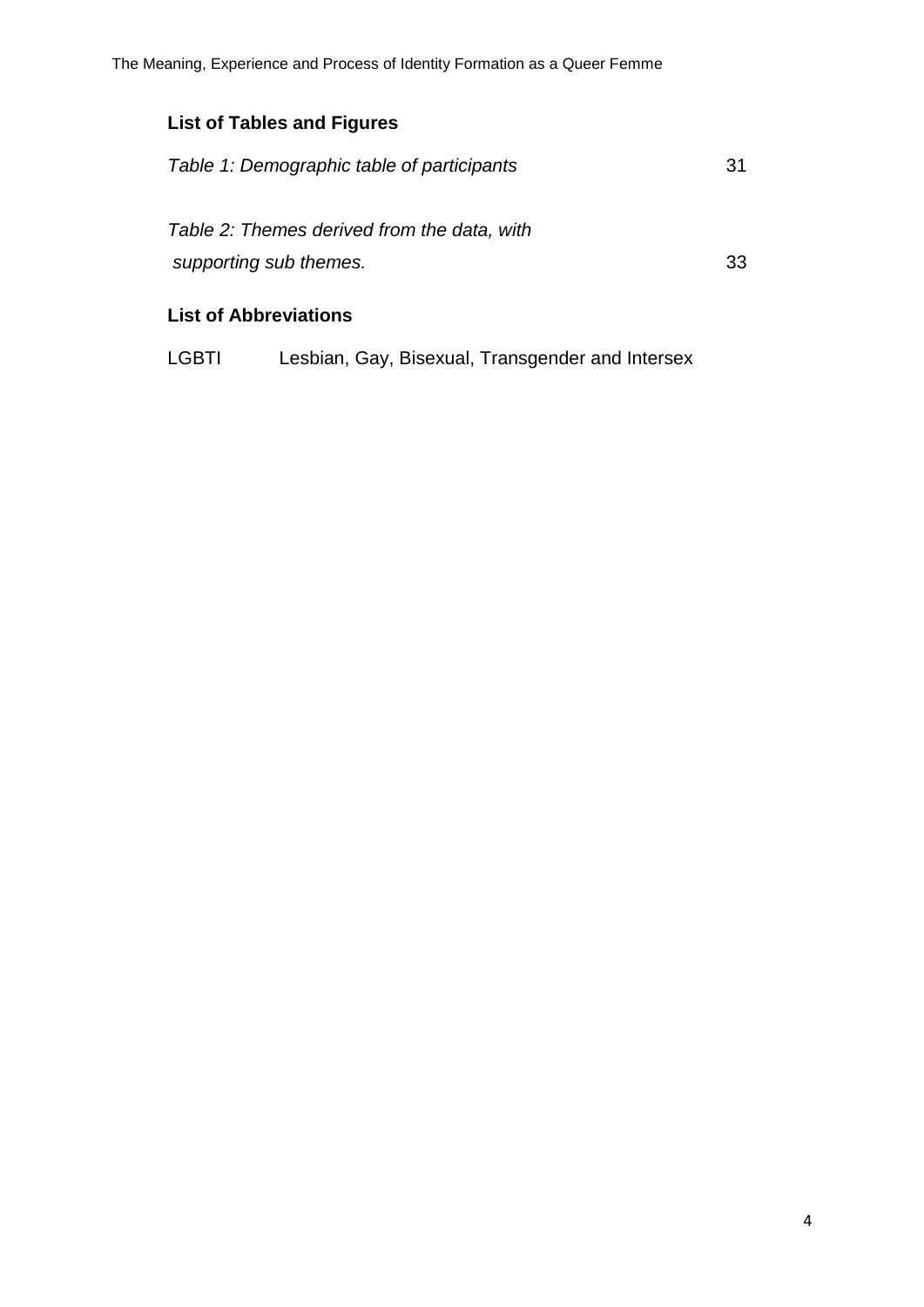## List of Tables and Figures

*Table 1: Demographic table of participants* 31

*Table 2: Themes derived from the data, with supporting sub themes.* 33

## List of Abbreviations

LGBTI Lesbian, Gay, Bisexual, Transgender and Intersex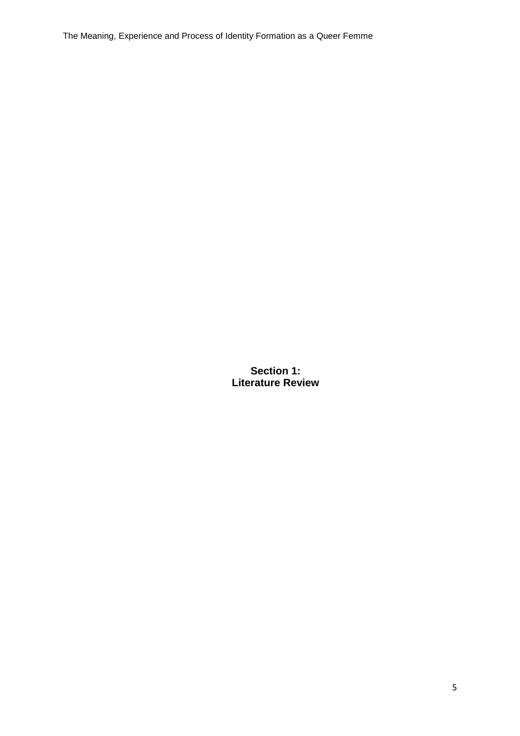# Section 1:
# Literature Review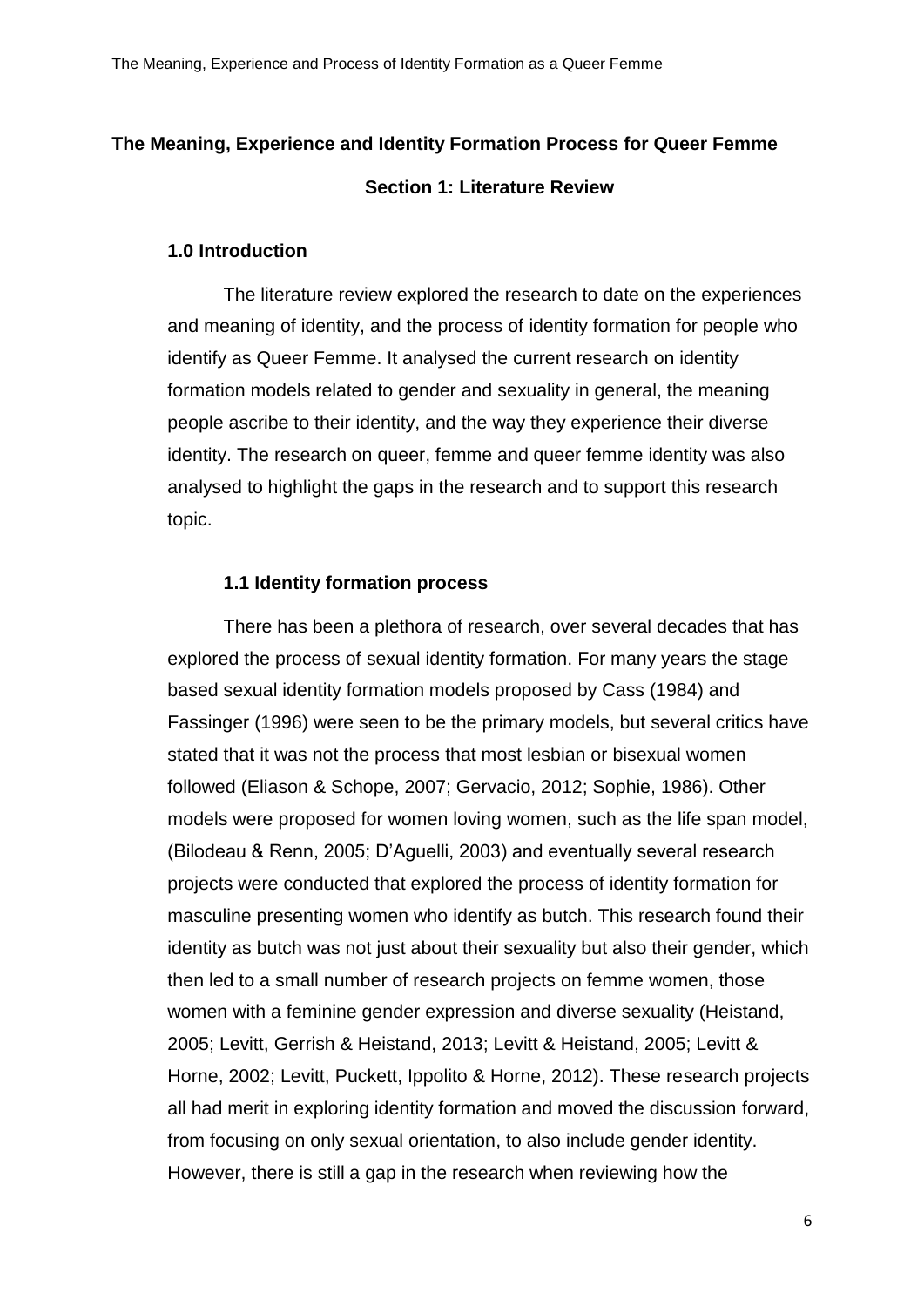## The Meaning, Experience and Identity Formation Process for Queer Femme

### Section 1: Literature Review

#### 1.0 Introduction

The literature review explored the research to date on the experiences and meaning of identity, and the process of identity formation for people who identify as Queer Femme. It analysed the current research on identity formation models related to gender and sexuality in general, the meaning people ascribe to their identity, and the way they experience their diverse identity. The research on queer, femme and queer femme identity was also analysed to highlight the gaps in the research and to support this research topic.

#### 1.1 Identity formation process

There has been a plethora of research, over several decades that has explored the process of sexual identity formation. For many years the stage based sexual identity formation models proposed by Cass (1984) and Fassinger (1996) were seen to be the primary models, but several critics have stated that it was not the process that most lesbian or bisexual women followed (Eliason & Schope, 2007; Gervacio, 2012; Sophie, 1986). Other models were proposed for women loving women, such as the life span model, (Bilodeau & Renn, 2005; D'Aguelli, 2003) and eventually several research projects were conducted that explored the process of identity formation for masculine presenting women who identify as butch. This research found their identity as butch was not just about their sexuality but also their gender, which then led to a small number of research projects on femme women, those women with a feminine gender expression and diverse sexuality (Heistand, 2005; Levitt, Gerrish & Heistand, 2013; Levitt & Heistand, 2005; Levitt & Horne, 2002; Levitt, Puckett, Ippolito & Horne, 2012). These research projects all had merit in exploring identity formation and moved the discussion forward, from focusing on only sexual orientation, to also include gender identity. However, there is still a gap in the research when reviewing how the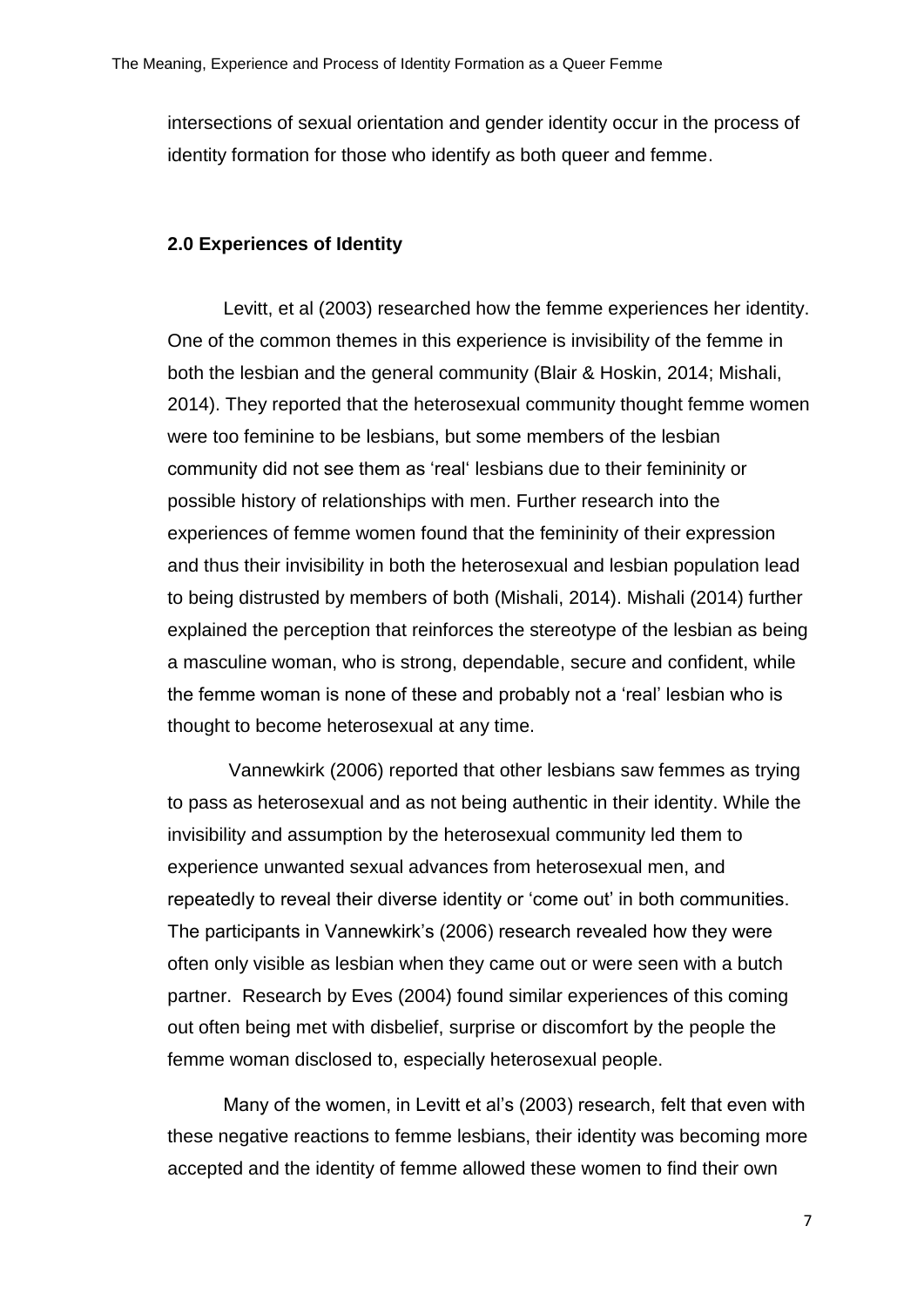intersections of sexual orientation and gender identity occur in the process of identity formation for those who identify as both queer and femme.

## 2.0 Experiences of Identity

Levitt, et al (2003) researched how the femme experiences her identity. One of the common themes in this experience is invisibility of the femme in both the lesbian and the general community (Blair & Hoskin, 2014; Mishali, 2014). They reported that the heterosexual community thought femme women were too feminine to be lesbians, but some members of the lesbian community did not see them as 'real' lesbians due to their femininity or possible history of relationships with men. Further research into the experiences of femme women found that the femininity of their expression and thus their invisibility in both the heterosexual and lesbian population lead to being distrusted by members of both (Mishali, 2014). Mishali (2014) further explained the perception that reinforces the stereotype of the lesbian as being a masculine woman, who is strong, dependable, secure and confident, while the femme woman is none of these and probably not a 'real' lesbian who is thought to become heterosexual at any time.

Vannewkirk (2006) reported that other lesbians saw femmes as trying to pass as heterosexual and as not being authentic in their identity. While the invisibility and assumption by the heterosexual community led them to experience unwanted sexual advances from heterosexual men, and repeatedly to reveal their diverse identity or 'come out' in both communities. The participants in Vannewkirk's (2006) research revealed how they were often only visible as lesbian when they came out or were seen with a butch partner. Research by Eves (2004) found similar experiences of this coming out often being met with disbelief, surprise or discomfort by the people the femme woman disclosed to, especially heterosexual people.

Many of the women, in Levitt et al's (2003) research, felt that even with these negative reactions to femme lesbians, their identity was becoming more accepted and the identity of femme allowed these women to find their own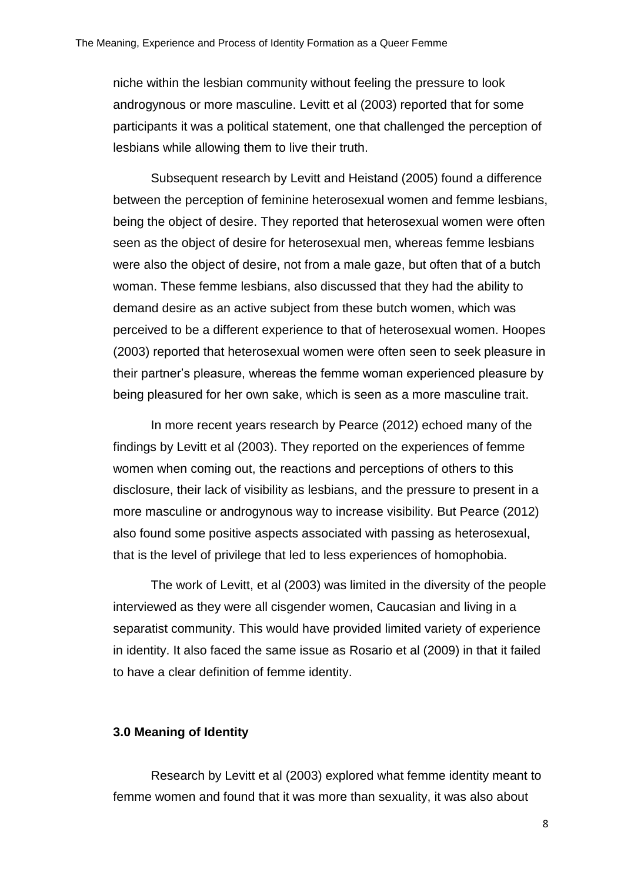niche within the lesbian community without feeling the pressure to look androgynous or more masculine. Levitt et al (2003) reported that for some participants it was a political statement, one that challenged the perception of lesbians while allowing them to live their truth.

Subsequent research by Levitt and Heistand (2005) found a difference between the perception of feminine heterosexual women and femme lesbians, being the object of desire. They reported that heterosexual women were often seen as the object of desire for heterosexual men, whereas femme lesbians were also the object of desire, not from a male gaze, but often that of a butch woman. These femme lesbians, also discussed that they had the ability to demand desire as an active subject from these butch women, which was perceived to be a different experience to that of heterosexual women. Hoopes (2003) reported that heterosexual women were often seen to seek pleasure in their partner's pleasure, whereas the femme woman experienced pleasure by being pleasured for her own sake, which is seen as a more masculine trait.

In more recent years research by Pearce (2012) echoed many of the findings by Levitt et al (2003). They reported on the experiences of femme women when coming out, the reactions and perceptions of others to this disclosure, their lack of visibility as lesbians, and the pressure to present in a more masculine or androgynous way to increase visibility. But Pearce (2012) also found some positive aspects associated with passing as heterosexual, that is the level of privilege that led to less experiences of homophobia.

The work of Levitt, et al (2003) was limited in the diversity of the people interviewed as they were all cisgender women, Caucasian and living in a separatist community. This would have provided limited variety of experience in identity. It also faced the same issue as Rosario et al (2009) in that it failed to have a clear definition of femme identity.

### 3.0 Meaning of Identity

Research by Levitt et al (2003) explored what femme identity meant to femme women and found that it was more than sexuality, it was also about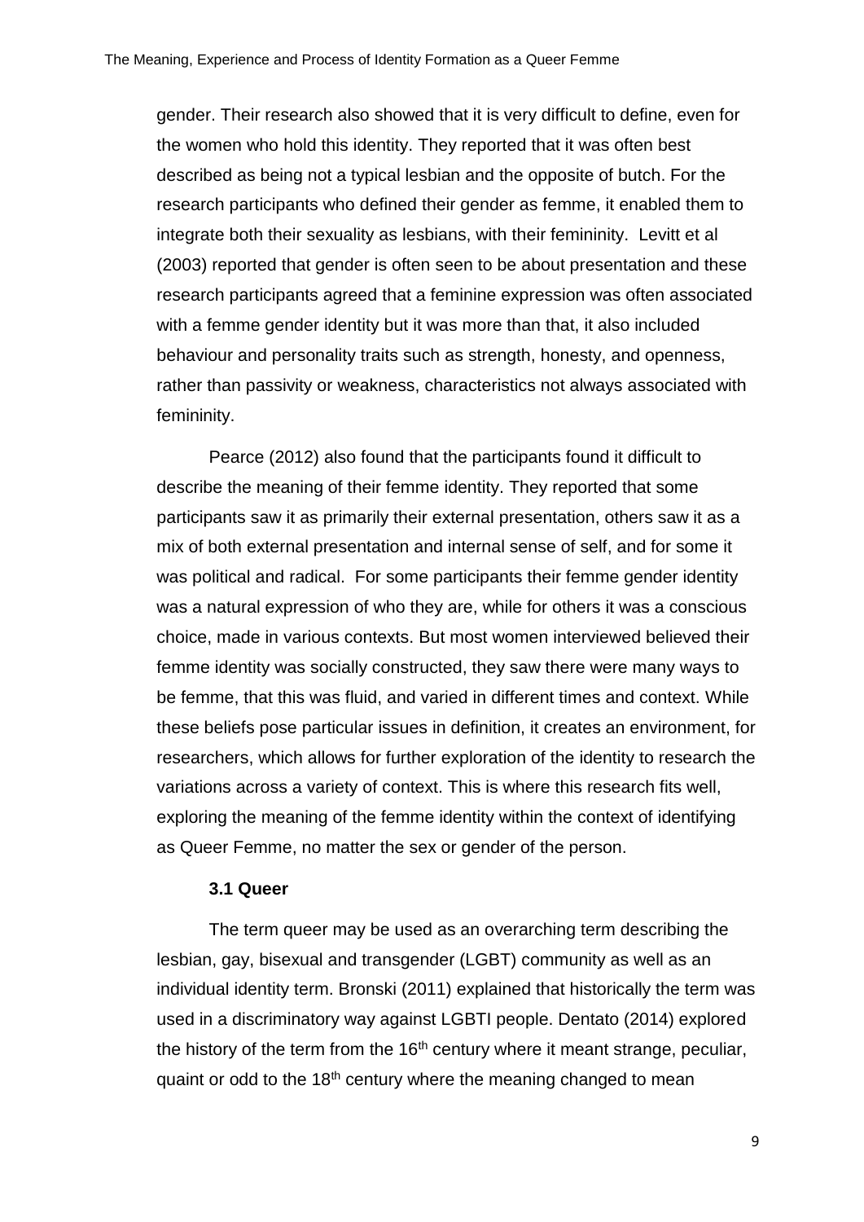gender. Their research also showed that it is very difficult to define, even for the women who hold this identity. They reported that it was often best described as being not a typical lesbian and the opposite of butch. For the research participants who defined their gender as femme, it enabled them to integrate both their sexuality as lesbians, with their femininity. Levitt et al (2003) reported that gender is often seen to be about presentation and these research participants agreed that a feminine expression was often associated with a femme gender identity but it was more than that, it also included behaviour and personality traits such as strength, honesty, and openness, rather than passivity or weakness, characteristics not always associated with femininity.

Pearce (2012) also found that the participants found it difficult to describe the meaning of their femme identity. They reported that some participants saw it as primarily their external presentation, others saw it as a mix of both external presentation and internal sense of self, and for some it was political and radical. For some participants their femme gender identity was a natural expression of who they are, while for others it was a conscious choice, made in various contexts. But most women interviewed believed their femme identity was socially constructed, they saw there were many ways to be femme, that this was fluid, and varied in different times and context. While these beliefs pose particular issues in definition, it creates an environment, for researchers, which allows for further exploration of the identity to research the variations across a variety of context. This is where this research fits well, exploring the meaning of the femme identity within the context of identifying as Queer Femme, no matter the sex or gender of the person.

### 3.1 Queer

The term queer may be used as an overarching term describing the lesbian, gay, bisexual and transgender (LGBT) community as well as an individual identity term. Bronski (2011) explained that historically the term was used in a discriminatory way against LGBTI people. Dentato (2014) explored the history of the term from the 16th century where it meant strange, peculiar, quaint or odd to the 18th century where the meaning changed to mean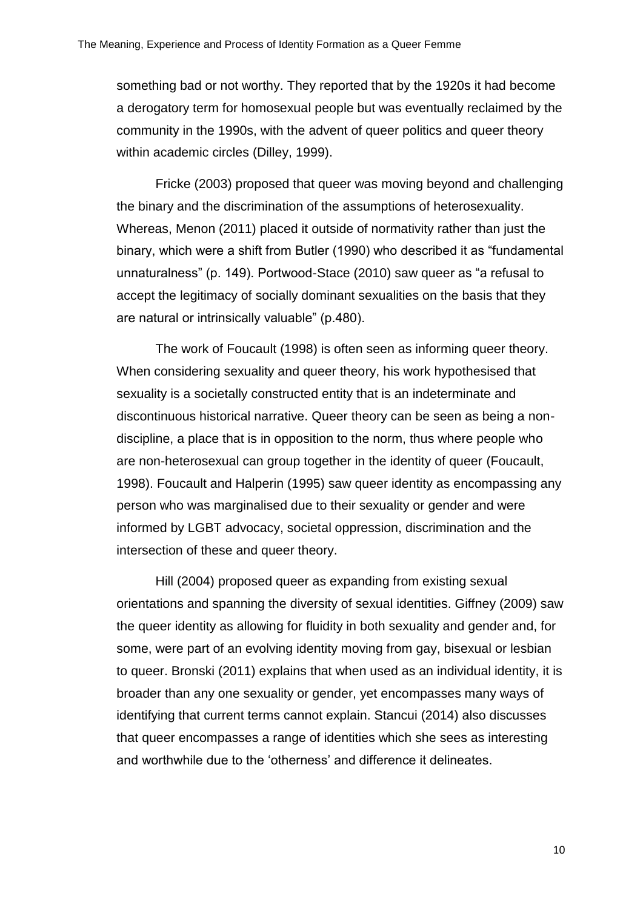something bad or not worthy. They reported that by the 1920s it had become a derogatory term for homosexual people but was eventually reclaimed by the community in the 1990s, with the advent of queer politics and queer theory within academic circles (Dilley, 1999).

Fricke (2003) proposed that queer was moving beyond and challenging the binary and the discrimination of the assumptions of heterosexuality. Whereas, Menon (2011) placed it outside of normativity rather than just the binary, which were a shift from Butler (1990) who described it as "fundamental unnaturalness" (p. 149). Portwood-Stace (2010) saw queer as "a refusal to accept the legitimacy of socially dominant sexualities on the basis that they are natural or intrinsically valuable" (p.480).

The work of Foucault (1998) is often seen as informing queer theory. When considering sexuality and queer theory, his work hypothesised that sexuality is a societally constructed entity that is an indeterminate and discontinuous historical narrative. Queer theory can be seen as being a non-discipline, a place that is in opposition to the norm, thus where people who are non-heterosexual can group together in the identity of queer (Foucault, 1998). Foucault and Halperin (1995) saw queer identity as encompassing any person who was marginalised due to their sexuality or gender and were informed by LGBT advocacy, societal oppression, discrimination and the intersection of these and queer theory.

Hill (2004) proposed queer as expanding from existing sexual orientations and spanning the diversity of sexual identities. Giffney (2009) saw the queer identity as allowing for fluidity in both sexuality and gender and, for some, were part of an evolving identity moving from gay, bisexual or lesbian to queer. Bronski (2011) explains that when used as an individual identity, it is broader than any one sexuality or gender, yet encompasses many ways of identifying that current terms cannot explain. Stancui (2014) also discusses that queer encompasses a range of identities which she sees as interesting and worthwhile due to the 'otherness' and difference it delineates.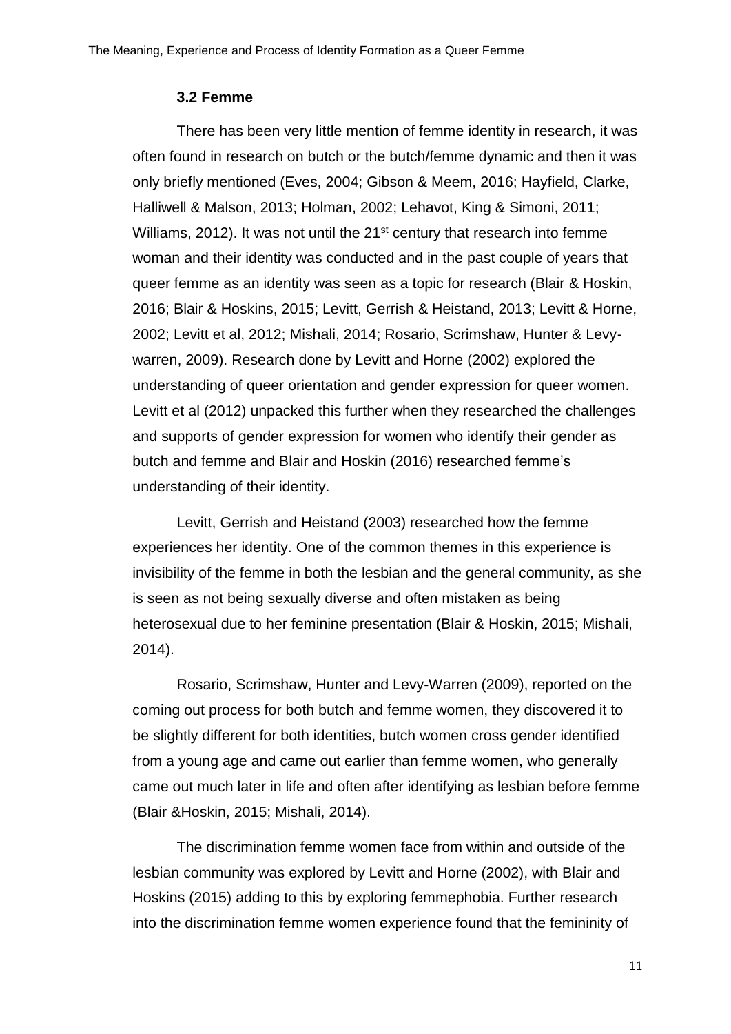### 3.2 Femme

There has been very little mention of femme identity in research, it was often found in research on butch or the butch/femme dynamic and then it was only briefly mentioned (Eves, 2004; Gibson & Meem, 2016; Hayfield, Clarke, Halliwell & Malson, 2013; Holman, 2002; Lehavot, King & Simoni, 2011; Williams, 2012). It was not until the 21st century that research into femme woman and their identity was conducted and in the past couple of years that queer femme as an identity was seen as a topic for research (Blair & Hoskin, 2016; Blair & Hoskins, 2015; Levitt, Gerrish & Heistand, 2013; Levitt & Horne, 2002; Levitt et al, 2012; Mishali, 2014; Rosario, Scrimshaw, Hunter & Levy-warren, 2009). Research done by Levitt and Horne (2002) explored the understanding of queer orientation and gender expression for queer women. Levitt et al (2012) unpacked this further when they researched the challenges and supports of gender expression for women who identify their gender as butch and femme and Blair and Hoskin (2016) researched femme's understanding of their identity.

Levitt, Gerrish and Heistand (2003) researched how the femme experiences her identity. One of the common themes in this experience is invisibility of the femme in both the lesbian and the general community, as she is seen as not being sexually diverse and often mistaken as being heterosexual due to her feminine presentation (Blair & Hoskin, 2015; Mishali, 2014).

Rosario, Scrimshaw, Hunter and Levy-Warren (2009), reported on the coming out process for both butch and femme women, they discovered it to be slightly different for both identities, butch women cross gender identified from a young age and came out earlier than femme women, who generally came out much later in life and often after identifying as lesbian before femme (Blair &Hoskin, 2015; Mishali, 2014).

The discrimination femme women face from within and outside of the lesbian community was explored by Levitt and Horne (2002), with Blair and Hoskins (2015) adding to this by exploring femmephobia. Further research into the discrimination femme women experience found that the femininity of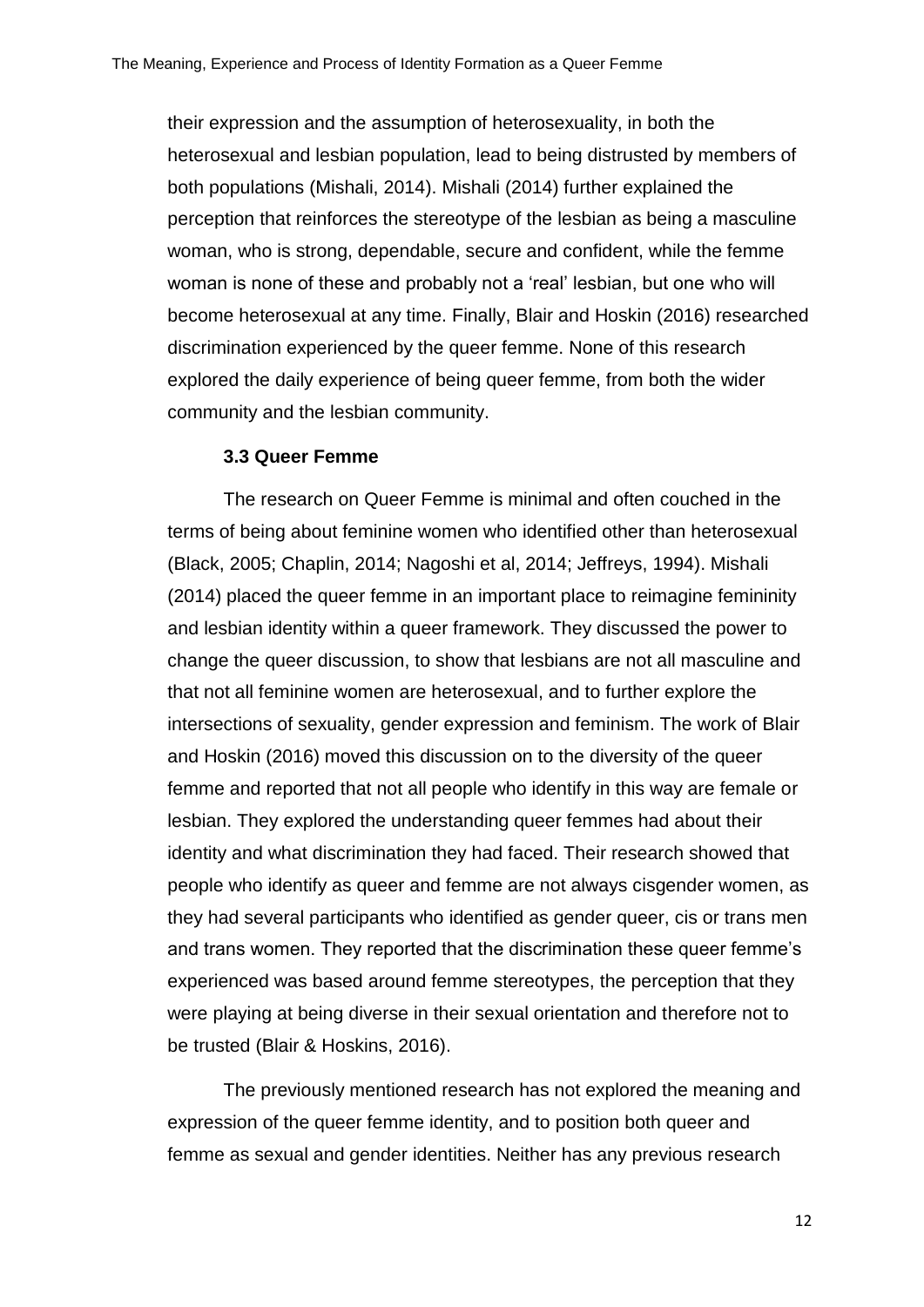their expression and the assumption of heterosexuality, in both the heterosexual and lesbian population, lead to being distrusted by members of both populations (Mishali, 2014). Mishali (2014) further explained the perception that reinforces the stereotype of the lesbian as being a masculine woman, who is strong, dependable, secure and confident, while the femme woman is none of these and probably not a 'real' lesbian, but one who will become heterosexual at any time. Finally, Blair and Hoskin (2016) researched discrimination experienced by the queer femme. None of this research explored the daily experience of being queer femme, from both the wider community and the lesbian community.

### 3.3 Queer Femme

The research on Queer Femme is minimal and often couched in the terms of being about feminine women who identified other than heterosexual (Black, 2005; Chaplin, 2014; Nagoshi et al, 2014; Jeffreys, 1994). Mishali (2014) placed the queer femme in an important place to reimagine femininity and lesbian identity within a queer framework. They discussed the power to change the queer discussion, to show that lesbians are not all masculine and that not all feminine women are heterosexual, and to further explore the intersections of sexuality, gender expression and feminism. The work of Blair and Hoskin (2016) moved this discussion on to the diversity of the queer femme and reported that not all people who identify in this way are female or lesbian. They explored the understanding queer femmes had about their identity and what discrimination they had faced. Their research showed that people who identify as queer and femme are not always cisgender women, as they had several participants who identified as gender queer, cis or trans men and trans women. They reported that the discrimination these queer femme's experienced was based around femme stereotypes, the perception that they were playing at being diverse in their sexual orientation and therefore not to be trusted (Blair & Hoskins, 2016).

The previously mentioned research has not explored the meaning and expression of the queer femme identity, and to position both queer and femme as sexual and gender identities. Neither has any previous research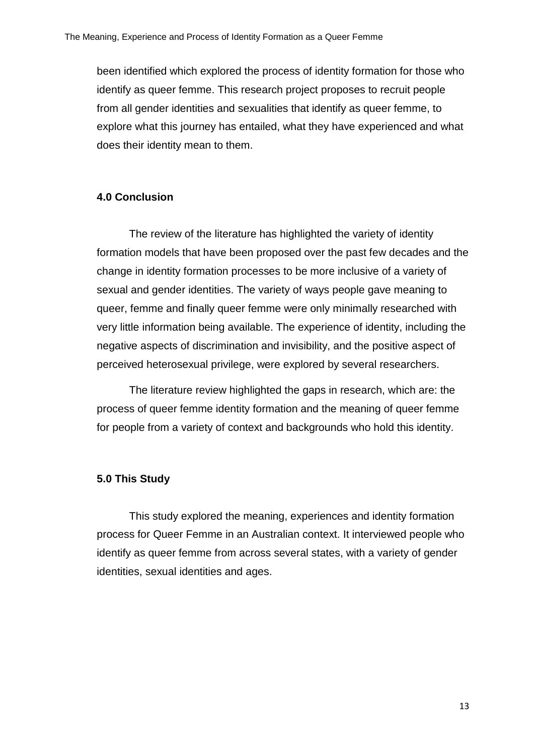been identified which explored the process of identity formation for those who identify as queer femme. This research project proposes to recruit people from all gender identities and sexualities that identify as queer femme, to explore what this journey has entailed, what they have experienced and what does their identity mean to them.

## 4.0 Conclusion

The review of the literature has highlighted the variety of identity formation models that have been proposed over the past few decades and the change in identity formation processes to be more inclusive of a variety of sexual and gender identities. The variety of ways people gave meaning to queer, femme and finally queer femme were only minimally researched with very little information being available. The experience of identity, including the negative aspects of discrimination and invisibility, and the positive aspect of perceived heterosexual privilege, were explored by several researchers.

The literature review highlighted the gaps in research, which are: the process of queer femme identity formation and the meaning of queer femme for people from a variety of context and backgrounds who hold this identity.

## 5.0 This Study

This study explored the meaning, experiences and identity formation process for Queer Femme in an Australian context. It interviewed people who identify as queer femme from across several states, with a variety of gender identities, sexual identities and ages.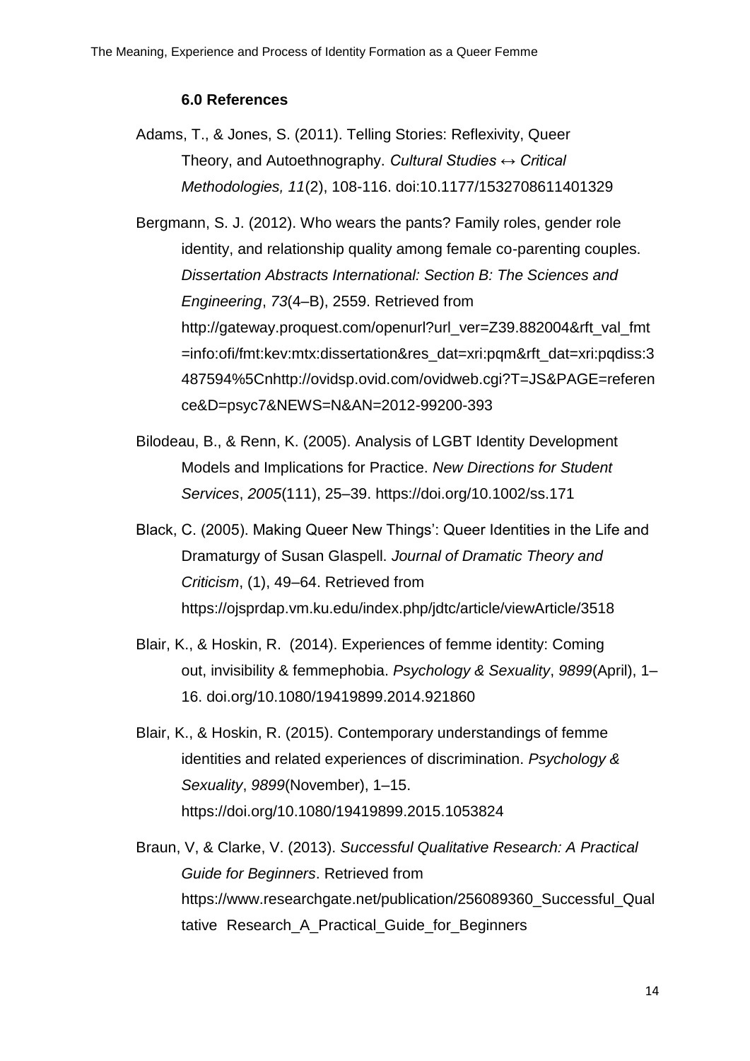### 6.0 References

Adams, T., & Jones, S. (2011). Telling Stories: Reflexivity, Queer Theory, and Autoethnography. *Cultural Studies ↔ Critical Methodologies, 11*(2), 108-116. doi:10.1177/1532708611401329

Bergmann, S. J. (2012). Who wears the pants? Family roles, gender role identity, and relationship quality among female co-parenting couples. *Dissertation Abstracts International: Section B: The Sciences and Engineering*, *73*(4–B), 2559. Retrieved from http://gateway.proquest.com/openurl?url_ver=Z39.882004&rft_val_fmt=info:ofi/fmt:kev:mtx:dissertation&res_dat=xri:pqm&rft_dat=xri:pqdiss:3487594%5Cnhttp://ovidsp.ovid.com/ovidweb.cgi?T=JS&PAGE=reference&D=psyc7&NEWS=N&AN=2012-99200-393

Bilodeau, B., & Renn, K. (2005). Analysis of LGBT Identity Development Models and Implications for Practice. *New Directions for Student Services*, *2005*(111), 25–39. https://doi.org/10.1002/ss.171

Black, C. (2005). Making Queer New Things': Queer Identities in the Life and Dramaturgy of Susan Glaspell. *Journal of Dramatic Theory and Criticism*, (1), 49–64. Retrieved from https://ojsprdap.vm.ku.edu/index.php/jdtc/article/viewArticle/3518

Blair, K., & Hoskin, R. (2014). Experiences of femme identity: Coming out, invisibility & femmephobia. *Psychology & Sexuality*, *9899*(April), 1–16. doi.org/10.1080/19419899.2014.921860

Blair, K., & Hoskin, R. (2015). Contemporary understandings of femme identities and related experiences of discrimination. *Psychology & Sexuality*, *9899*(November), 1–15. https://doi.org/10.1080/19419899.2015.1053824

Braun, V, & Clarke, V. (2013). *Successful Qualitative Research: A Practical Guide for Beginners*. Retrieved from https://www.researchgate.net/publication/256089360_Successful_Qualtative Research_A_Practical_Guide_for_Beginners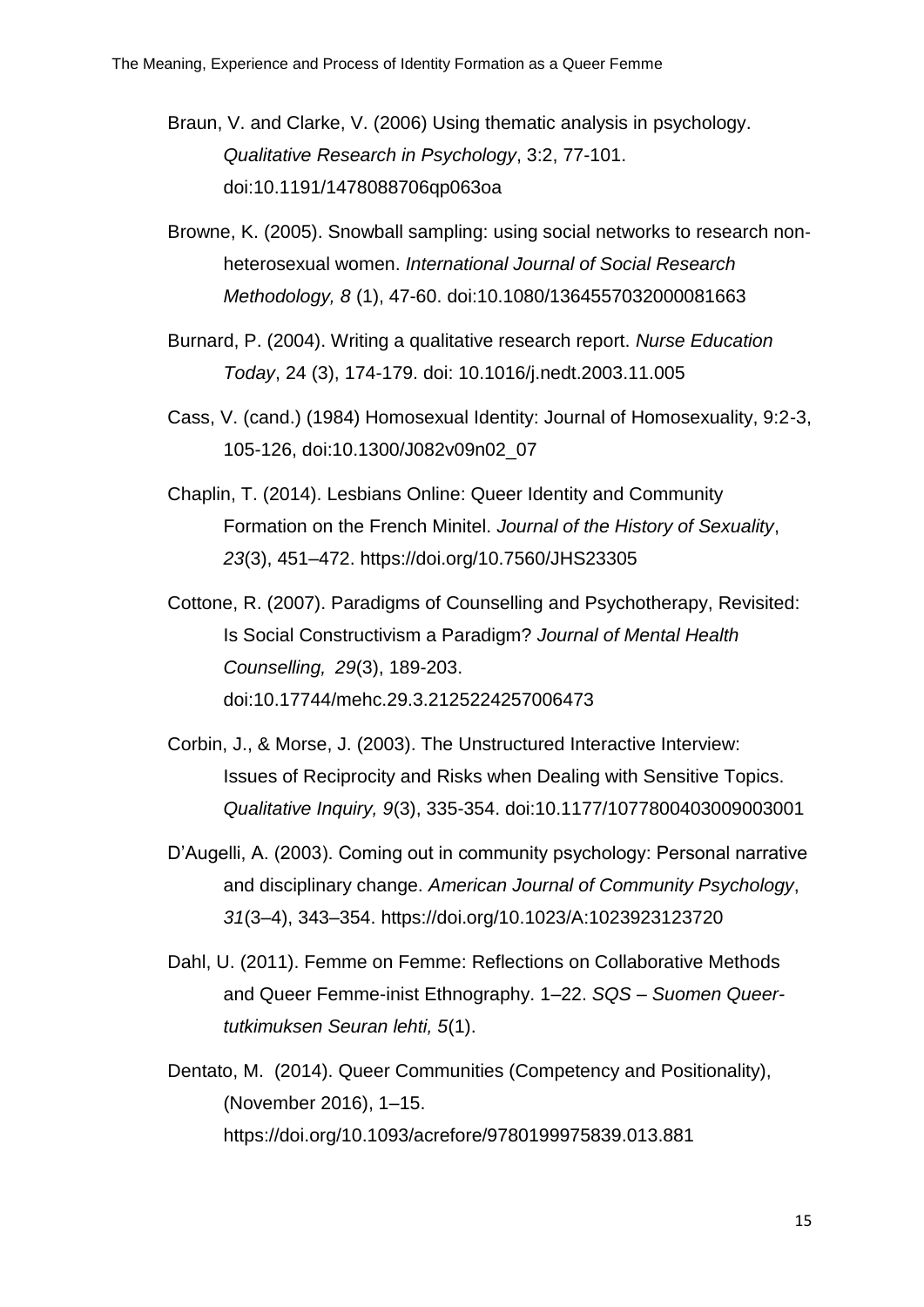Braun, V. and Clarke, V. (2006) Using thematic analysis in psychology. *Qualitative Research in Psychology*, 3:2, 77-101. doi:10.1191/1478088706qp063oa

Browne, K. (2005). Snowball sampling: using social networks to research non-heterosexual women. *International Journal of Social Research Methodology, 8* (1), 47-60. doi:10.1080/1364557032000081663

Burnard, P. (2004). Writing a qualitative research report. *Nurse Education Today*, 24 (3), 174-179. doi: 10.1016/j.nedt.2003.11.005

Cass, V. (cand.) (1984) Homosexual Identity: Journal of Homosexuality, 9:2-3, 105-126, doi:10.1300/J082v09n02_07

Chaplin, T. (2014). Lesbians Online: Queer Identity and Community Formation on the French Minitel. *Journal of the History of Sexuality*, *23*(3), 451–472. https://doi.org/10.7560/JHS23305

Cottone, R. (2007). Paradigms of Counselling and Psychotherapy, Revisited: Is Social Constructivism a Paradigm? *Journal of Mental Health Counselling, 29*(3), 189-203. doi:10.17744/mehc.29.3.2125224257006473

Corbin, J., & Morse, J. (2003). The Unstructured Interactive Interview: Issues of Reciprocity and Risks when Dealing with Sensitive Topics. *Qualitative Inquiry, 9*(3), 335-354. doi:10.1177/1077800403009003001

D'Augelli, A. (2003). Coming out in community psychology: Personal narrative and disciplinary change. *American Journal of Community Psychology*, *31*(3–4), 343–354. https://doi.org/10.1023/A:1023923123720

Dahl, U. (2011). Femme on Femme: Reflections on Collaborative Methods and Queer Femme-inist Ethnography. 1–22. *SQS – Suomen Queer-tutkimuksen Seuran lehti, 5*(1).

Dentato, M. (2014). Queer Communities (Competency and Positionality), (November 2016), 1–15. https://doi.org/10.1093/acrefore/9780199975839.013.881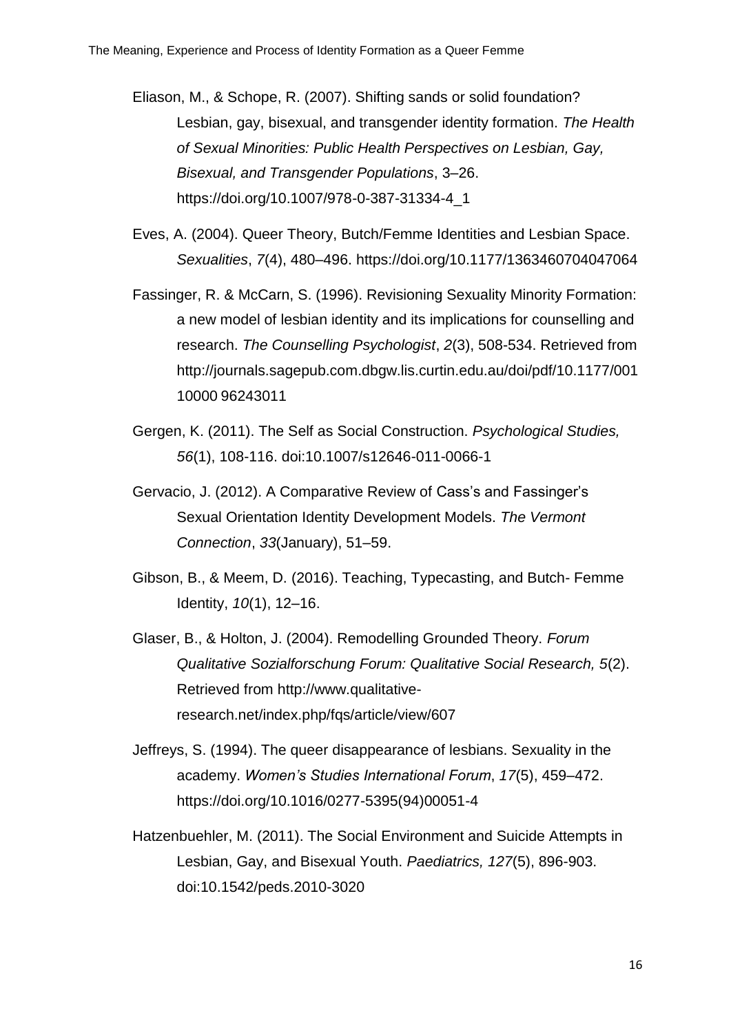Eliason, M., & Schope, R. (2007). Shifting sands or solid foundation? Lesbian, gay, bisexual, and transgender identity formation. *The Health of Sexual Minorities: Public Health Perspectives on Lesbian, Gay, Bisexual, and Transgender Populations*, 3–26. https://doi.org/10.1007/978-0-387-31334-4_1

Eves, A. (2004). Queer Theory, Butch/Femme Identities and Lesbian Space. *Sexualities*, *7*(4), 480–496. https://doi.org/10.1177/1363460704047064

Fassinger, R. & McCarn, S. (1996). Revisioning Sexuality Minority Formation: a new model of lesbian identity and its implications for counselling and research. *The Counselling Psychologist*, *2*(3), 508-534. Retrieved from http://journals.sagepub.com.dbgw.lis.curtin.edu.au/doi/pdf/10.1177/001 10000 96243011

Gergen, K. (2011). The Self as Social Construction. *Psychological Studies, 56*(1), 108-116. doi:10.1007/s12646-011-0066-1

Gervacio, J. (2012). A Comparative Review of Cass's and Fassinger's Sexual Orientation Identity Development Models. *The Vermont Connection*, *33*(January), 51–59.

Gibson, B., & Meem, D. (2016). Teaching, Typecasting, and Butch- Femme Identity, *10*(1), 12–16.

Glaser, B., & Holton, J. (2004). Remodelling Grounded Theory. *Forum Qualitative Sozialforschung Forum: Qualitative Social Research, 5*(2). Retrieved from http://www.qualitative-research.net/index.php/fqs/article/view/607

Jeffreys, S. (1994). The queer disappearance of lesbians. Sexuality in the academy. *Women's Studies International Forum*, *17*(5), 459–472. https://doi.org/10.1016/0277-5395(94)00051-4

Hatzenbuehler, M. (2011). The Social Environment and Suicide Attempts in Lesbian, Gay, and Bisexual Youth. *Paediatrics, 127*(5), 896-903. doi:10.1542/peds.2010-3020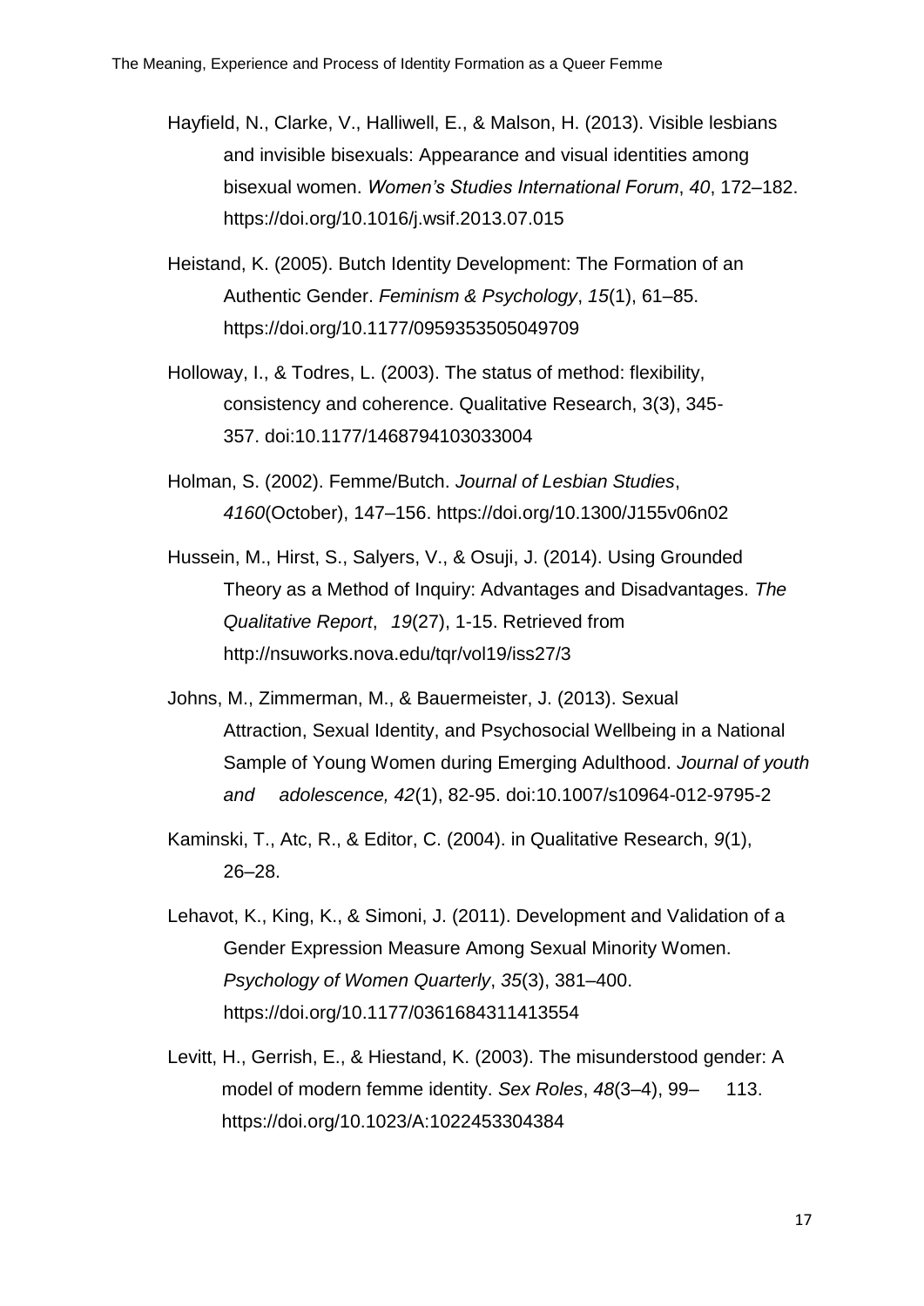Hayfield, N., Clarke, V., Halliwell, E., & Malson, H. (2013). Visible lesbians and invisible bisexuals: Appearance and visual identities among bisexual women. *Women's Studies International Forum*, *40*, 172–182. https://doi.org/10.1016/j.wsif.2013.07.015

Heistand, K. (2005). Butch Identity Development: The Formation of an Authentic Gender. *Feminism & Psychology*, *15*(1), 61–85. https://doi.org/10.1177/0959353505049709

Holloway, I., & Todres, L. (2003). The status of method: flexibility, consistency and coherence. Qualitative Research, 3(3), 345-357. doi:10.1177/1468794103033004

Holman, S. (2002). Femme/Butch. *Journal of Lesbian Studies*, *4160*(October), 147–156. https://doi.org/10.1300/J155v06n02

Hussein, M., Hirst, S., Salyers, V., & Osuji, J. (2014). Using Grounded Theory as a Method of Inquiry: Advantages and Disadvantages. *The Qualitative Report*, *19*(27), 1-15. Retrieved from http://nsuworks.nova.edu/tqr/vol19/iss27/3

Johns, M., Zimmerman, M., & Bauermeister, J. (2013). Sexual Attraction, Sexual Identity, and Psychosocial Wellbeing in a National Sample of Young Women during Emerging Adulthood. *Journal of youth and adolescence, 42*(1), 82-95. doi:10.1007/s10964-012-9795-2

Kaminski, T., Atc, R., & Editor, C. (2004). in Qualitative Research, *9*(1), 26–28.

Lehavot, K., King, K., & Simoni, J. (2011). Development and Validation of a Gender Expression Measure Among Sexual Minority Women. *Psychology of Women Quarterly*, *35*(3), 381–400. https://doi.org/10.1177/0361684311413554

Levitt, H., Gerrish, E., & Hiestand, K. (2003). The misunderstood gender: A model of modern femme identity. *Sex Roles*, *48*(3–4), 99– 113. https://doi.org/10.1023/A:1022453304384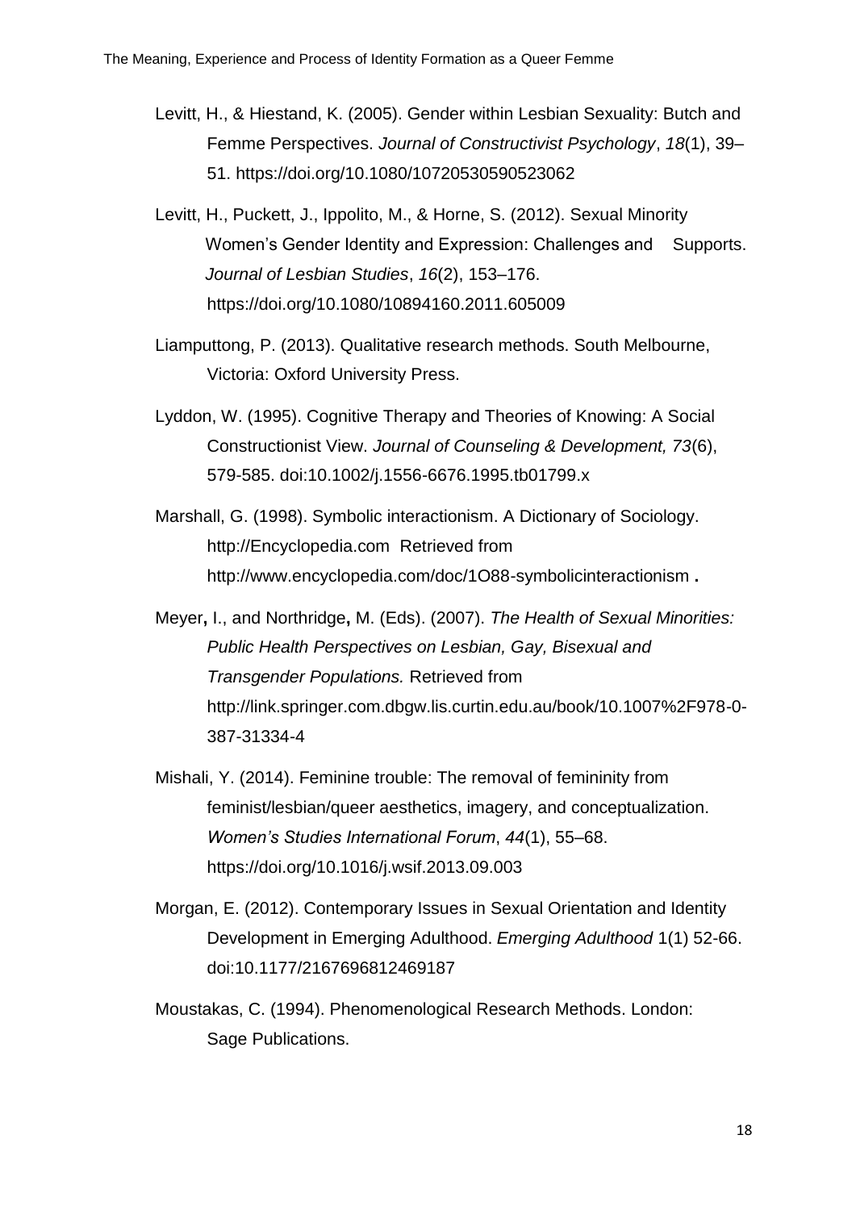Levitt, H., & Hiestand, K. (2005). Gender within Lesbian Sexuality: Butch and Femme Perspectives. *Journal of Constructivist Psychology*, *18*(1), 39–51. https://doi.org/10.1080/10720530590523062

Levitt, H., Puckett, J., Ippolito, M., & Horne, S. (2012). Sexual Minority Women's Gender Identity and Expression: Challenges and Supports. *Journal of Lesbian Studies*, *16*(2), 153–176. https://doi.org/10.1080/10894160.2011.605009

Liamputtong, P. (2013). Qualitative research methods. South Melbourne, Victoria: Oxford University Press.

Lyddon, W. (1995). Cognitive Therapy and Theories of Knowing: A Social Constructionist View. *Journal of Counseling & Development, 73*(6), 579-585. doi:10.1002/j.1556-6676.1995.tb01799.x

Marshall, G. (1998). Symbolic interactionism. A Dictionary of Sociology. http://Encyclopedia.com Retrieved from http://www.encyclopedia.com/doc/1O88-symbolicinteractionism **.**

Meyer**,** I., and Northridge**,** M. (Eds). (2007). *The Health of Sexual Minorities: Public Health Perspectives on Lesbian, Gay, Bisexual and Transgender Populations.* Retrieved from http://link.springer.com.dbgw.lis.curtin.edu.au/book/10.1007%2F978-0-387-31334-4

Mishali, Y. (2014). Feminine trouble: The removal of femininity from feminist/lesbian/queer aesthetics, imagery, and conceptualization. *Women's Studies International Forum*, *44*(1), 55–68. https://doi.org/10.1016/j.wsif.2013.09.003

Morgan, E. (2012). Contemporary Issues in Sexual Orientation and Identity Development in Emerging Adulthood. *Emerging Adulthood* 1(1) 52-66. doi:10.1177/2167696812469187

Moustakas, C. (1994). Phenomenological Research Methods. London: Sage Publications.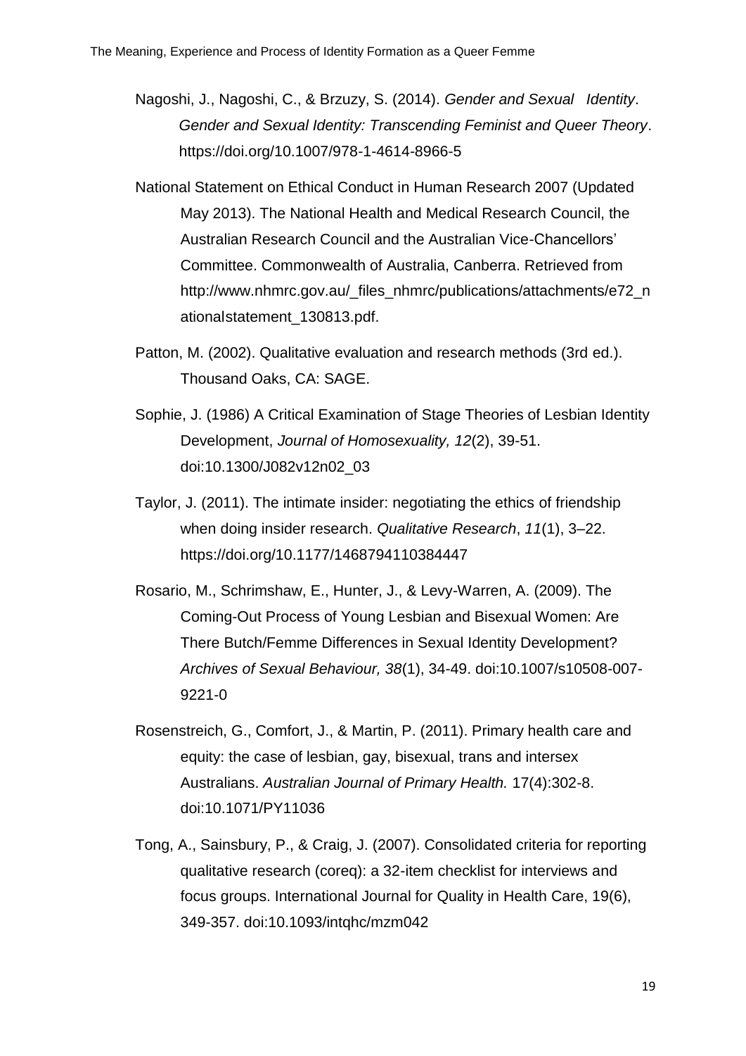Nagoshi, J., Nagoshi, C., & Brzuzy, S. (2014). *Gender and Sexual Identity*. *Gender and Sexual Identity: Transcending Feminist and Queer Theory*. https://doi.org/10.1007/978-1-4614-8966-5

National Statement on Ethical Conduct in Human Research 2007 (Updated May 2013). The National Health and Medical Research Council, the Australian Research Council and the Australian Vice-Chancellors' Committee. Commonwealth of Australia, Canberra. Retrieved from http://www.nhmrc.gov.au/_files_nhmrc/publications/attachments/e72_nationalstatement_130813.pdf.

Patton, M. (2002). Qualitative evaluation and research methods (3rd ed.). Thousand Oaks, CA: SAGE.

Sophie, J. (1986) A Critical Examination of Stage Theories of Lesbian Identity Development, *Journal of Homosexuality, 12*(2), 39-51. doi:10.1300/J082v12n02_03

Taylor, J. (2011). The intimate insider: negotiating the ethics of friendship when doing insider research. *Qualitative Research*, *11*(1), 3–22. https://doi.org/10.1177/1468794110384447

Rosario, M., Schrimshaw, E., Hunter, J., & Levy-Warren, A. (2009). The Coming-Out Process of Young Lesbian and Bisexual Women: Are There Butch/Femme Differences in Sexual Identity Development? *Archives of Sexual Behaviour, 38*(1), 34-49. doi:10.1007/s10508-007-9221-0

Rosenstreich, G., Comfort, J., & Martin, P. (2011). Primary health care and equity: the case of lesbian, gay, bisexual, trans and intersex Australians. *Australian Journal of Primary Health.* 17(4):302-8. doi:10.1071/PY11036

Tong, A., Sainsbury, P., & Craig, J. (2007). Consolidated criteria for reporting qualitative research (coreq): a 32-item checklist for interviews and focus groups. International Journal for Quality in Health Care, 19(6), 349-357. doi:10.1093/intqhc/mzm042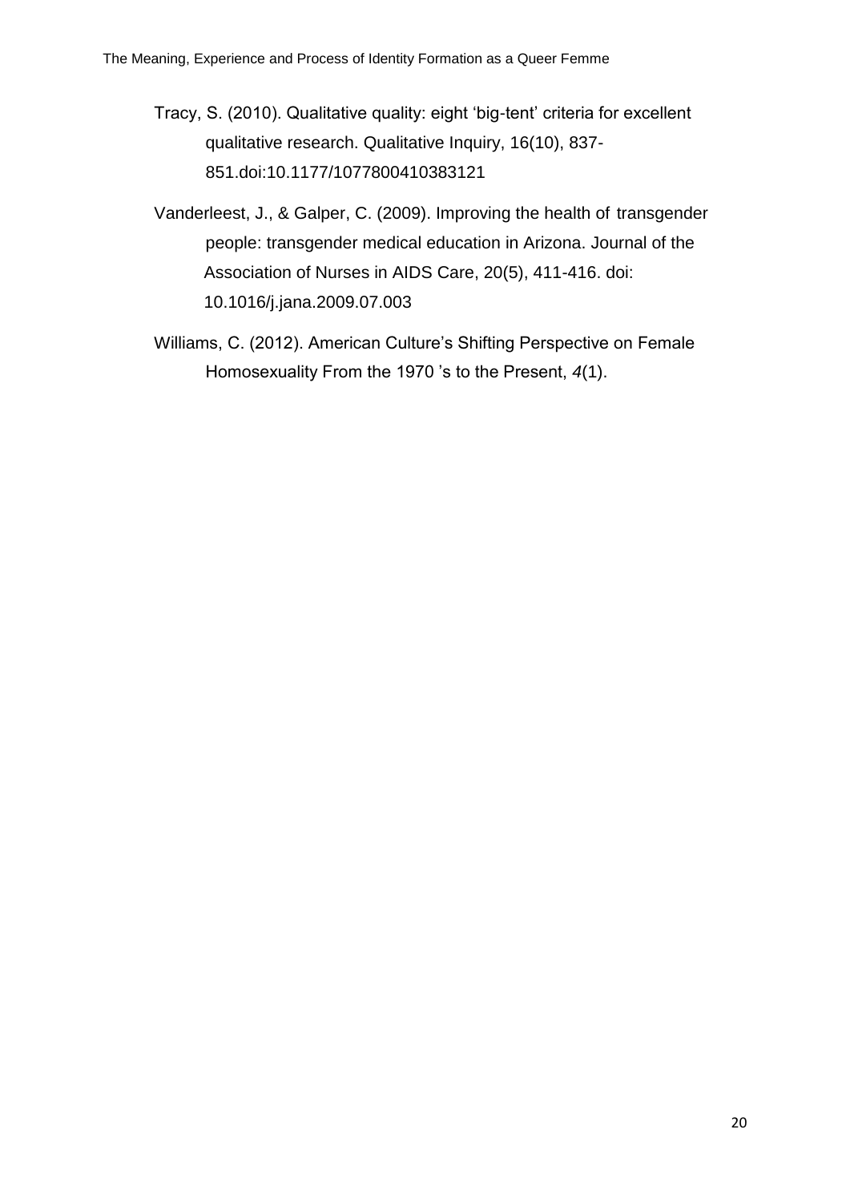Tracy, S. (2010). Qualitative quality: eight 'big-tent' criteria for excellent qualitative research. Qualitative Inquiry, 16(10), 837-851.doi:10.1177/1077800410383121

Vanderleest, J., & Galper, C. (2009). Improving the health of transgender people: transgender medical education in Arizona. Journal of the Association of Nurses in AIDS Care, 20(5), 411-416. doi: 10.1016/j.jana.2009.07.003

Williams, C. (2012). American Culture's Shifting Perspective on Female Homosexuality From the 1970 's to the Present, *4*(1).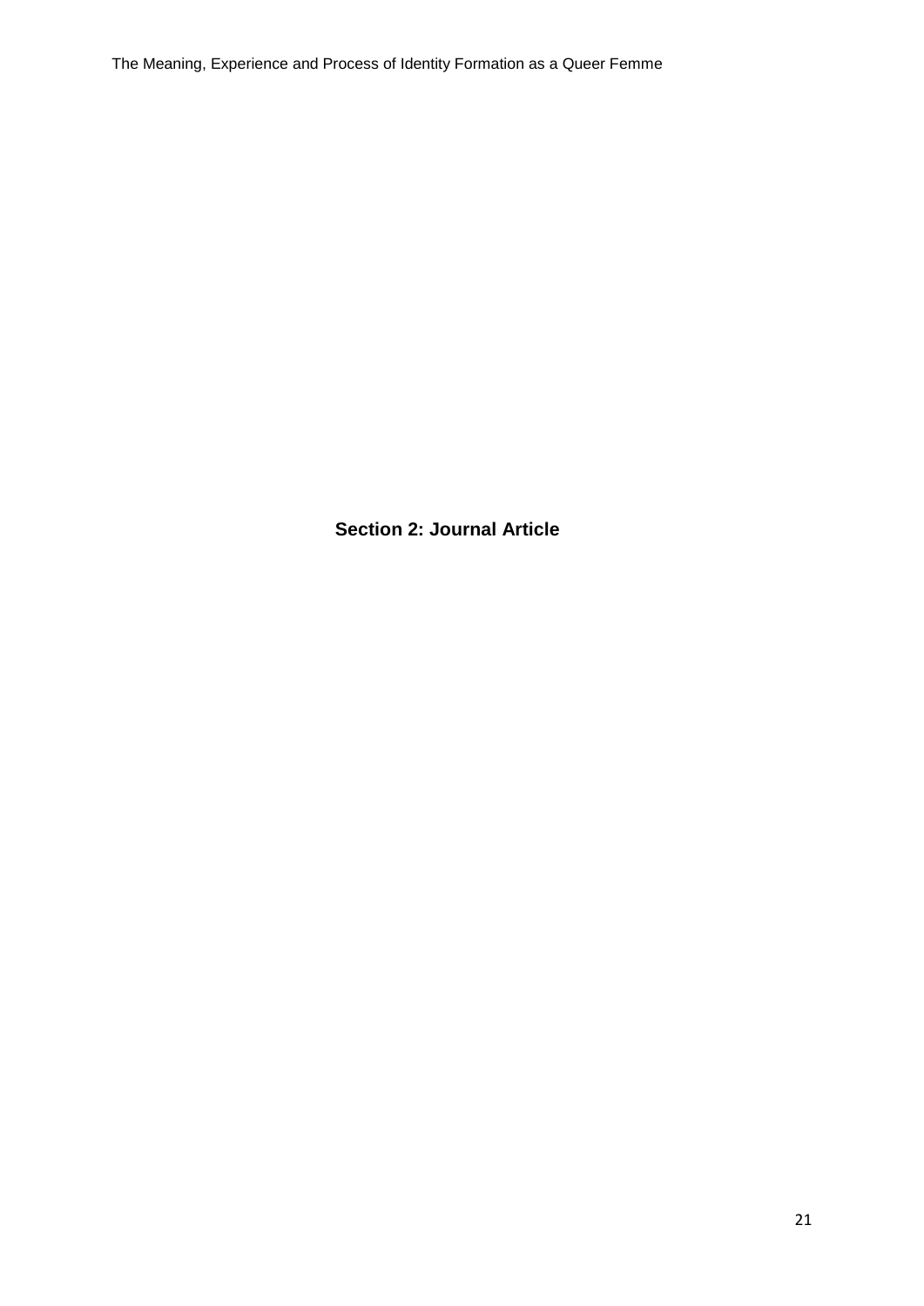# Section 2: Journal Article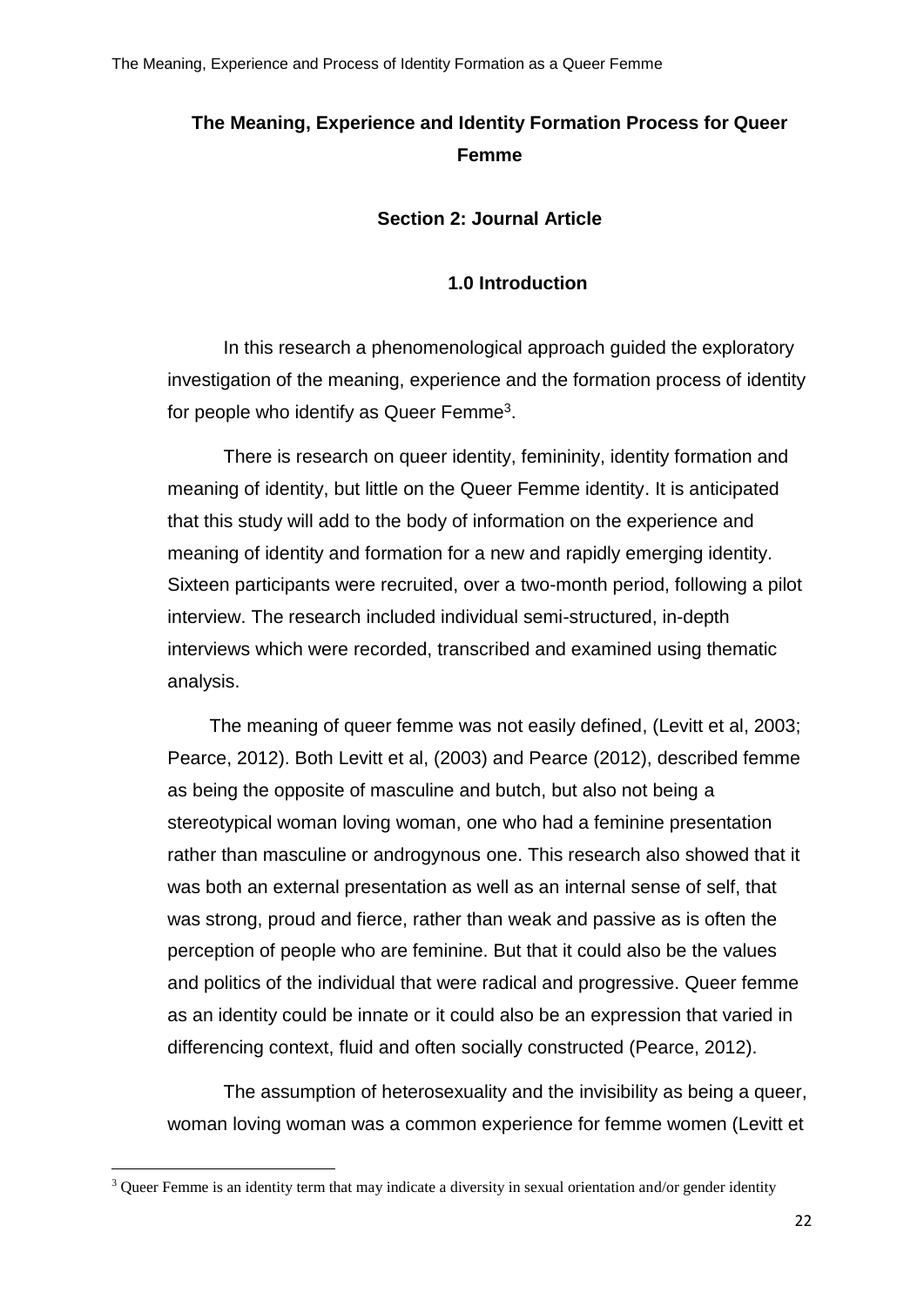# The Meaning, Experience and Identity Formation Process for Queer Femme

## Section 2: Journal Article

### 1.0 Introduction

In this research a phenomenological approach guided the exploratory investigation of the meaning, experience and the formation process of identity for people who identify as Queer Femme[3].

There is research on queer identity, femininity, identity formation and meaning of identity, but little on the Queer Femme identity. It is anticipated that this study will add to the body of information on the experience and meaning of identity and formation for a new and rapidly emerging identity. Sixteen participants were recruited, over a two-month period, following a pilot interview. The research included individual semi-structured, in-depth interviews which were recorded, transcribed and examined using thematic analysis.

The meaning of queer femme was not easily defined, (Levitt et al, 2003; Pearce, 2012). Both Levitt et al, (2003) and Pearce (2012), described femme as being the opposite of masculine and butch, but also not being a stereotypical woman loving woman, one who had a feminine presentation rather than masculine or androgynous one. This research also showed that it was both an external presentation as well as an internal sense of self, that was strong, proud and fierce, rather than weak and passive as is often the perception of people who are feminine. But that it could also be the values and politics of the individual that were radical and progressive. Queer femme as an identity could be innate or it could also be an expression that varied in differencing context, fluid and often socially constructed (Pearce, 2012).

The assumption of heterosexuality and the invisibility as being a queer, woman loving woman was a common experience for femme women (Levitt et

---

[3] Queer Femme is an identity term that may indicate a diversity in sexual orientation and/or gender identity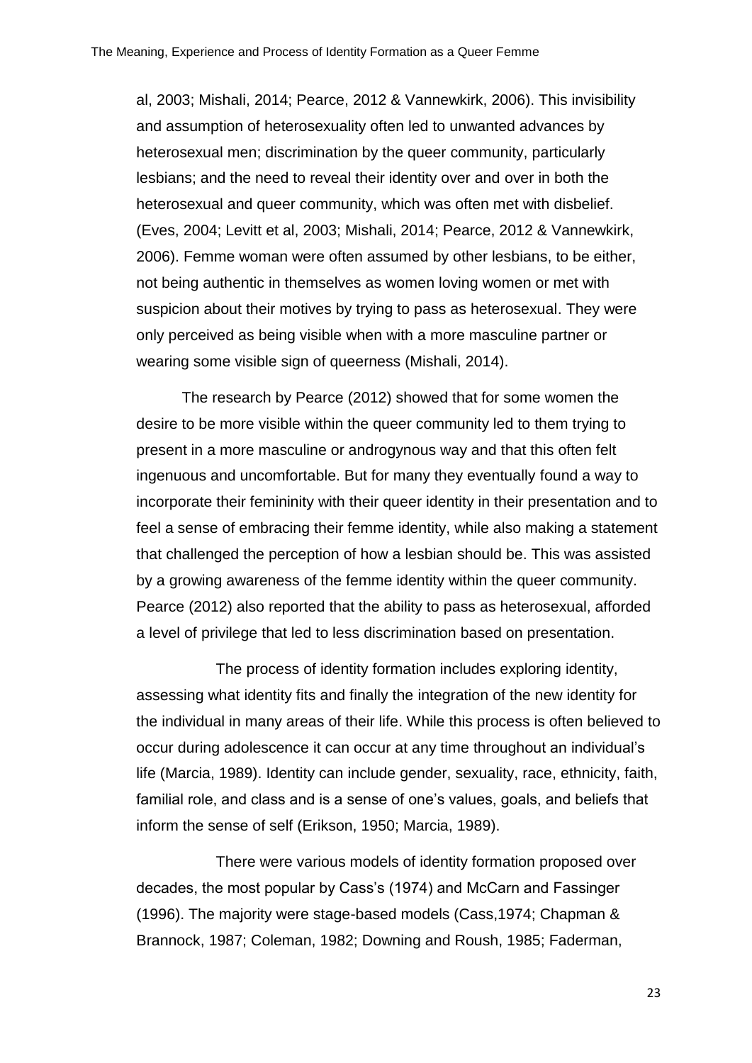al, 2003; Mishali, 2014; Pearce, 2012 & Vannewkirk, 2006). This invisibility and assumption of heterosexuality often led to unwanted advances by heterosexual men; discrimination by the queer community, particularly lesbians; and the need to reveal their identity over and over in both the heterosexual and queer community, which was often met with disbelief. (Eves, 2004; Levitt et al, 2003; Mishali, 2014; Pearce, 2012 & Vannewkirk, 2006). Femme woman were often assumed by other lesbians, to be either, not being authentic in themselves as women loving women or met with suspicion about their motives by trying to pass as heterosexual. They were only perceived as being visible when with a more masculine partner or wearing some visible sign of queerness (Mishali, 2014).

The research by Pearce (2012) showed that for some women the desire to be more visible within the queer community led to them trying to present in a more masculine or androgynous way and that this often felt ingenuous and uncomfortable. But for many they eventually found a way to incorporate their femininity with their queer identity in their presentation and to feel a sense of embracing their femme identity, while also making a statement that challenged the perception of how a lesbian should be. This was assisted by a growing awareness of the femme identity within the queer community. Pearce (2012) also reported that the ability to pass as heterosexual, afforded a level of privilege that led to less discrimination based on presentation.

The process of identity formation includes exploring identity, assessing what identity fits and finally the integration of the new identity for the individual in many areas of their life. While this process is often believed to occur during adolescence it can occur at any time throughout an individual's life (Marcia, 1989). Identity can include gender, sexuality, race, ethnicity, faith, familial role, and class and is a sense of one's values, goals, and beliefs that inform the sense of self (Erikson, 1950; Marcia, 1989).

There were various models of identity formation proposed over decades, the most popular by Cass's (1974) and McCarn and Fassinger (1996). The majority were stage-based models (Cass,1974; Chapman & Brannock, 1987; Coleman, 1982; Downing and Roush, 1985; Faderman,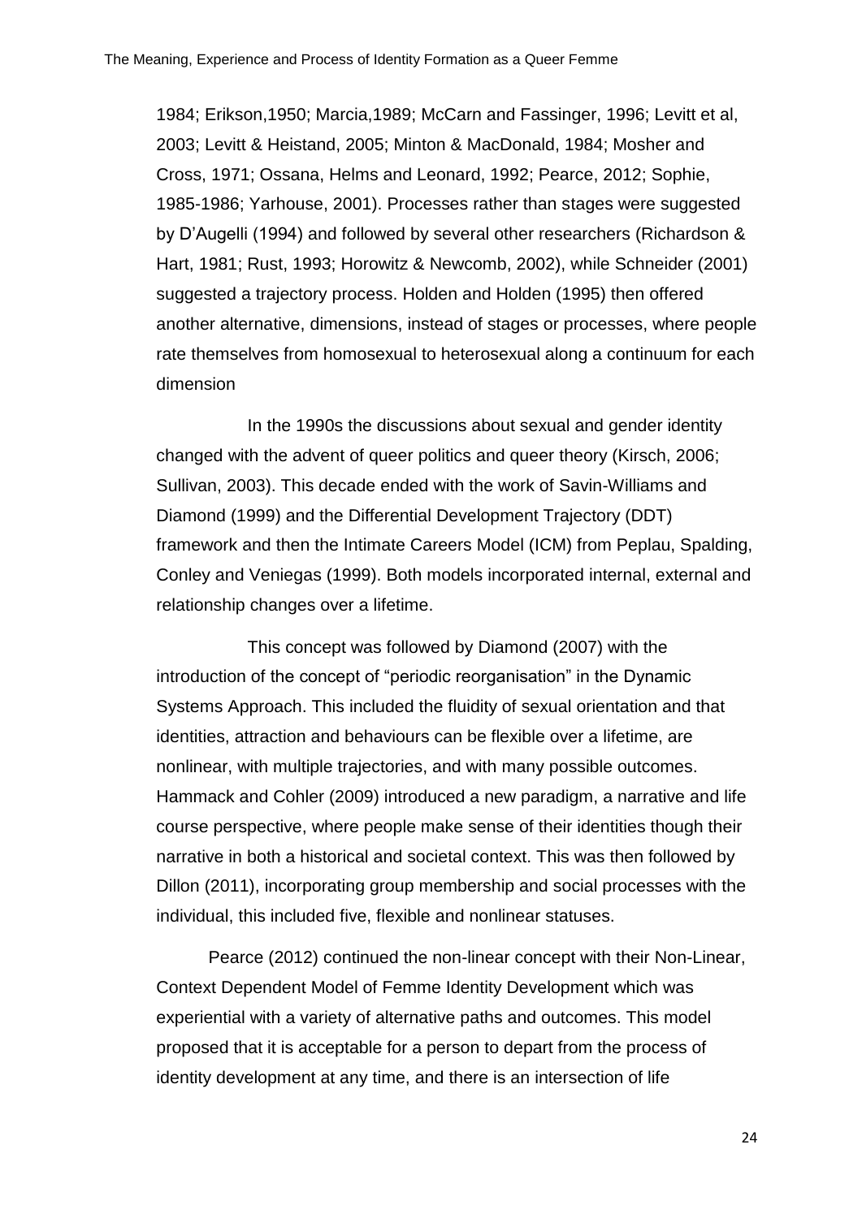1984; Erikson,1950; Marcia,1989; McCarn and Fassinger, 1996; Levitt et al, 2003; Levitt & Heistand, 2005; Minton & MacDonald, 1984; Mosher and Cross, 1971; Ossana, Helms and Leonard, 1992; Pearce, 2012; Sophie, 1985-1986; Yarhouse, 2001). Processes rather than stages were suggested by D'Augelli (1994) and followed by several other researchers (Richardson & Hart, 1981; Rust, 1993; Horowitz & Newcomb, 2002), while Schneider (2001) suggested a trajectory process. Holden and Holden (1995) then offered another alternative, dimensions, instead of stages or processes, where people rate themselves from homosexual to heterosexual along a continuum for each dimension

In the 1990s the discussions about sexual and gender identity changed with the advent of queer politics and queer theory (Kirsch, 2006; Sullivan, 2003). This decade ended with the work of Savin-Williams and Diamond (1999) and the Differential Development Trajectory (DDT) framework and then the Intimate Careers Model (ICM) from Peplau, Spalding, Conley and Veniegas (1999). Both models incorporated internal, external and relationship changes over a lifetime.

This concept was followed by Diamond (2007) with the introduction of the concept of "periodic reorganisation" in the Dynamic Systems Approach. This included the fluidity of sexual orientation and that identities, attraction and behaviours can be flexible over a lifetime, are nonlinear, with multiple trajectories, and with many possible outcomes. Hammack and Cohler (2009) introduced a new paradigm, a narrative and life course perspective, where people make sense of their identities though their narrative in both a historical and societal context. This was then followed by Dillon (2011), incorporating group membership and social processes with the individual, this included five, flexible and nonlinear statuses.

Pearce (2012) continued the non-linear concept with their Non-Linear, Context Dependent Model of Femme Identity Development which was experiential with a variety of alternative paths and outcomes. This model proposed that it is acceptable for a person to depart from the process of identity development at any time, and there is an intersection of life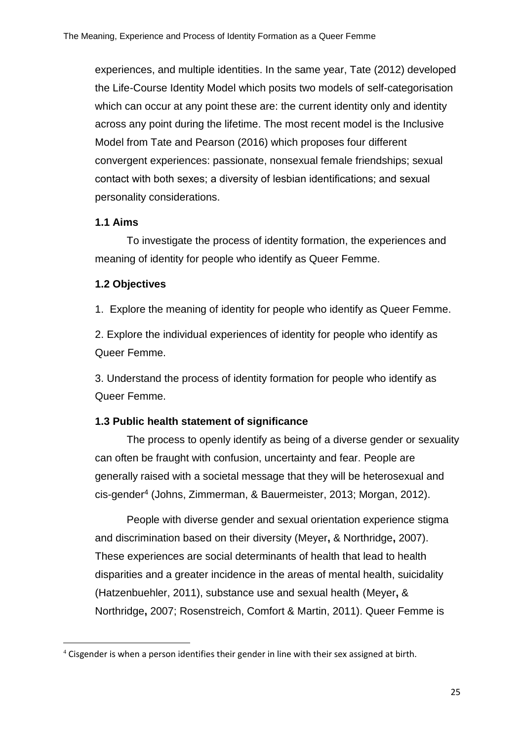experiences, and multiple identities. In the same year, Tate (2012) developed the Life-Course Identity Model which posits two models of self-categorisation which can occur at any point these are: the current identity only and identity across any point during the lifetime. The most recent model is the Inclusive Model from Tate and Pearson (2016) which proposes four different convergent experiences: passionate, nonsexual female friendships; sexual contact with both sexes; a diversity of lesbian identifications; and sexual personality considerations.

### 1.1 Aims

To investigate the process of identity formation, the experiences and meaning of identity for people who identify as Queer Femme.

### 1.2 Objectives

1. Explore the meaning of identity for people who identify as Queer Femme.

2. Explore the individual experiences of identity for people who identify as Queer Femme.

3. Understand the process of identity formation for people who identify as Queer Femme.

### 1.3 Public health statement of significance

The process to openly identify as being of a diverse gender or sexuality can often be fraught with confusion, uncertainty and fear. People are generally raised with a societal message that they will be heterosexual and cis-gender[4] (Johns, Zimmerman, & Bauermeister, 2013; Morgan, 2012).

People with diverse gender and sexual orientation experience stigma and discrimination based on their diversity (Meyer**,** & Northridge**,** 2007). These experiences are social determinants of health that lead to health disparities and a greater incidence in the areas of mental health, suicidality (Hatzenbuehler, 2011), substance use and sexual health (Meyer**,** & Northridge**,** 2007; Rosenstreich, Comfort & Martin, 2011). Queer Femme is

[4] Cisgender is when a person identifies their gender in line with their sex assigned at birth.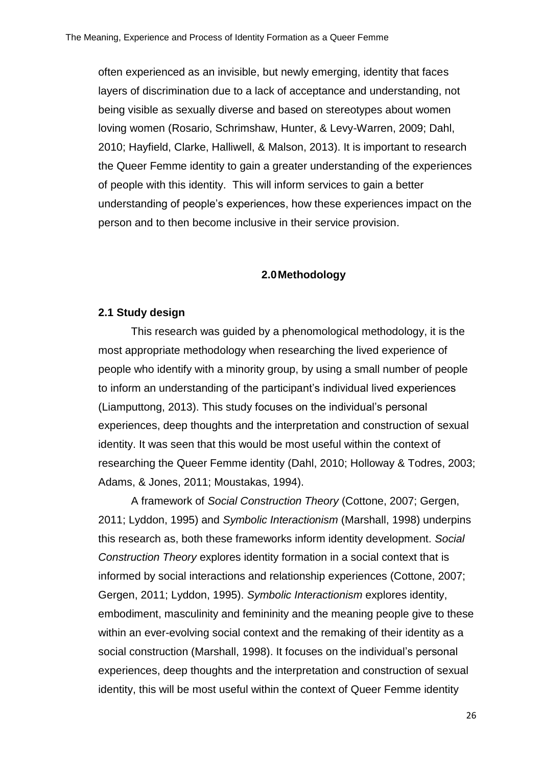often experienced as an invisible, but newly emerging, identity that faces layers of discrimination due to a lack of acceptance and understanding, not being visible as sexually diverse and based on stereotypes about women loving women (Rosario, Schrimshaw, Hunter, & Levy-Warren, 2009; Dahl, 2010; Hayfield, Clarke, Halliwell, & Malson, 2013). It is important to research the Queer Femme identity to gain a greater understanding of the experiences of people with this identity. This will inform services to gain a better understanding of people's experiences, how these experiences impact on the person and to then become inclusive in their service provision.

## 2.0 Methodology

### 2.1 Study design

This research was guided by a phenomenological methodology, it is the most appropriate methodology when researching the lived experience of people who identify with a minority group, by using a small number of people to inform an understanding of the participant's individual lived experiences (Liamputtong, 2013). This study focuses on the individual's personal experiences, deep thoughts and the interpretation and construction of sexual identity. It was seen that this would be most useful within the context of researching the Queer Femme identity (Dahl, 2010; Holloway & Todres, 2003; Adams, & Jones, 2011; Moustakas, 1994).

A framework of *Social Construction Theory* (Cottone, 2007; Gergen, 2011; Lyddon, 1995) and *Symbolic Interactionism* (Marshall, 1998) underpins this research as, both these frameworks inform identity development. *Social Construction Theory* explores identity formation in a social context that is informed by social interactions and relationship experiences (Cottone, 2007; Gergen, 2011; Lyddon, 1995). *Symbolic Interactionism* explores identity, embodiment, masculinity and femininity and the meaning people give to these within an ever-evolving social context and the remaking of their identity as a social construction (Marshall, 1998). It focuses on the individual's personal experiences, deep thoughts and the interpretation and construction of sexual identity, this will be most useful within the context of Queer Femme identity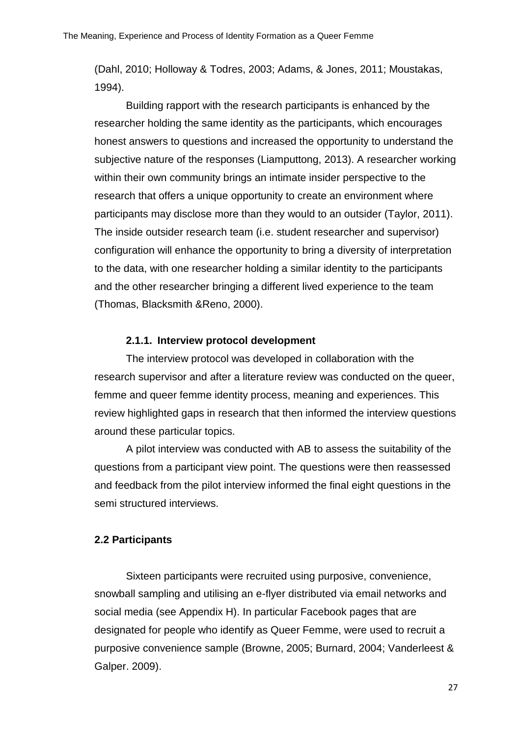(Dahl, 2010; Holloway & Todres, 2003; Adams, & Jones, 2011; Moustakas, 1994).

Building rapport with the research participants is enhanced by the researcher holding the same identity as the participants, which encourages honest answers to questions and increased the opportunity to understand the subjective nature of the responses (Liamputtong, 2013). A researcher working within their own community brings an intimate insider perspective to the research that offers a unique opportunity to create an environment where participants may disclose more than they would to an outsider (Taylor, 2011). The inside outsider research team (i.e. student researcher and supervisor) configuration will enhance the opportunity to bring a diversity of interpretation to the data, with one researcher holding a similar identity to the participants and the other researcher bringing a different lived experience to the team (Thomas, Blacksmith &Reno, 2000).

#### 2.1.1. Interview protocol development

The interview protocol was developed in collaboration with the research supervisor and after a literature review was conducted on the queer, femme and queer femme identity process, meaning and experiences. This review highlighted gaps in research that then informed the interview questions around these particular topics.

A pilot interview was conducted with AB to assess the suitability of the questions from a participant view point. The questions were then reassessed and feedback from the pilot interview informed the final eight questions in the semi structured interviews.

### 2.2 Participants

Sixteen participants were recruited using purposive, convenience, snowball sampling and utilising an e-flyer distributed via email networks and social media (see Appendix H). In particular Facebook pages that are designated for people who identify as Queer Femme, were used to recruit a purposive convenience sample (Browne, 2005; Burnard, 2004; Vanderleest & Galper. 2009).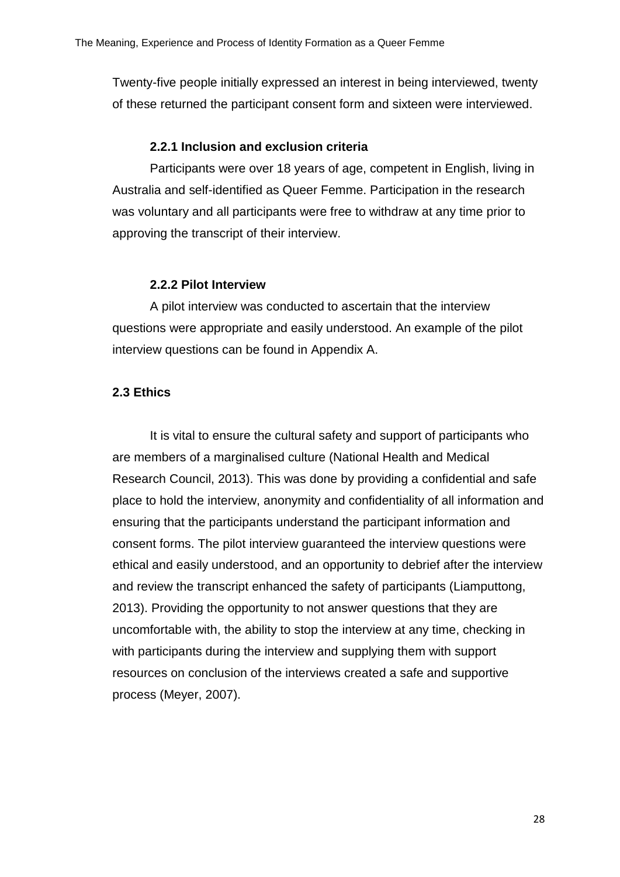Twenty-five people initially expressed an interest in being interviewed, twenty of these returned the participant consent form and sixteen were interviewed.

### 2.2.1 Inclusion and exclusion criteria

Participants were over 18 years of age, competent in English, living in Australia and self-identified as Queer Femme. Participation in the research was voluntary and all participants were free to withdraw at any time prior to approving the transcript of their interview.

### 2.2.2 Pilot Interview

A pilot interview was conducted to ascertain that the interview questions were appropriate and easily understood. An example of the pilot interview questions can be found in Appendix A.

## 2.3 Ethics

It is vital to ensure the cultural safety and support of participants who are members of a marginalised culture (National Health and Medical Research Council, 2013). This was done by providing a confidential and safe place to hold the interview, anonymity and confidentiality of all information and ensuring that the participants understand the participant information and consent forms. The pilot interview guaranteed the interview questions were ethical and easily understood, and an opportunity to debrief after the interview and review the transcript enhanced the safety of participants (Liamputtong, 2013). Providing the opportunity to not answer questions that they are uncomfortable with, the ability to stop the interview at any time, checking in with participants during the interview and supplying them with support resources on conclusion of the interviews created a safe and supportive process (Meyer, 2007).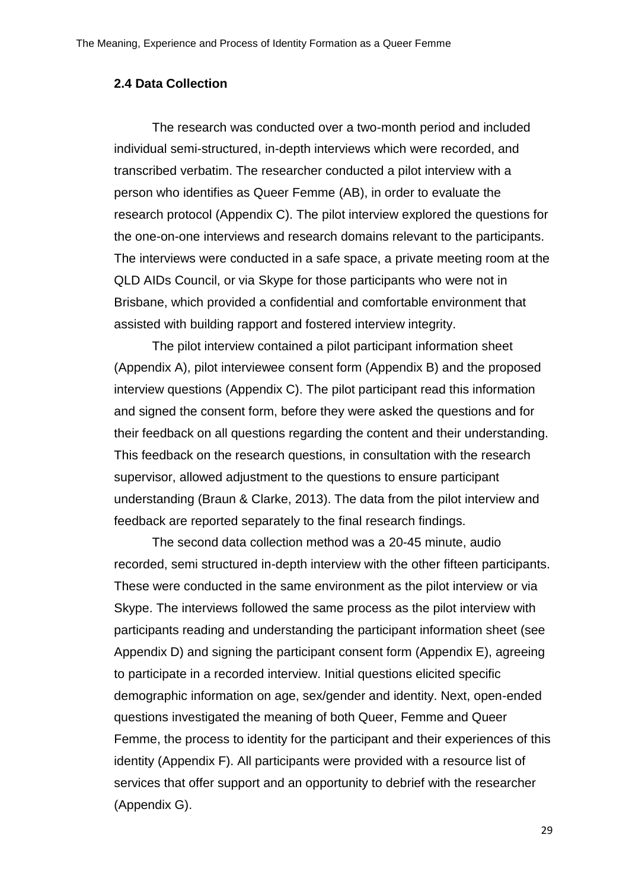## 2.4 Data Collection

The research was conducted over a two-month period and included individual semi-structured, in-depth interviews which were recorded, and transcribed verbatim. The researcher conducted a pilot interview with a person who identifies as Queer Femme (AB), in order to evaluate the research protocol (Appendix C). The pilot interview explored the questions for the one-on-one interviews and research domains relevant to the participants. The interviews were conducted in a safe space, a private meeting room at the QLD AIDs Council, or via Skype for those participants who were not in Brisbane, which provided a confidential and comfortable environment that assisted with building rapport and fostered interview integrity.

The pilot interview contained a pilot participant information sheet (Appendix A), pilot interviewee consent form (Appendix B) and the proposed interview questions (Appendix C). The pilot participant read this information and signed the consent form, before they were asked the questions and for their feedback on all questions regarding the content and their understanding. This feedback on the research questions, in consultation with the research supervisor, allowed adjustment to the questions to ensure participant understanding (Braun & Clarke, 2013). The data from the pilot interview and feedback are reported separately to the final research findings.

The second data collection method was a 20-45 minute, audio recorded, semi structured in-depth interview with the other fifteen participants. These were conducted in the same environment as the pilot interview or via Skype. The interviews followed the same process as the pilot interview with participants reading and understanding the participant information sheet (see Appendix D) and signing the participant consent form (Appendix E), agreeing to participate in a recorded interview. Initial questions elicited specific demographic information on age, sex/gender and identity. Next, open-ended questions investigated the meaning of both Queer, Femme and Queer Femme, the process to identity for the participant and their experiences of this identity (Appendix F). All participants were provided with a resource list of services that offer support and an opportunity to debrief with the researcher (Appendix G).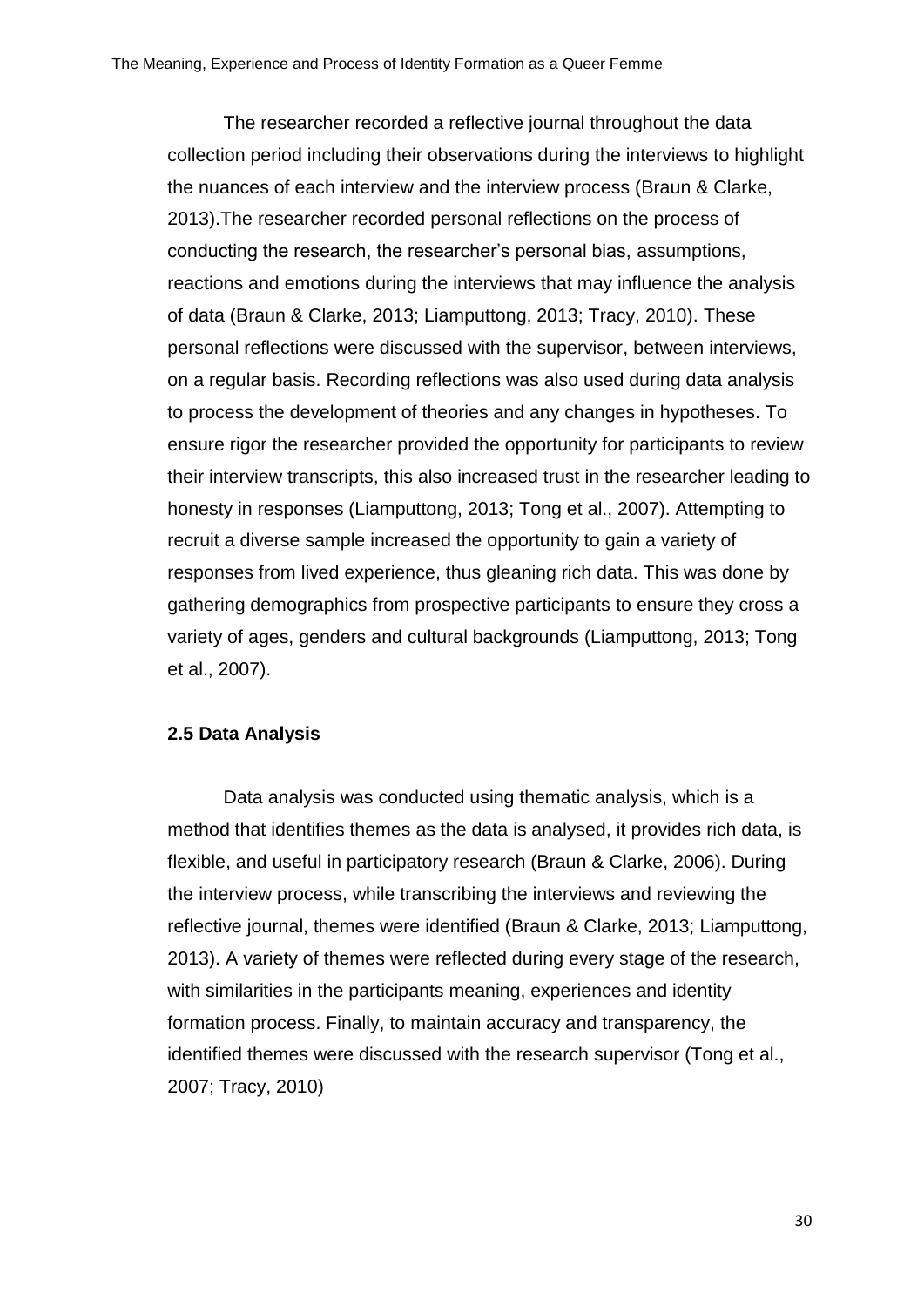The researcher recorded a reflective journal throughout the data collection period including their observations during the interviews to highlight the nuances of each interview and the interview process (Braun & Clarke, 2013).The researcher recorded personal reflections on the process of conducting the research, the researcher's personal bias, assumptions, reactions and emotions during the interviews that may influence the analysis of data (Braun & Clarke, 2013; Liamputtong, 2013; Tracy, 2010). These personal reflections were discussed with the supervisor, between interviews, on a regular basis. Recording reflections was also used during data analysis to process the development of theories and any changes in hypotheses. To ensure rigor the researcher provided the opportunity for participants to review their interview transcripts, this also increased trust in the researcher leading to honesty in responses (Liamputtong, 2013; Tong et al., 2007). Attempting to recruit a diverse sample increased the opportunity to gain a variety of responses from lived experience, thus gleaning rich data. This was done by gathering demographics from prospective participants to ensure they cross a variety of ages, genders and cultural backgrounds (Liamputtong, 2013; Tong et al., 2007).

### 2.5 Data Analysis

Data analysis was conducted using thematic analysis, which is a method that identifies themes as the data is analysed, it provides rich data, is flexible, and useful in participatory research (Braun & Clarke, 2006). During the interview process, while transcribing the interviews and reviewing the reflective journal, themes were identified (Braun & Clarke, 2013; Liamputtong, 2013). A variety of themes were reflected during every stage of the research, with similarities in the participants meaning, experiences and identity formation process. Finally, to maintain accuracy and transparency, the identified themes were discussed with the research supervisor (Tong et al., 2007; Tracy, 2010)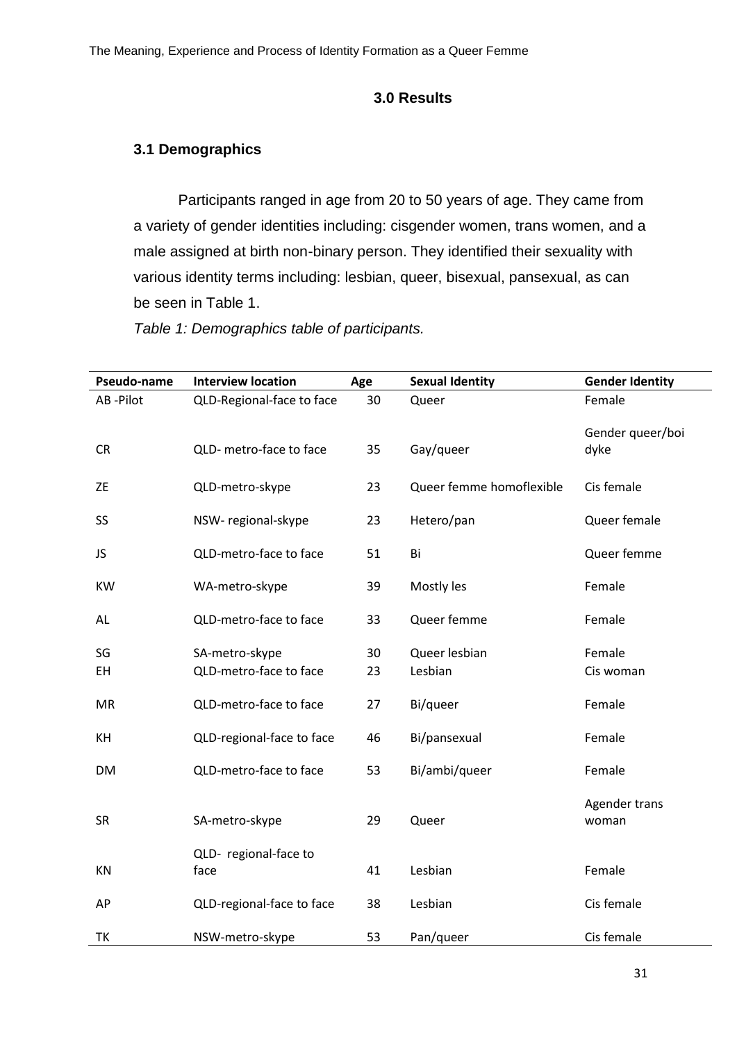# 3.0 Results

## 3.1 Demographics

Participants ranged in age from 20 to 50 years of age. They came from a variety of gender identities including: cisgender women, trans women, and a male assigned at birth non-binary person. They identified their sexuality with various identity terms including: lesbian, queer, bisexual, pansexual, as can be seen in Table 1.

*Table 1: Demographics table of participants.*

| Pseudo-name | Interview location | Age | Sexual Identity | Gender Identity |
|---|---|---|---|---|
| AB -Pilot | QLD-Regional-face to face | 30 | Queer | Female |
| CR | QLD- metro-face to face | 35 | Gay/queer | Gender queer/boi dyke |
| ZE | QLD-metro-skype | 23 | Queer femme homoflexible | Cis female |
| SS | NSW- regional-skype | 23 | Hetero/pan | Queer female |
| JS | QLD-metro-face to face | 51 | Bi | Queer femme |
| KW | WA-metro-skype | 39 | Mostly les | Female |
| AL | QLD-metro-face to face | 33 | Queer femme | Female |
| SG | SA-metro-skype | 30 | Queer lesbian | Female |
| EH | QLD-metro-face to face | 23 | Lesbian | Cis woman |
| MR | QLD-metro-face to face | 27 | Bi/queer | Female |
| KH | QLD-regional-face to face | 46 | Bi/pansexual | Female |
| DM | QLD-metro-face to face | 53 | Bi/ambi/queer | Female |
| SR | SA-metro-skype | 29 | Queer | Agender trans woman |
| KN | QLD- regional-face to face | 41 | Lesbian | Female |
| AP | QLD-regional-face to face | 38 | Lesbian | Cis female |
| TK | NSW-metro-skype | 53 | Pan/queer | Cis female |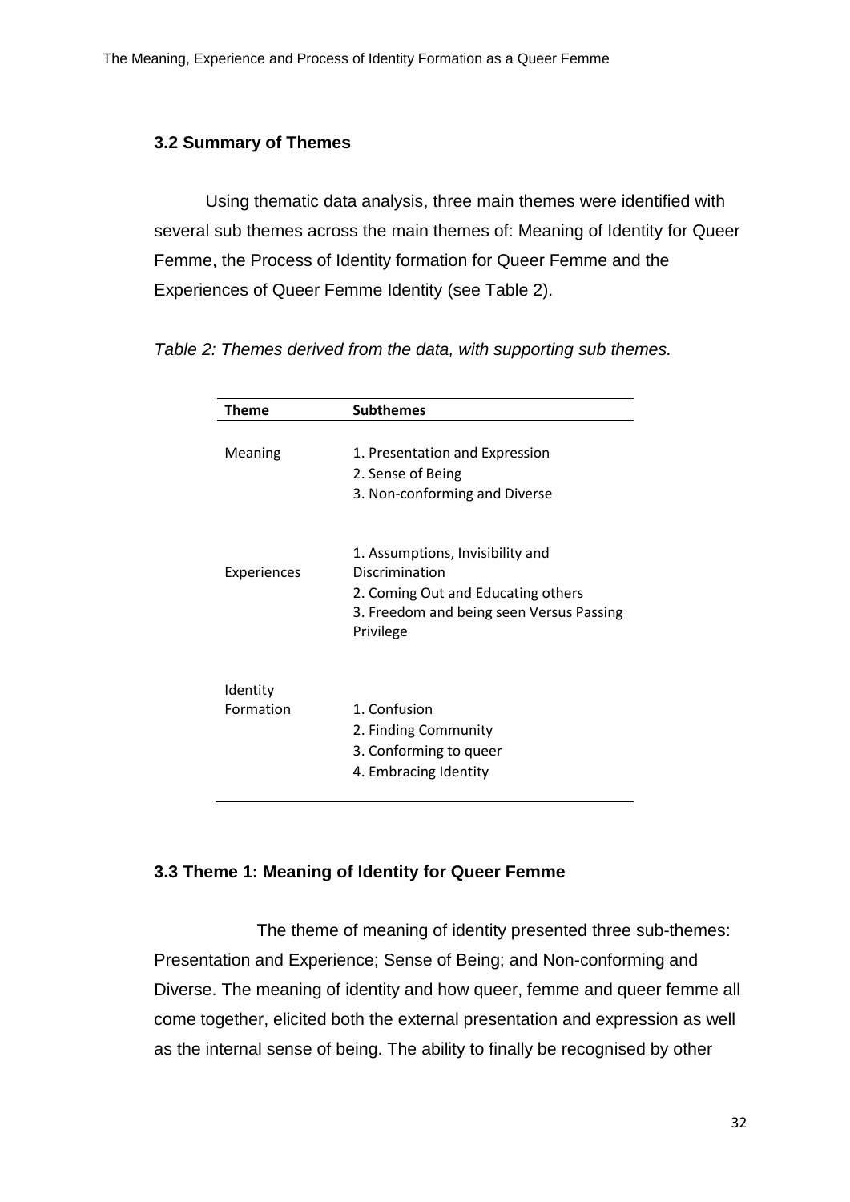### 3.2 Summary of Themes

Using thematic data analysis, three main themes were identified with several sub themes across the main themes of: Meaning of Identity for Queer Femme, the Process of Identity formation for Queer Femme and the Experiences of Queer Femme Identity (see Table 2).

*Table 2: Themes derived from the data, with supporting sub themes.*

| Theme | Subthemes |
|---|---|
| Meaning | 1. Presentation and Expression<br>2. Sense of Being<br>3. Non-conforming and Diverse |
| Experiences | 1. Assumptions, Invisibility and Discrimination<br>2. Coming Out and Educating others<br>3. Freedom and being seen Versus Passing Privilege |
| Identity Formation | 1. Confusion<br>2. Finding Community<br>3. Conforming to queer<br>4. Embracing Identity |

### 3.3 Theme 1: Meaning of Identity for Queer Femme

The theme of meaning of identity presented three sub-themes: Presentation and Experience; Sense of Being; and Non-conforming and Diverse. The meaning of identity and how queer, femme and queer femme all come together, elicited both the external presentation and expression as well as the internal sense of being. The ability to finally be recognised by other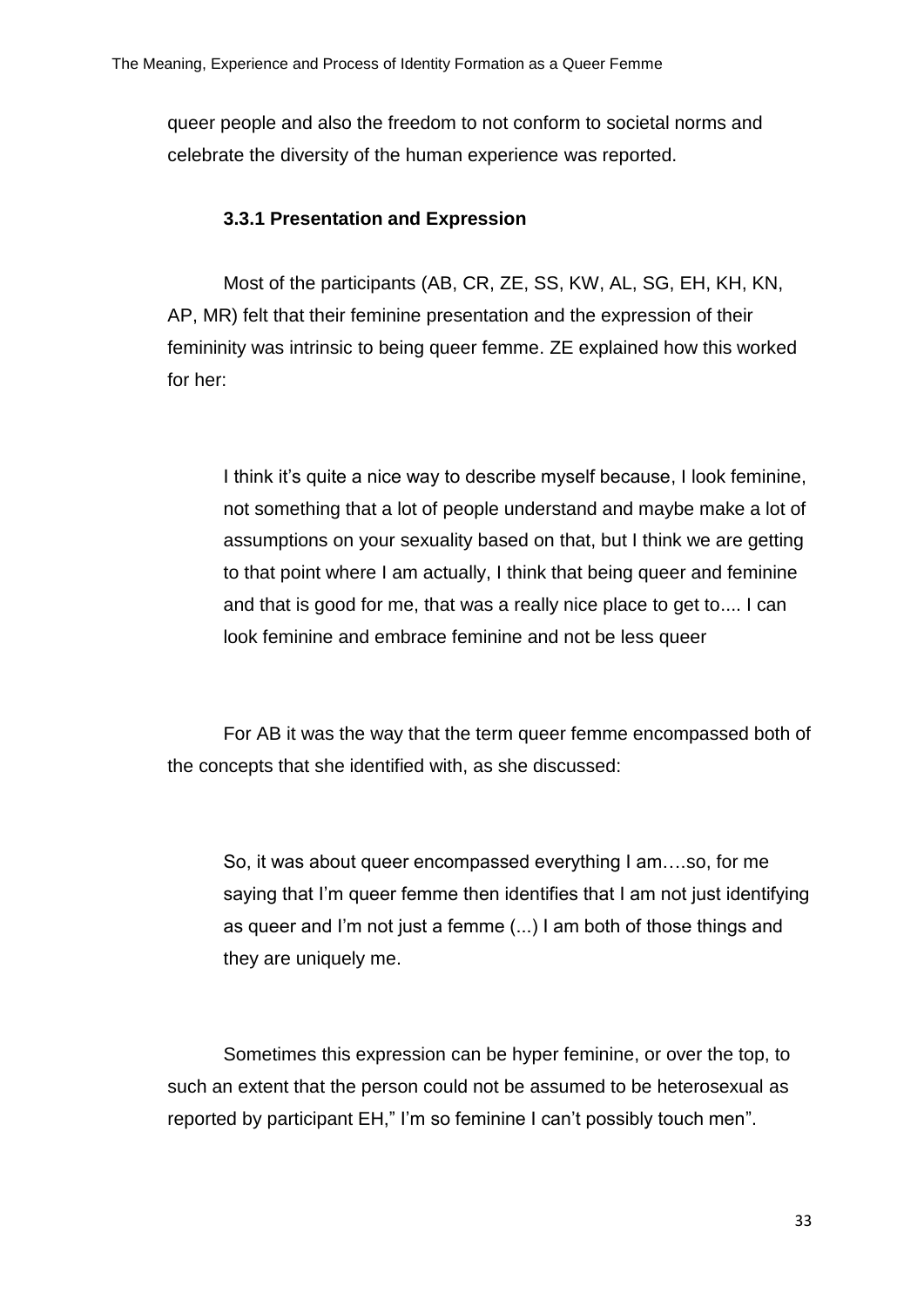queer people and also the freedom to not conform to societal norms and celebrate the diversity of the human experience was reported.

### 3.3.1 Presentation and Expression

Most of the participants (AB, CR, ZE, SS, KW, AL, SG, EH, KH, KN, AP, MR) felt that their feminine presentation and the expression of their femininity was intrinsic to being queer femme. ZE explained how this worked for her:

> I think it's quite a nice way to describe myself because, I look feminine, not something that a lot of people understand and maybe make a lot of assumptions on your sexuality based on that, but I think we are getting to that point where I am actually, I think that being queer and feminine and that is good for me, that was a really nice place to get to.... I can look feminine and embrace feminine and not be less queer

For AB it was the way that the term queer femme encompassed both of the concepts that she identified with, as she discussed:

> So, it was about queer encompassed everything I am….so, for me saying that I'm queer femme then identifies that I am not just identifying as queer and I'm not just a femme (...) I am both of those things and they are uniquely me.

Sometimes this expression can be hyper feminine, or over the top, to such an extent that the person could not be assumed to be heterosexual as reported by participant EH," I'm so feminine I can't possibly touch men".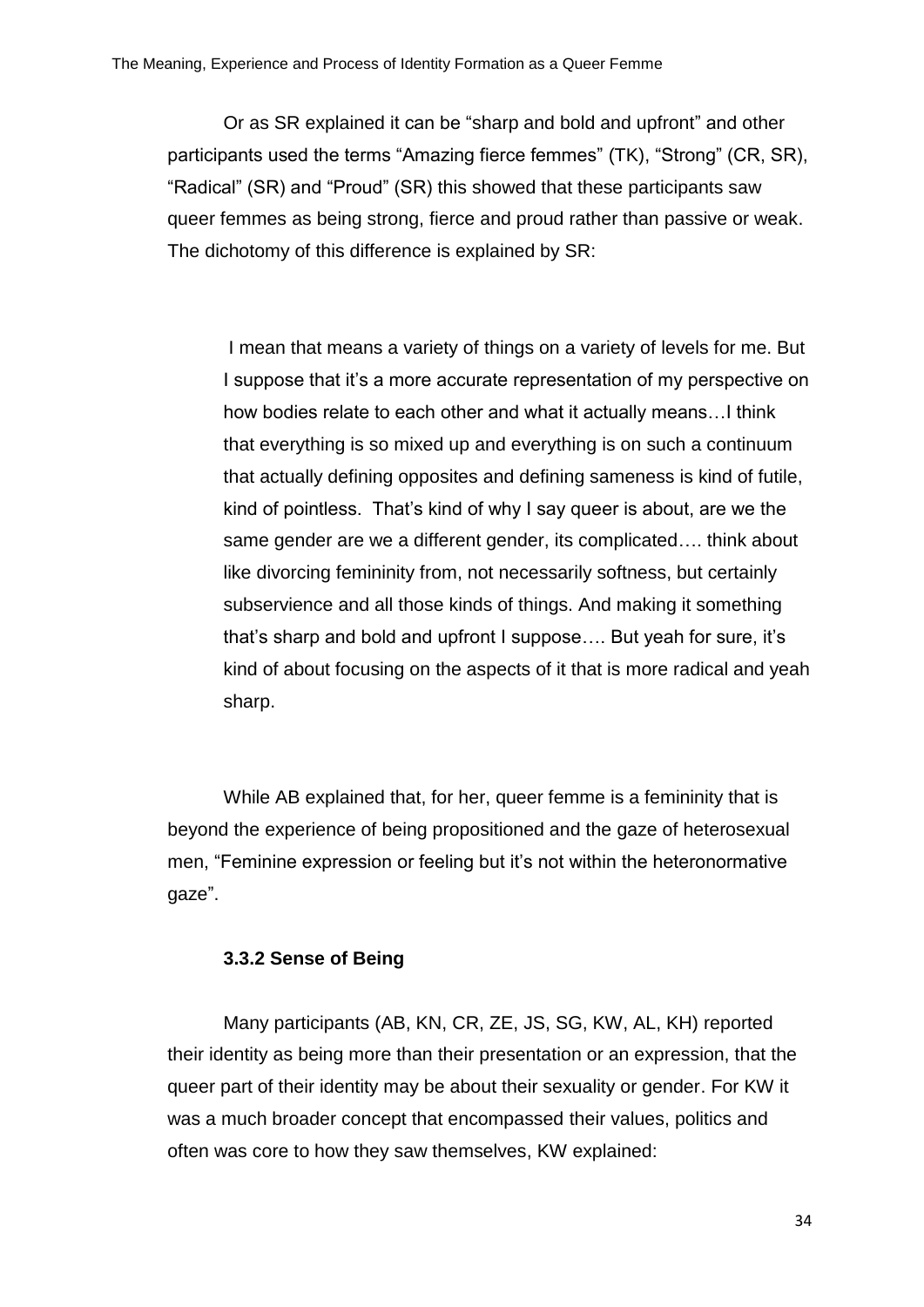Or as SR explained it can be "sharp and bold and upfront" and other participants used the terms "Amazing fierce femmes" (TK), "Strong" (CR, SR), "Radical" (SR) and "Proud" (SR) this showed that these participants saw queer femmes as being strong, fierce and proud rather than passive or weak. The dichotomy of this difference is explained by SR:

> I mean that means a variety of things on a variety of levels for me. But I suppose that it's a more accurate representation of my perspective on how bodies relate to each other and what it actually means…I think that everything is so mixed up and everything is on such a continuum that actually defining opposites and defining sameness is kind of futile, kind of pointless. That's kind of why I say queer is about, are we the same gender are we a different gender, its complicated…. think about like divorcing femininity from, not necessarily softness, but certainly subservience and all those kinds of things. And making it something that's sharp and bold and upfront I suppose…. But yeah for sure, it's kind of about focusing on the aspects of it that is more radical and yeah sharp.

While AB explained that, for her, queer femme is a femininity that is beyond the experience of being propositioned and the gaze of heterosexual men, "Feminine expression or feeling but it's not within the heteronormative gaze".

### 3.3.2 Sense of Being

Many participants (AB, KN, CR, ZE, JS, SG, KW, AL, KH) reported their identity as being more than their presentation or an expression, that the queer part of their identity may be about their sexuality or gender. For KW it was a much broader concept that encompassed their values, politics and often was core to how they saw themselves, KW explained: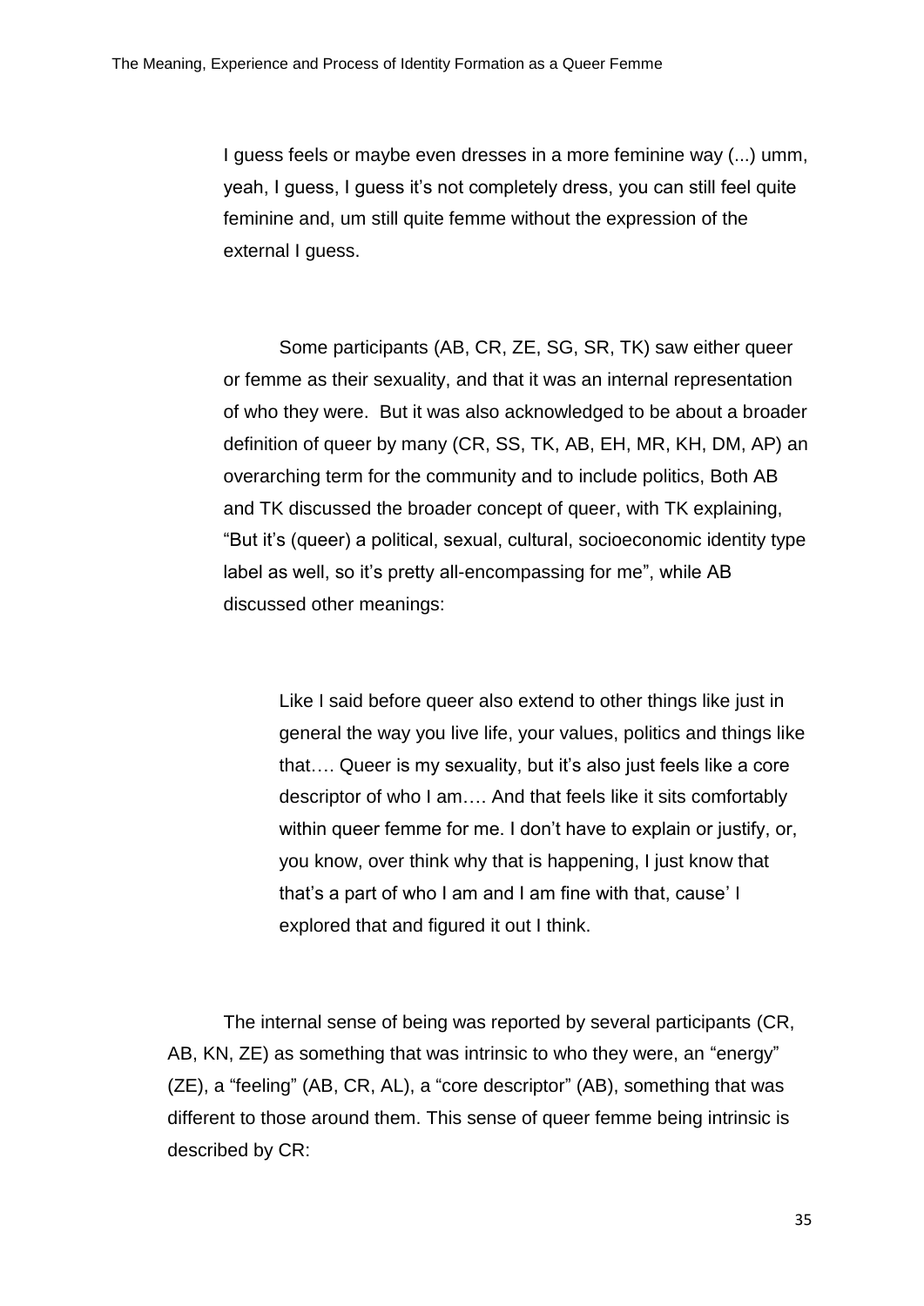> I guess feels or maybe even dresses in a more feminine way (...) umm, yeah, I guess, I guess it's not completely dress, you can still feel quite feminine and, um still quite femme without the expression of the external I guess.

Some participants (AB, CR, ZE, SG, SR, TK) saw either queer or femme as their sexuality, and that it was an internal representation of who they were. But it was also acknowledged to be about a broader definition of queer by many (CR, SS, TK, AB, EH, MR, KH, DM, AP) an overarching term for the community and to include politics, Both AB and TK discussed the broader concept of queer, with TK explaining, "But it's (queer) a political, sexual, cultural, socioeconomic identity type label as well, so it's pretty all-encompassing for me", while AB discussed other meanings:

> Like I said before queer also extend to other things like just in general the way you live life, your values, politics and things like that…. Queer is my sexuality, but it's also just feels like a core descriptor of who I am…. And that feels like it sits comfortably within queer femme for me. I don't have to explain or justify, or, you know, over think why that is happening, I just know that that's a part of who I am and I am fine with that, cause' I explored that and figured it out I think.

The internal sense of being was reported by several participants (CR, AB, KN, ZE) as something that was intrinsic to who they were, an "energy" (ZE), a "feeling" (AB, CR, AL), a "core descriptor" (AB), something that was different to those around them. This sense of queer femme being intrinsic is described by CR: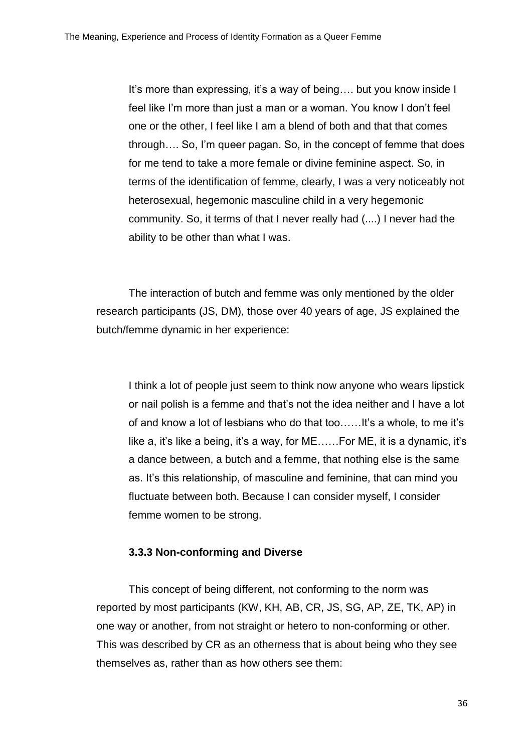> It's more than expressing, it's a way of being…. but you know inside I feel like I'm more than just a man or a woman. You know I don't feel one or the other, I feel like I am a blend of both and that that comes through…. So, I'm queer pagan. So, in the concept of femme that does for me tend to take a more female or divine feminine aspect. So, in terms of the identification of femme, clearly, I was a very noticeably not heterosexual, hegemonic masculine child in a very hegemonic community. So, it terms of that I never really had (....) I never had the ability to be other than what I was.

The interaction of butch and femme was only mentioned by the older research participants (JS, DM), those over 40 years of age, JS explained the butch/femme dynamic in her experience:

> I think a lot of people just seem to think now anyone who wears lipstick or nail polish is a femme and that's not the idea neither and I have a lot of and know a lot of lesbians who do that too……It's a whole, to me it's like a, it's like a being, it's a way, for ME……For ME, it is a dynamic, it's a dance between, a butch and a femme, that nothing else is the same as. It's this relationship, of masculine and feminine, that can mind you fluctuate between both. Because I can consider myself, I consider femme women to be strong.

### 3.3.3 Non-conforming and Diverse

This concept of being different, not conforming to the norm was reported by most participants (KW, KH, AB, CR, JS, SG, AP, ZE, TK, AP) in one way or another, from not straight or hetero to non-conforming or other. This was described by CR as an otherness that is about being who they see themselves as, rather than as how others see them: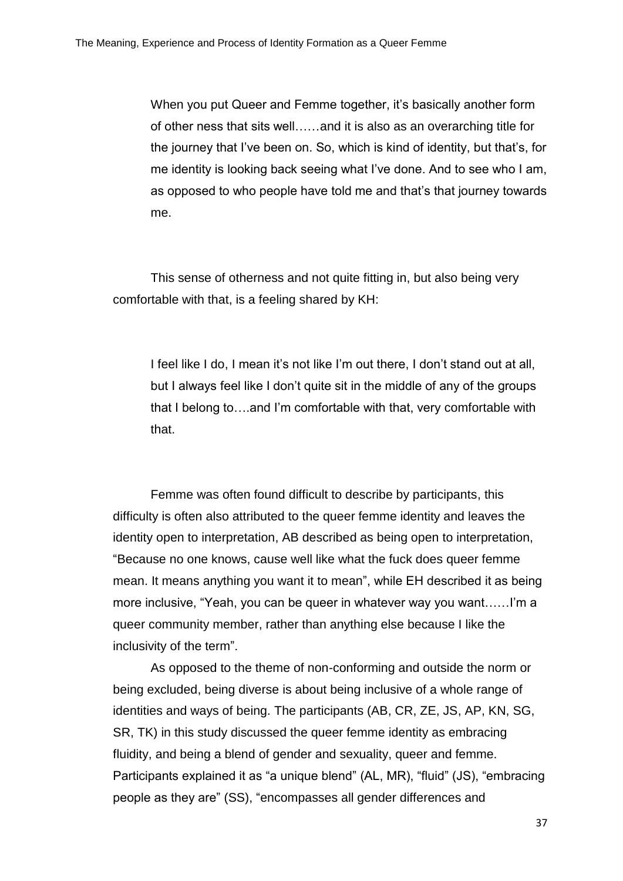> When you put Queer and Femme together, it's basically another form of other ness that sits well……and it is also as an overarching title for the journey that I've been on. So, which is kind of identity, but that's, for me identity is looking back seeing what I've done. And to see who I am, as opposed to who people have told me and that's that journey towards me.

This sense of otherness and not quite fitting in, but also being very comfortable with that, is a feeling shared by KH:

> I feel like I do, I mean it's not like I'm out there, I don't stand out at all, but I always feel like I don't quite sit in the middle of any of the groups that I belong to….and I'm comfortable with that, very comfortable with that.

Femme was often found difficult to describe by participants, this difficulty is often also attributed to the queer femme identity and leaves the identity open to interpretation, AB described as being open to interpretation, "Because no one knows, cause well like what the fuck does queer femme mean. It means anything you want it to mean", while EH described it as being more inclusive, "Yeah, you can be queer in whatever way you want……I'm a queer community member, rather than anything else because I like the inclusivity of the term".

As opposed to the theme of non-conforming and outside the norm or being excluded, being diverse is about being inclusive of a whole range of identities and ways of being. The participants (AB, CR, ZE, JS, AP, KN, SG, SR, TK) in this study discussed the queer femme identity as embracing fluidity, and being a blend of gender and sexuality, queer and femme. Participants explained it as "a unique blend" (AL, MR), "fluid" (JS), "embracing people as they are" (SS), "encompasses all gender differences and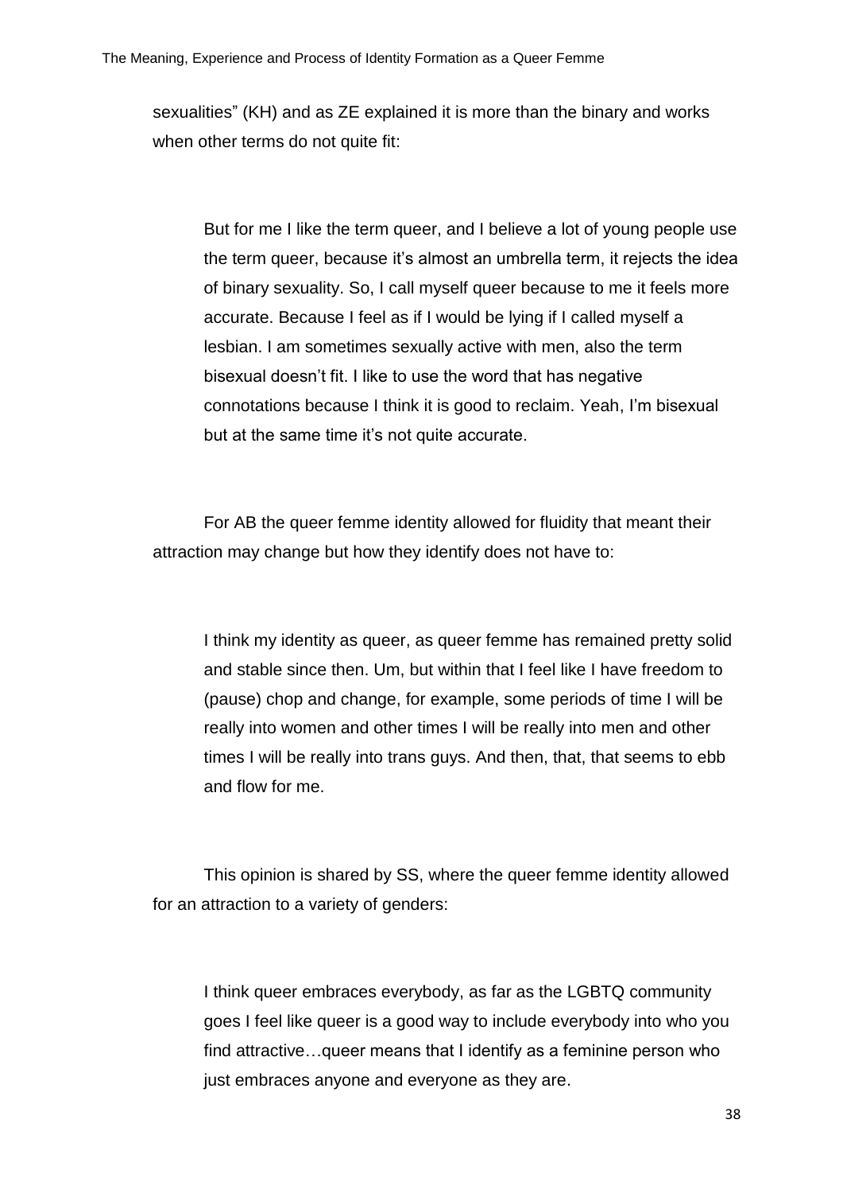sexualities" (KH) and as ZE explained it is more than the binary and works when other terms do not quite fit:

> But for me I like the term queer, and I believe a lot of young people use the term queer, because it's almost an umbrella term, it rejects the idea of binary sexuality. So, I call myself queer because to me it feels more accurate. Because I feel as if I would be lying if I called myself a lesbian. I am sometimes sexually active with men, also the term bisexual doesn't fit. I like to use the word that has negative connotations because I think it is good to reclaim. Yeah, I'm bisexual but at the same time it's not quite accurate.

For AB the queer femme identity allowed for fluidity that meant their attraction may change but how they identify does not have to:

> I think my identity as queer, as queer femme has remained pretty solid and stable since then. Um, but within that I feel like I have freedom to (pause) chop and change, for example, some periods of time I will be really into women and other times I will be really into men and other times I will be really into trans guys. And then, that, that seems to ebb and flow for me.

This opinion is shared by SS, where the queer femme identity allowed for an attraction to a variety of genders:

> I think queer embraces everybody, as far as the LGBTQ community goes I feel like queer is a good way to include everybody into who you find attractive…queer means that I identify as a feminine person who just embraces anyone and everyone as they are.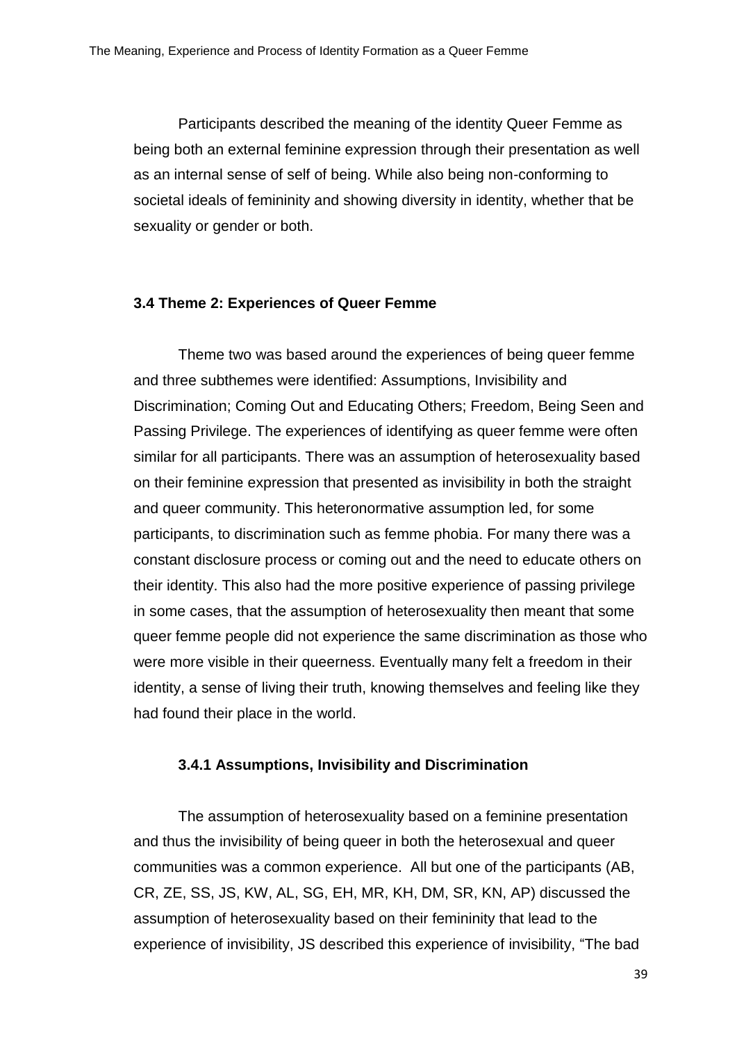Participants described the meaning of the identity Queer Femme as being both an external feminine expression through their presentation as well as an internal sense of self of being. While also being non-conforming to societal ideals of femininity and showing diversity in identity, whether that be sexuality or gender or both.

## 3.4 Theme 2: Experiences of Queer Femme

Theme two was based around the experiences of being queer femme and three subthemes were identified: Assumptions, Invisibility and Discrimination; Coming Out and Educating Others; Freedom, Being Seen and Passing Privilege. The experiences of identifying as queer femme were often similar for all participants. There was an assumption of heterosexuality based on their feminine expression that presented as invisibility in both the straight and queer community. This heteronormative assumption led, for some participants, to discrimination such as femme phobia. For many there was a constant disclosure process or coming out and the need to educate others on their identity. This also had the more positive experience of passing privilege in some cases, that the assumption of heterosexuality then meant that some queer femme people did not experience the same discrimination as those who were more visible in their queerness. Eventually many felt a freedom in their identity, a sense of living their truth, knowing themselves and feeling like they had found their place in the world.

### 3.4.1 Assumptions, Invisibility and Discrimination

The assumption of heterosexuality based on a feminine presentation and thus the invisibility of being queer in both the heterosexual and queer communities was a common experience. All but one of the participants (AB, CR, ZE, SS, JS, KW, AL, SG, EH, MR, KH, DM, SR, KN, AP) discussed the assumption of heterosexuality based on their femininity that lead to the experience of invisibility, JS described this experience of invisibility, "The bad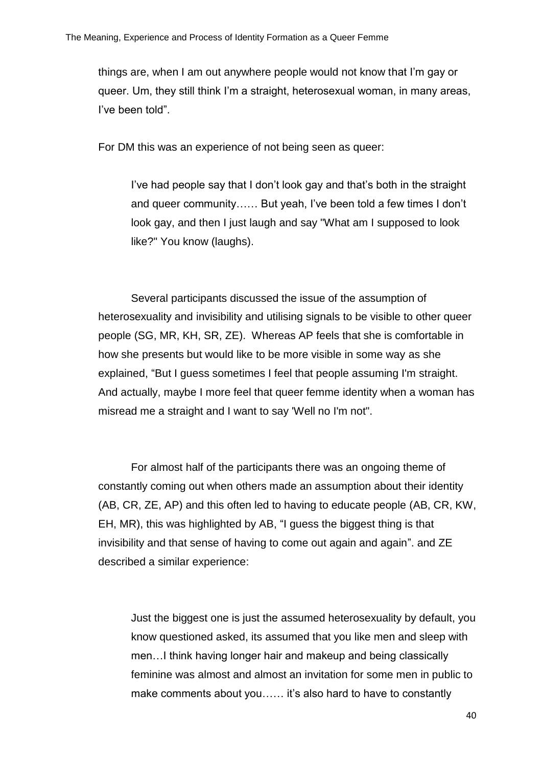things are, when I am out anywhere people would not know that I'm gay or queer. Um, they still think I'm a straight, heterosexual woman, in many areas, I've been told".

For DM this was an experience of not being seen as queer:

> I've had people say that I don't look gay and that's both in the straight and queer community…… But yeah, I've been told a few times I don't look gay, and then I just laugh and say "What am I supposed to look like?" You know (laughs).

Several participants discussed the issue of the assumption of heterosexuality and invisibility and utilising signals to be visible to other queer people (SG, MR, KH, SR, ZE). Whereas AP feels that she is comfortable in how she presents but would like to be more visible in some way as she explained, "But I guess sometimes I feel that people assuming I'm straight. And actually, maybe I more feel that queer femme identity when a woman has misread me a straight and I want to say 'Well no I'm not".

For almost half of the participants there was an ongoing theme of constantly coming out when others made an assumption about their identity (AB, CR, ZE, AP) and this often led to having to educate people (AB, CR, KW, EH, MR), this was highlighted by AB, "I guess the biggest thing is that invisibility and that sense of having to come out again and again". and ZE described a similar experience:

> Just the biggest one is just the assumed heterosexuality by default, you know questioned asked, its assumed that you like men and sleep with men…I think having longer hair and makeup and being classically feminine was almost and almost an invitation for some men in public to make comments about you…… it's also hard to have to constantly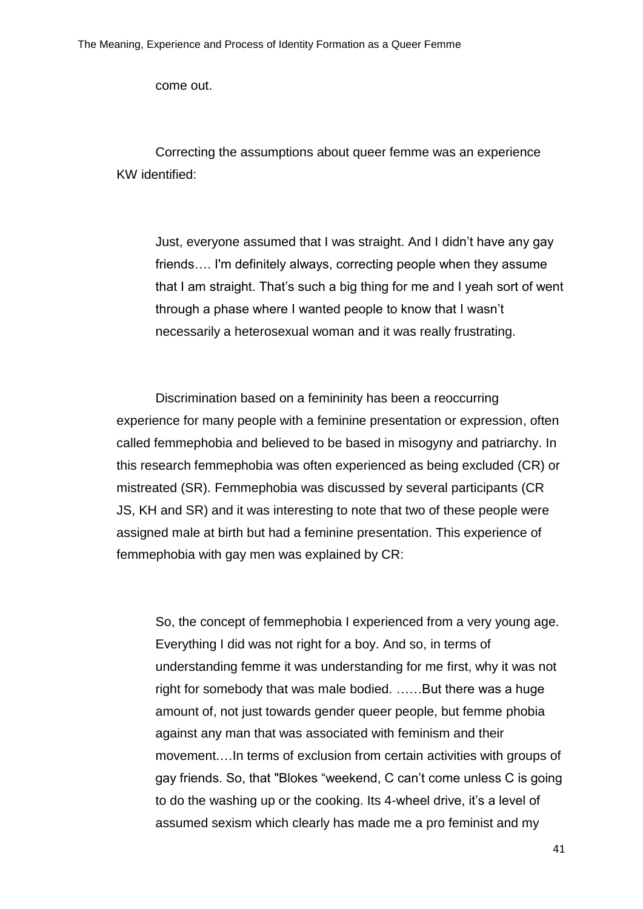come out.

Correcting the assumptions about queer femme was an experience KW identified:

> Just, everyone assumed that I was straight. And I didn't have any gay friends…. I'm definitely always, correcting people when they assume that I am straight. That's such a big thing for me and I yeah sort of went through a phase where I wanted people to know that I wasn't necessarily a heterosexual woman and it was really frustrating.

Discrimination based on a femininity has been a reoccurring experience for many people with a feminine presentation or expression, often called femmephobia and believed to be based in misogyny and patriarchy. In this research femmephobia was often experienced as being excluded (CR) or mistreated (SR). Femmephobia was discussed by several participants (CR JS, KH and SR) and it was interesting to note that two of these people were assigned male at birth but had a feminine presentation. This experience of femmephobia with gay men was explained by CR:

> So, the concept of femmephobia I experienced from a very young age. Everything I did was not right for a boy. And so, in terms of understanding femme it was understanding for me first, why it was not right for somebody that was male bodied. ……But there was a huge amount of, not just towards gender queer people, but femme phobia against any man that was associated with feminism and their movement.…In terms of exclusion from certain activities with groups of gay friends. So, that "Blokes "weekend, C can't come unless C is going to do the washing up or the cooking. Its 4-wheel drive, it's a level of assumed sexism which clearly has made me a pro feminist and my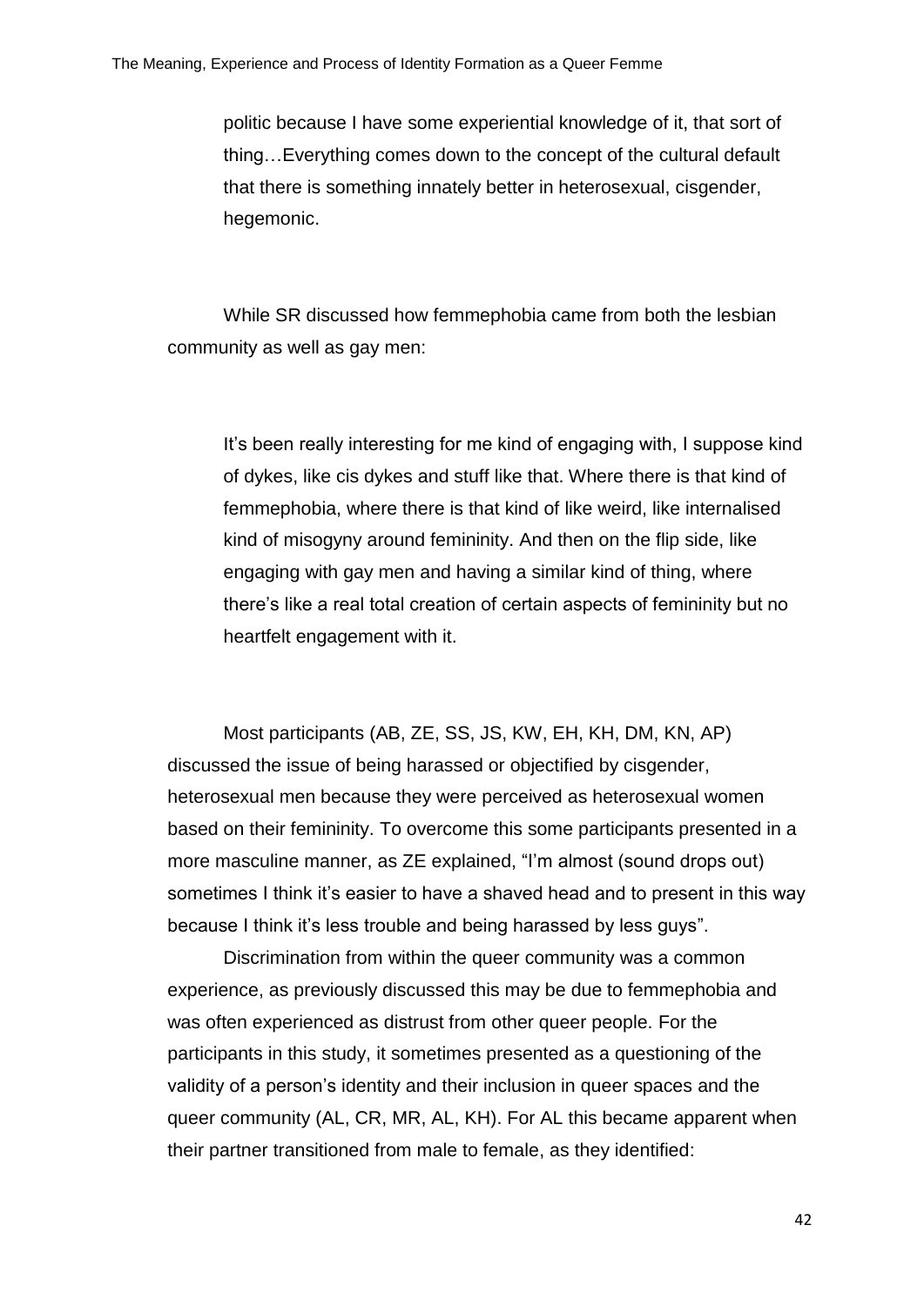> politic because I have some experiential knowledge of it, that sort of thing…Everything comes down to the concept of the cultural default that there is something innately better in heterosexual, cisgender, hegemonic.

While SR discussed how femmephobia came from both the lesbian community as well as gay men:

> It's been really interesting for me kind of engaging with, I suppose kind of dykes, like cis dykes and stuff like that. Where there is that kind of femmephobia, where there is that kind of like weird, like internalised kind of misogyny around femininity. And then on the flip side, like engaging with gay men and having a similar kind of thing, where there's like a real total creation of certain aspects of femininity but no heartfelt engagement with it.

Most participants (AB, ZE, SS, JS, KW, EH, KH, DM, KN, AP) discussed the issue of being harassed or objectified by cisgender, heterosexual men because they were perceived as heterosexual women based on their femininity. To overcome this some participants presented in a more masculine manner, as ZE explained, "I'm almost (sound drops out) sometimes I think it's easier to have a shaved head and to present in this way because I think it's less trouble and being harassed by less guys".

Discrimination from within the queer community was a common experience, as previously discussed this may be due to femmephobia and was often experienced as distrust from other queer people. For the participants in this study, it sometimes presented as a questioning of the validity of a person's identity and their inclusion in queer spaces and the queer community (AL, CR, MR, AL, KH). For AL this became apparent when their partner transitioned from male to female, as they identified: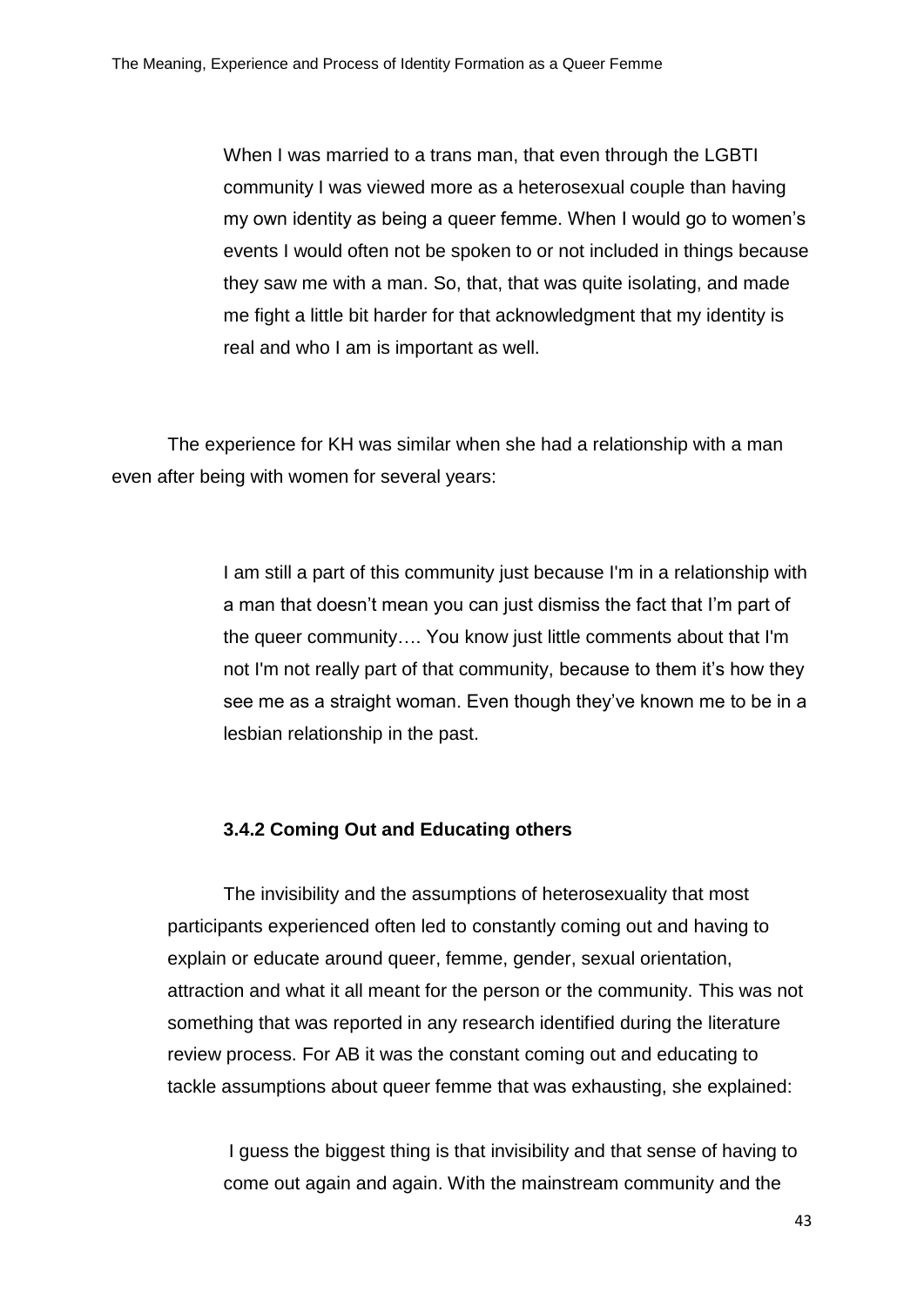> When I was married to a trans man, that even through the LGBTI community I was viewed more as a heterosexual couple than having my own identity as being a queer femme. When I would go to women's events I would often not be spoken to or not included in things because they saw me with a man. So, that, that was quite isolating, and made me fight a little bit harder for that acknowledgment that my identity is real and who I am is important as well.

The experience for KH was similar when she had a relationship with a man even after being with women for several years:

> I am still a part of this community just because I'm in a relationship with a man that doesn't mean you can just dismiss the fact that I'm part of the queer community…. You know just little comments about that I'm not I'm not really part of that community, because to them it's how they see me as a straight woman. Even though they've known me to be in a lesbian relationship in the past.

### 3.4.2 Coming Out and Educating others

The invisibility and the assumptions of heterosexuality that most participants experienced often led to constantly coming out and having to explain or educate around queer, femme, gender, sexual orientation, attraction and what it all meant for the person or the community. This was not something that was reported in any research identified during the literature review process. For AB it was the constant coming out and educating to tackle assumptions about queer femme that was exhausting, she explained:

> I guess the biggest thing is that invisibility and that sense of having to come out again and again. With the mainstream community and the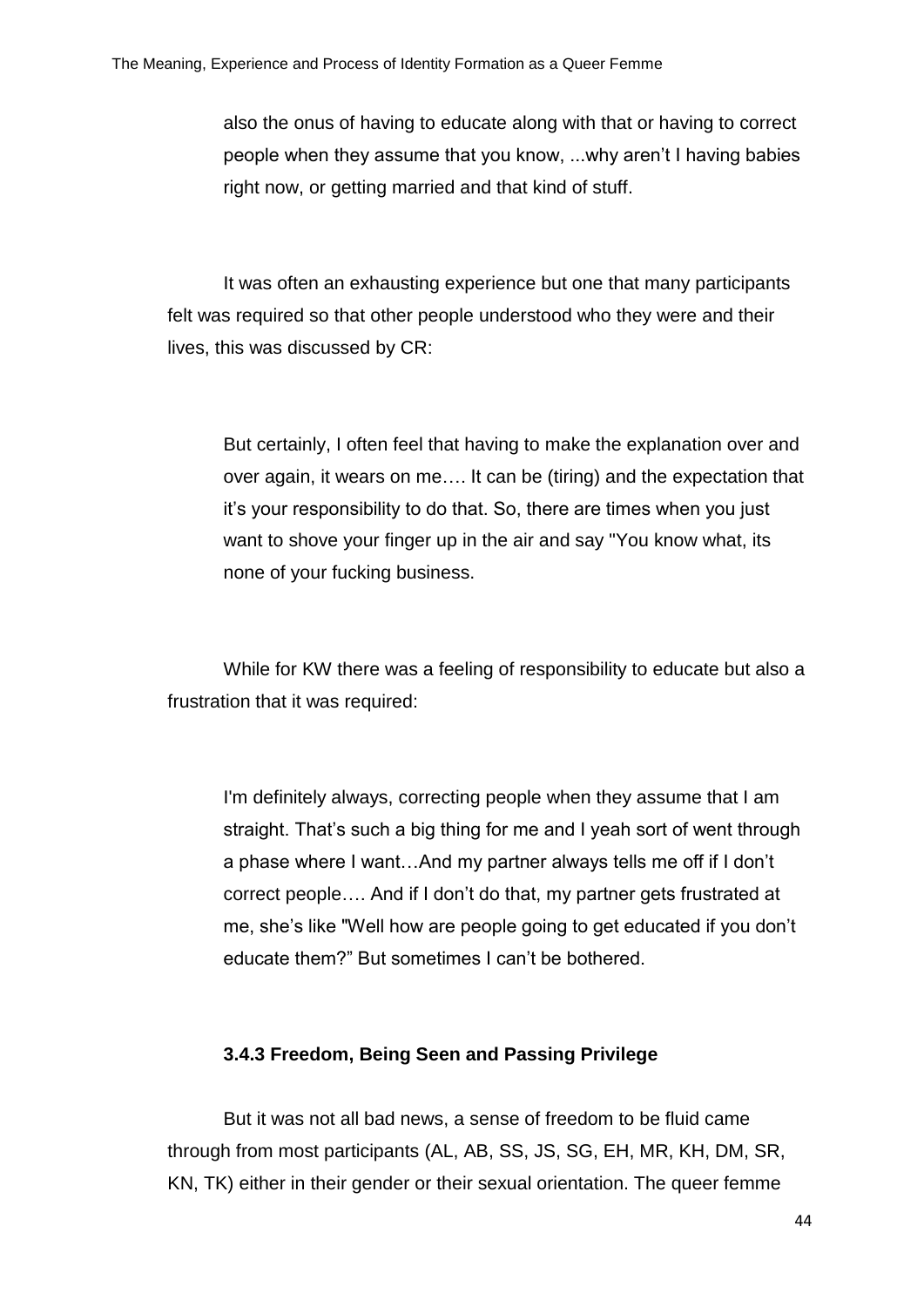> also the onus of having to educate along with that or having to correct people when they assume that you know, ...why aren't I having babies right now, or getting married and that kind of stuff.

It was often an exhausting experience but one that many participants felt was required so that other people understood who they were and their lives, this was discussed by CR:

> But certainly, I often feel that having to make the explanation over and over again, it wears on me…. It can be (tiring) and the expectation that it's your responsibility to do that. So, there are times when you just want to shove your finger up in the air and say "You know what, its none of your fucking business.

While for KW there was a feeling of responsibility to educate but also a frustration that it was required:

> I'm definitely always, correcting people when they assume that I am straight. That's such a big thing for me and I yeah sort of went through a phase where I want…And my partner always tells me off if I don't correct people…. And if I don't do that, my partner gets frustrated at me, she's like "Well how are people going to get educated if you don't educate them?" But sometimes I can't be bothered.

### 3.4.3 Freedom, Being Seen and Passing Privilege

But it was not all bad news, a sense of freedom to be fluid came through from most participants (AL, AB, SS, JS, SG, EH, MR, KH, DM, SR, KN, TK) either in their gender or their sexual orientation. The queer femme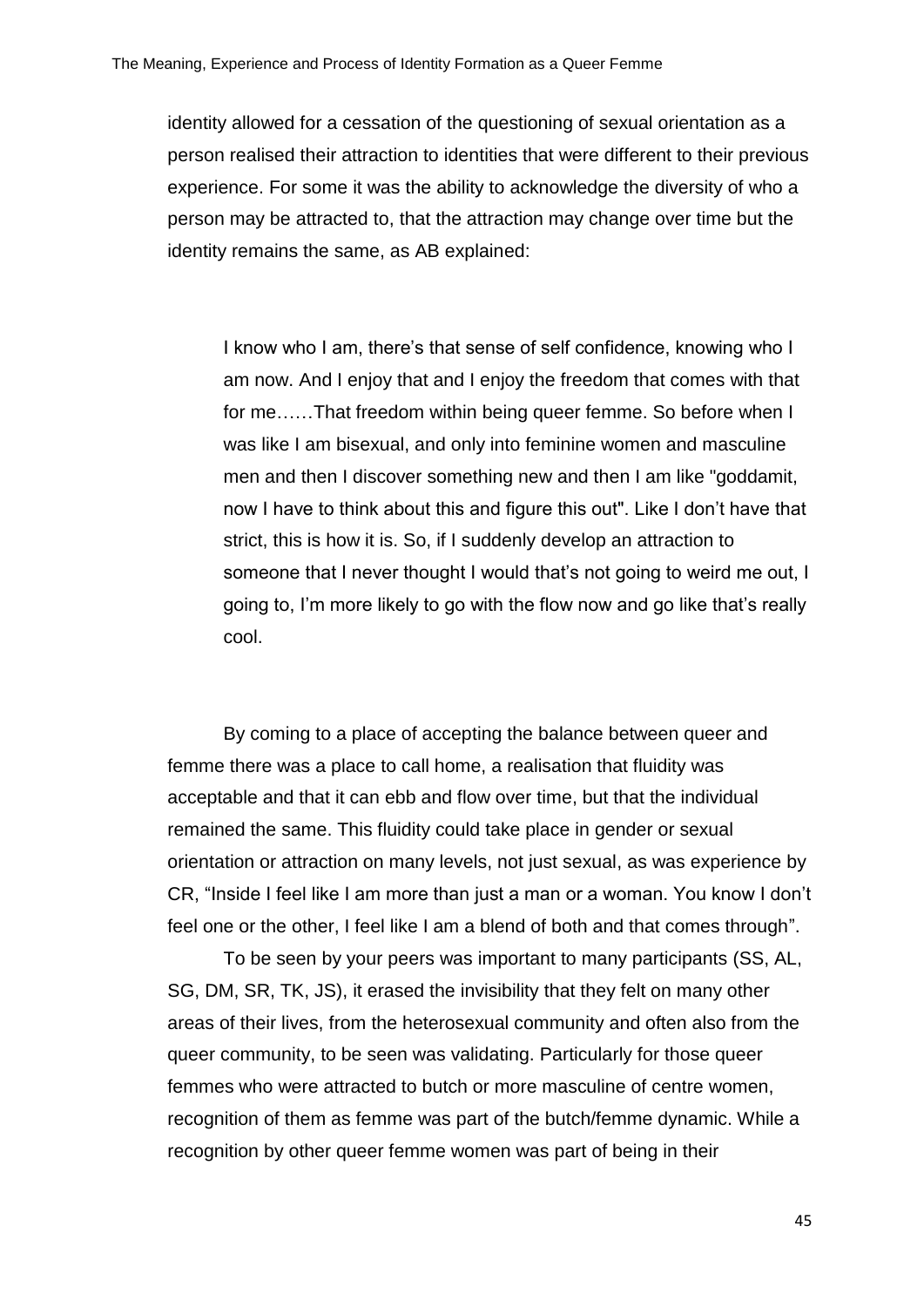identity allowed for a cessation of the questioning of sexual orientation as a person realised their attraction to identities that were different to their previous experience. For some it was the ability to acknowledge the diversity of who a person may be attracted to, that the attraction may change over time but the identity remains the same, as AB explained:

> I know who I am, there's that sense of self confidence, knowing who I am now. And I enjoy that and I enjoy the freedom that comes with that for me……That freedom within being queer femme. So before when I was like I am bisexual, and only into feminine women and masculine men and then I discover something new and then I am like "goddamit, now I have to think about this and figure this out". Like I don't have that strict, this is how it is. So, if I suddenly develop an attraction to someone that I never thought I would that's not going to weird me out, I going to, I'm more likely to go with the flow now and go like that's really cool.

By coming to a place of accepting the balance between queer and femme there was a place to call home, a realisation that fluidity was acceptable and that it can ebb and flow over time, but that the individual remained the same. This fluidity could take place in gender or sexual orientation or attraction on many levels, not just sexual, as was experience by CR, "Inside I feel like I am more than just a man or a woman. You know I don't feel one or the other, I feel like I am a blend of both and that comes through".

To be seen by your peers was important to many participants (SS, AL, SG, DM, SR, TK, JS), it erased the invisibility that they felt on many other areas of their lives, from the heterosexual community and often also from the queer community, to be seen was validating. Particularly for those queer femmes who were attracted to butch or more masculine of centre women, recognition of them as femme was part of the butch/femme dynamic. While a recognition by other queer femme women was part of being in their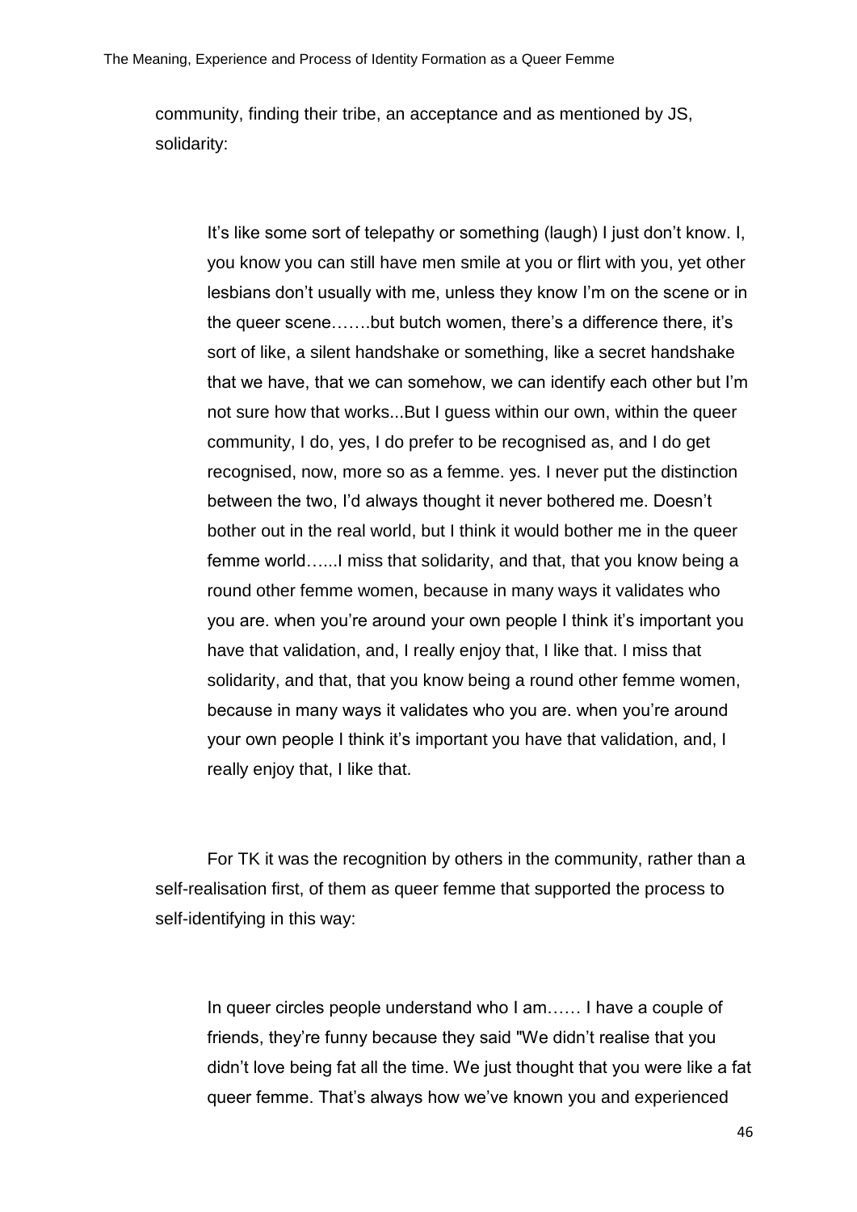community, finding their tribe, an acceptance and as mentioned by JS, solidarity:

> It's like some sort of telepathy or something (laugh) I just don't know. I, you know you can still have men smile at you or flirt with you, yet other lesbians don't usually with me, unless they know I'm on the scene or in the queer scene…….but butch women, there's a difference there, it's sort of like, a silent handshake or something, like a secret handshake that we have, that we can somehow, we can identify each other but I'm not sure how that works...But I guess within our own, within the queer community, I do, yes, I do prefer to be recognised as, and I do get recognised, now, more so as a femme. yes. I never put the distinction between the two, I'd always thought it never bothered me. Doesn't bother out in the real world, but I think it would bother me in the queer femme world…...I miss that solidarity, and that, that you know being a round other femme women, because in many ways it validates who you are. when you're around your own people I think it's important you have that validation, and, I really enjoy that, I like that. I miss that solidarity, and that, that you know being a round other femme women, because in many ways it validates who you are. when you're around your own people I think it's important you have that validation, and, I really enjoy that, I like that.

For TK it was the recognition by others in the community, rather than a self-realisation first, of them as queer femme that supported the process to self-identifying in this way:

> In queer circles people understand who I am…… I have a couple of friends, they're funny because they said "We didn't realise that you didn't love being fat all the time. We just thought that you were like a fat queer femme. That's always how we've known you and experienced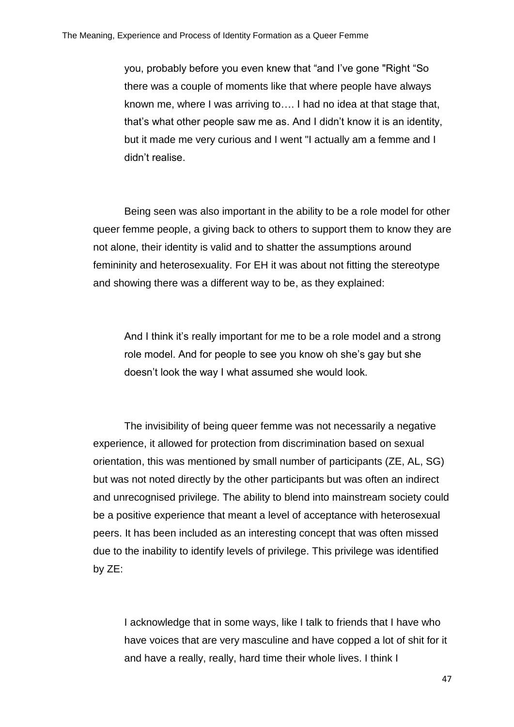> you, probably before you even knew that "and I've gone "Right "So there was a couple of moments like that where people have always known me, where I was arriving to…. I had no idea at that stage that, that's what other people saw me as. And I didn't know it is an identity, but it made me very curious and I went "I actually am a femme and I didn't realise.

Being seen was also important in the ability to be a role model for other queer femme people, a giving back to others to support them to know they are not alone, their identity is valid and to shatter the assumptions around femininity and heterosexuality. For EH it was about not fitting the stereotype and showing there was a different way to be, as they explained:

> And I think it's really important for me to be a role model and a strong role model. And for people to see you know oh she's gay but she doesn't look the way I what assumed she would look.

The invisibility of being queer femme was not necessarily a negative experience, it allowed for protection from discrimination based on sexual orientation, this was mentioned by small number of participants (ZE, AL, SG) but was not noted directly by the other participants but was often an indirect and unrecognised privilege. The ability to blend into mainstream society could be a positive experience that meant a level of acceptance with heterosexual peers. It has been included as an interesting concept that was often missed due to the inability to identify levels of privilege. This privilege was identified by ZE:

> I acknowledge that in some ways, like I talk to friends that I have who have voices that are very masculine and have copped a lot of shit for it and have a really, really, hard time their whole lives. I think I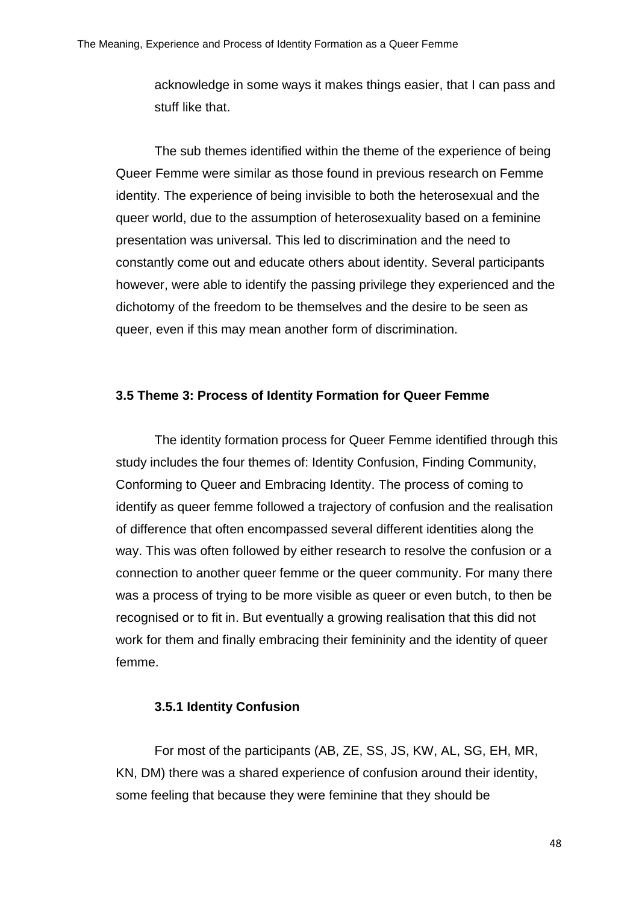acknowledge in some ways it makes things easier, that I can pass and stuff like that.

The sub themes identified within the theme of the experience of being Queer Femme were similar as those found in previous research on Femme identity. The experience of being invisible to both the heterosexual and the queer world, due to the assumption of heterosexuality based on a feminine presentation was universal. This led to discrimination and the need to constantly come out and educate others about identity. Several participants however, were able to identify the passing privilege they experienced and the dichotomy of the freedom to be themselves and the desire to be seen as queer, even if this may mean another form of discrimination.

### 3.5 Theme 3: Process of Identity Formation for Queer Femme

The identity formation process for Queer Femme identified through this study includes the four themes of: Identity Confusion, Finding Community, Conforming to Queer and Embracing Identity. The process of coming to identify as queer femme followed a trajectory of confusion and the realisation of difference that often encompassed several different identities along the way. This was often followed by either research to resolve the confusion or a connection to another queer femme or the queer community. For many there was a process of trying to be more visible as queer or even butch, to then be recognised or to fit in. But eventually a growing realisation that this did not work for them and finally embracing their femininity and the identity of queer femme.

#### 3.5.1 Identity Confusion

For most of the participants (AB, ZE, SS, JS, KW, AL, SG, EH, MR, KN, DM) there was a shared experience of confusion around their identity, some feeling that because they were feminine that they should be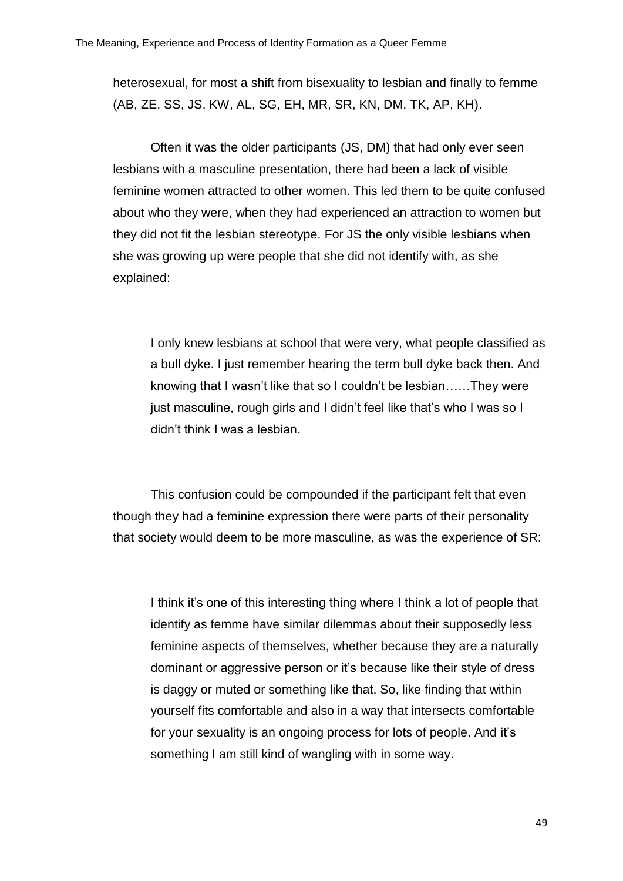heterosexual, for most a shift from bisexuality to lesbian and finally to femme (AB, ZE, SS, JS, KW, AL, SG, EH, MR, SR, KN, DM, TK, AP, KH).

Often it was the older participants (JS, DM) that had only ever seen lesbians with a masculine presentation, there had been a lack of visible feminine women attracted to other women. This led them to be quite confused about who they were, when they had experienced an attraction to women but they did not fit the lesbian stereotype. For JS the only visible lesbians when she was growing up were people that she did not identify with, as she explained:

> I only knew lesbians at school that were very, what people classified as a bull dyke. I just remember hearing the term bull dyke back then. And knowing that I wasn't like that so I couldn't be lesbian……They were just masculine, rough girls and I didn't feel like that's who I was so I didn't think I was a lesbian.

This confusion could be compounded if the participant felt that even though they had a feminine expression there were parts of their personality that society would deem to be more masculine, as was the experience of SR:

> I think it's one of this interesting thing where I think a lot of people that identify as femme have similar dilemmas about their supposedly less feminine aspects of themselves, whether because they are a naturally dominant or aggressive person or it's because like their style of dress is daggy or muted or something like that. So, like finding that within yourself fits comfortable and also in a way that intersects comfortable for your sexuality is an ongoing process for lots of people. And it's something I am still kind of wangling with in some way.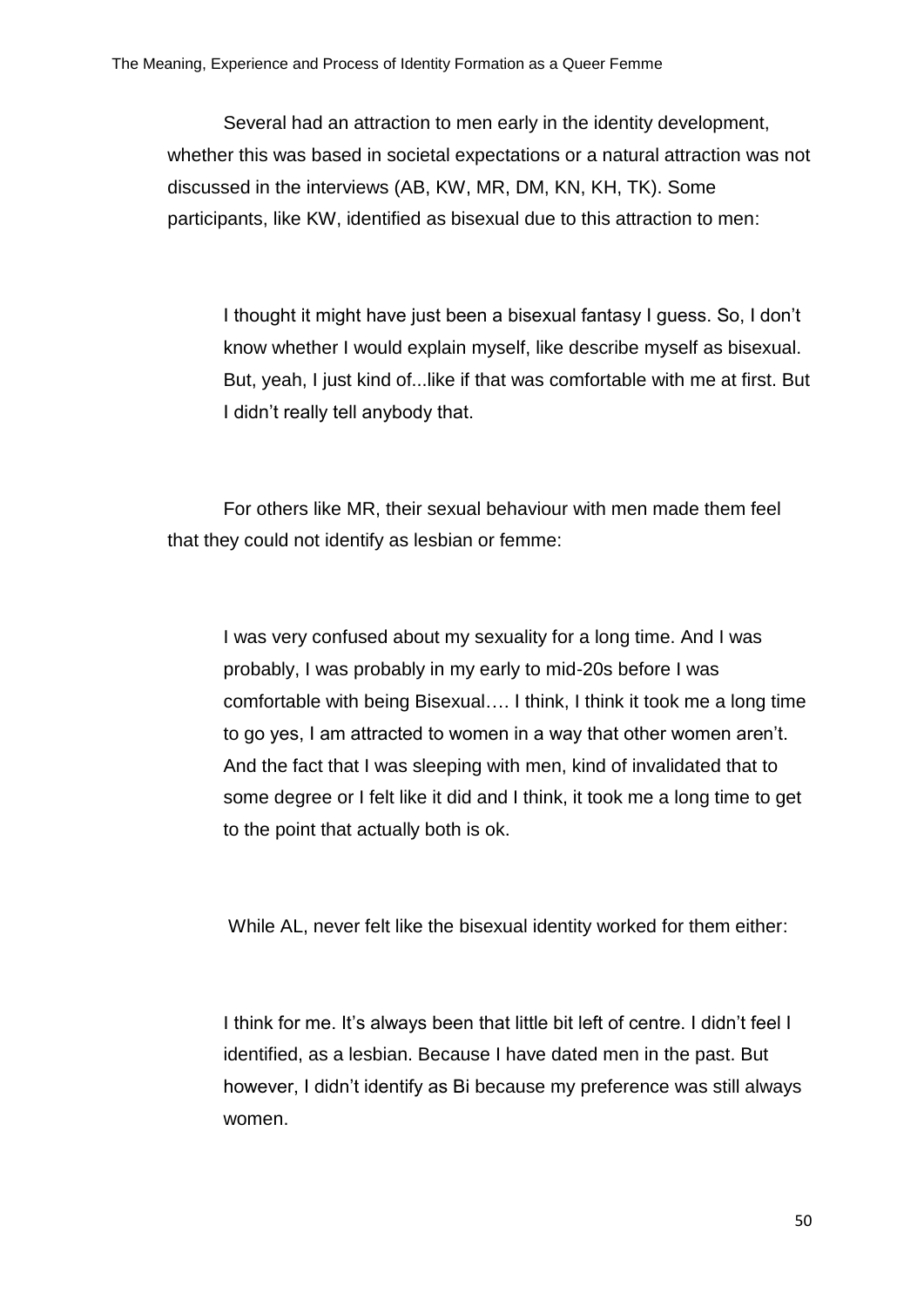Several had an attraction to men early in the identity development, whether this was based in societal expectations or a natural attraction was not discussed in the interviews (AB, KW, MR, DM, KN, KH, TK). Some participants, like KW, identified as bisexual due to this attraction to men:

> I thought it might have just been a bisexual fantasy I guess. So, I don't know whether I would explain myself, like describe myself as bisexual. But, yeah, I just kind of...like if that was comfortable with me at first. But I didn't really tell anybody that.

For others like MR, their sexual behaviour with men made them feel that they could not identify as lesbian or femme:

> I was very confused about my sexuality for a long time. And I was probably, I was probably in my early to mid-20s before I was comfortable with being Bisexual…. I think, I think it took me a long time to go yes, I am attracted to women in a way that other women aren't. And the fact that I was sleeping with men, kind of invalidated that to some degree or I felt like it did and I think, it took me a long time to get to the point that actually both is ok.

While AL, never felt like the bisexual identity worked for them either:

> I think for me. It's always been that little bit left of centre. I didn't feel I identified, as a lesbian. Because I have dated men in the past. But however, I didn't identify as Bi because my preference was still always women.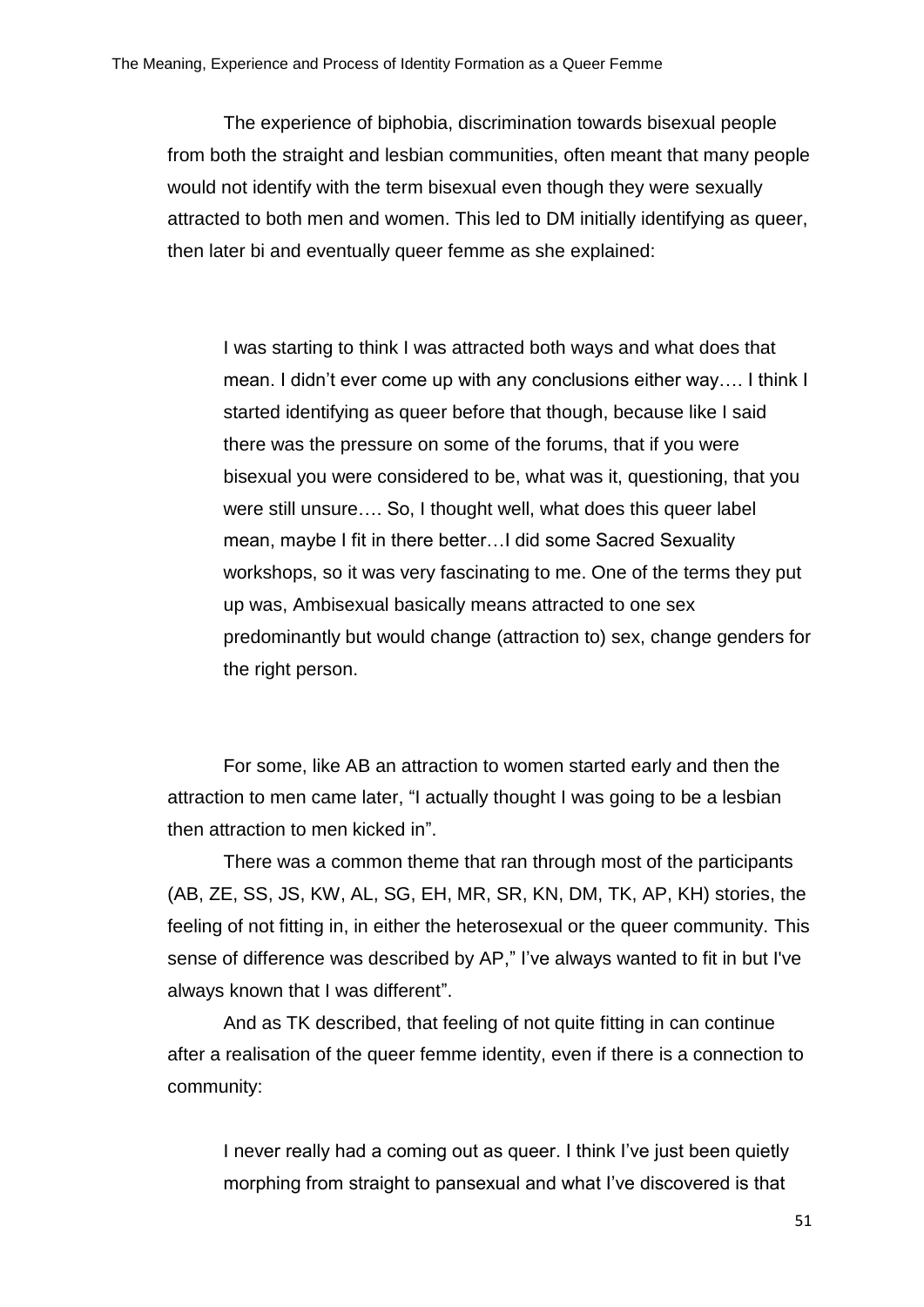The experience of biphobia, discrimination towards bisexual people from both the straight and lesbian communities, often meant that many people would not identify with the term bisexual even though they were sexually attracted to both men and women. This led to DM initially identifying as queer, then later bi and eventually queer femme as she explained:

> I was starting to think I was attracted both ways and what does that mean. I didn't ever come up with any conclusions either way…. I think I started identifying as queer before that though, because like I said there was the pressure on some of the forums, that if you were bisexual you were considered to be, what was it, questioning, that you were still unsure…. So, I thought well, what does this queer label mean, maybe I fit in there better…I did some Sacred Sexuality workshops, so it was very fascinating to me. One of the terms they put up was, Ambisexual basically means attracted to one sex predominantly but would change (attraction to) sex, change genders for the right person.

For some, like AB an attraction to women started early and then the attraction to men came later, "I actually thought I was going to be a lesbian then attraction to men kicked in".

There was a common theme that ran through most of the participants (AB, ZE, SS, JS, KW, AL, SG, EH, MR, SR, KN, DM, TK, AP, KH) stories, the feeling of not fitting in, in either the heterosexual or the queer community. This sense of difference was described by AP," I've always wanted to fit in but I've always known that I was different".

And as TK described, that feeling of not quite fitting in can continue after a realisation of the queer femme identity, even if there is a connection to community:

> I never really had a coming out as queer. I think I've just been quietly morphing from straight to pansexual and what I've discovered is that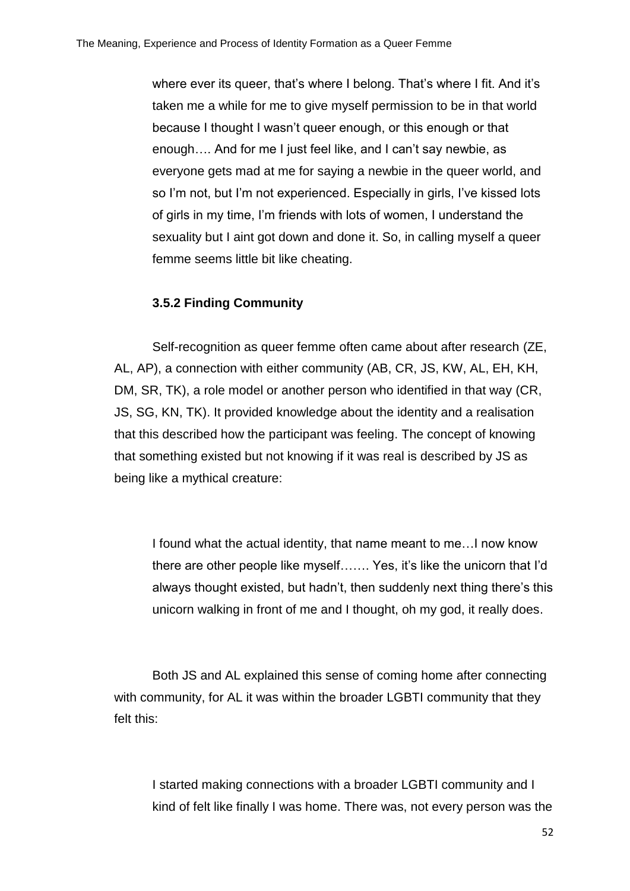> where ever its queer, that's where I belong. That's where I fit. And it's taken me a while for me to give myself permission to be in that world because I thought I wasn't queer enough, or this enough or that enough…. And for me I just feel like, and I can't say newbie, as everyone gets mad at me for saying a newbie in the queer world, and so I'm not, but I'm not experienced. Especially in girls, I've kissed lots of girls in my time, I'm friends with lots of women, I understand the sexuality but I aint got down and done it. So, in calling myself a queer femme seems little bit like cheating.

### 3.5.2 Finding Community

Self-recognition as queer femme often came about after research (ZE, AL, AP), a connection with either community (AB, CR, JS, KW, AL, EH, KH, DM, SR, TK), a role model or another person who identified in that way (CR, JS, SG, KN, TK). It provided knowledge about the identity and a realisation that this described how the participant was feeling. The concept of knowing that something existed but not knowing if it was real is described by JS as being like a mythical creature:

> I found what the actual identity, that name meant to me…I now know there are other people like myself……. Yes, it's like the unicorn that I'd always thought existed, but hadn't, then suddenly next thing there's this unicorn walking in front of me and I thought, oh my god, it really does.

Both JS and AL explained this sense of coming home after connecting with community, for AL it was within the broader LGBTI community that they felt this:

> I started making connections with a broader LGBTI community and I kind of felt like finally I was home. There was, not every person was the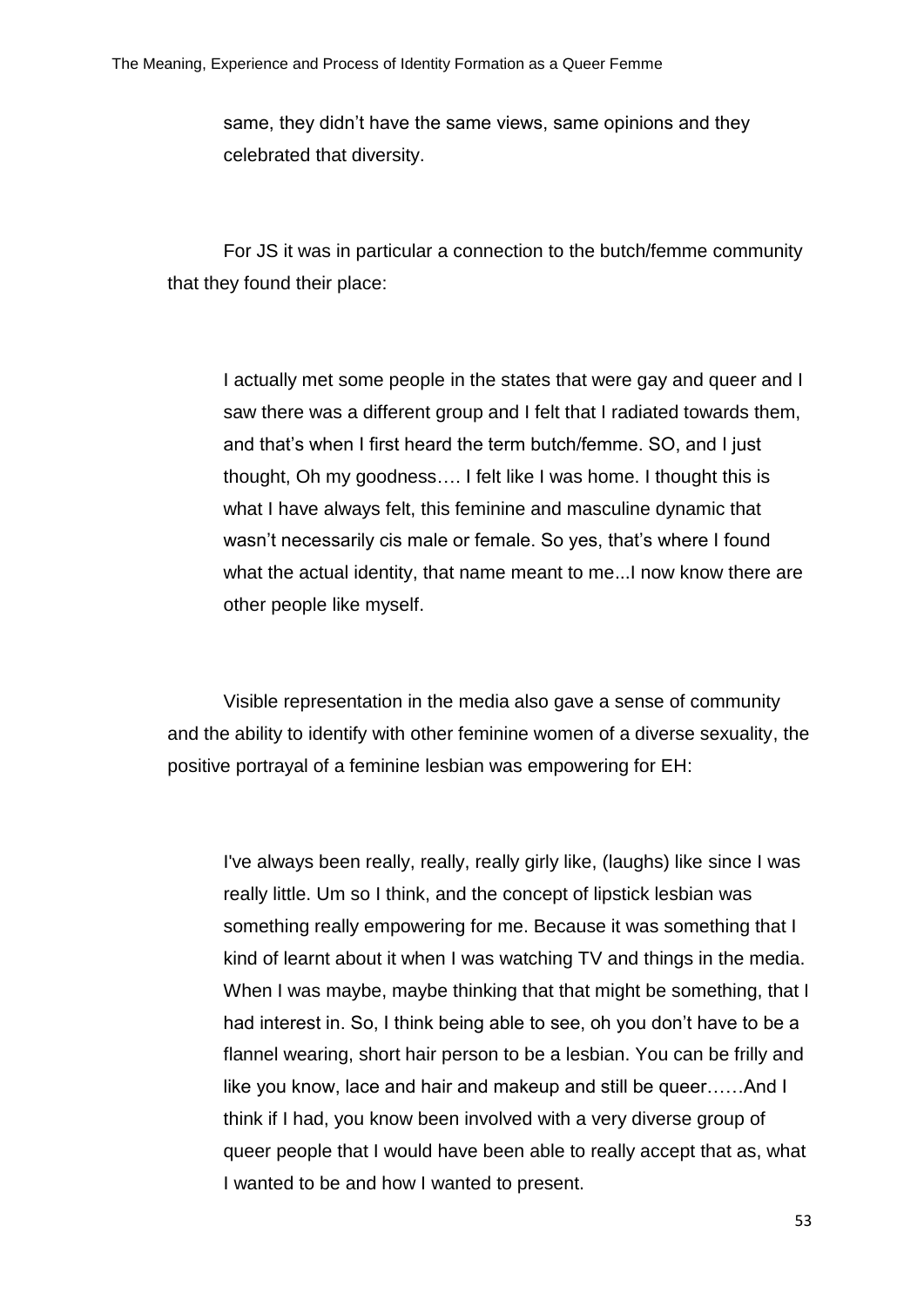> same, they didn't have the same views, same opinions and they celebrated that diversity.

For JS it was in particular a connection to the butch/femme community that they found their place:

> I actually met some people in the states that were gay and queer and I saw there was a different group and I felt that I radiated towards them, and that's when I first heard the term butch/femme. SO, and I just thought, Oh my goodness…. I felt like I was home. I thought this is what I have always felt, this feminine and masculine dynamic that wasn't necessarily cis male or female. So yes, that's where I found what the actual identity, that name meant to me...I now know there are other people like myself.

Visible representation in the media also gave a sense of community and the ability to identify with other feminine women of a diverse sexuality, the positive portrayal of a feminine lesbian was empowering for EH:

> I've always been really, really, really girly like, (laughs) like since I was really little. Um so I think, and the concept of lipstick lesbian was something really empowering for me. Because it was something that I kind of learnt about it when I was watching TV and things in the media. When I was maybe, maybe thinking that that might be something, that I had interest in. So, I think being able to see, oh you don't have to be a flannel wearing, short hair person to be a lesbian. You can be frilly and like you know, lace and hair and makeup and still be queer……And I think if I had, you know been involved with a very diverse group of queer people that I would have been able to really accept that as, what I wanted to be and how I wanted to present.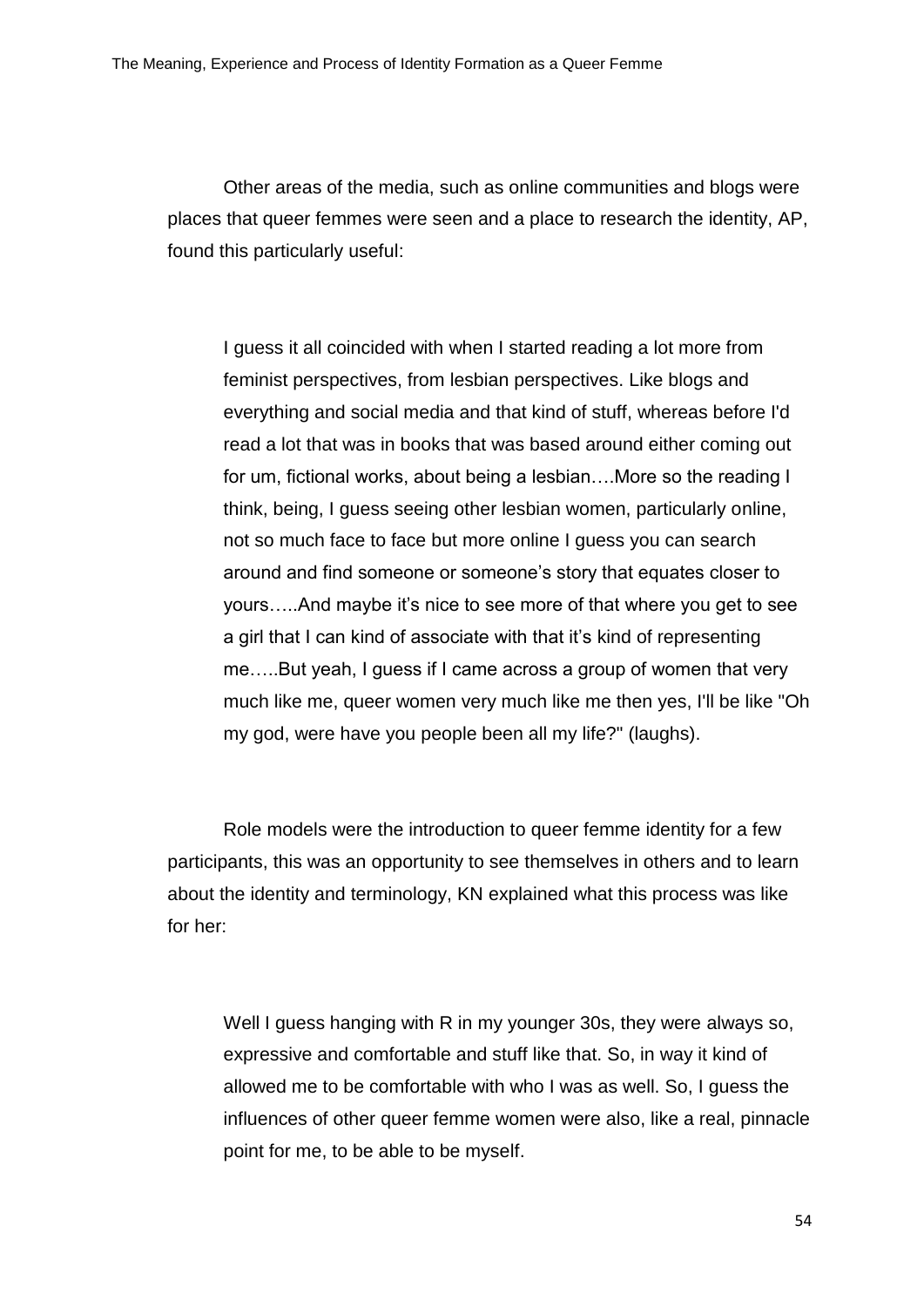Other areas of the media, such as online communities and blogs were places that queer femmes were seen and a place to research the identity, AP, found this particularly useful:

> I guess it all coincided with when I started reading a lot more from feminist perspectives, from lesbian perspectives. Like blogs and everything and social media and that kind of stuff, whereas before I'd read a lot that was in books that was based around either coming out for um, fictional works, about being a lesbian….More so the reading I think, being, I guess seeing other lesbian women, particularly online, not so much face to face but more online I guess you can search around and find someone or someone's story that equates closer to yours…..And maybe it's nice to see more of that where you get to see a girl that I can kind of associate with that it's kind of representing me…..But yeah, I guess if I came across a group of women that very much like me, queer women very much like me then yes, I'll be like "Oh my god, were have you people been all my life?" (laughs).

Role models were the introduction to queer femme identity for a few participants, this was an opportunity to see themselves in others and to learn about the identity and terminology, KN explained what this process was like for her:

> Well I guess hanging with R in my younger 30s, they were always so, expressive and comfortable and stuff like that. So, in way it kind of allowed me to be comfortable with who I was as well. So, I guess the influences of other queer femme women were also, like a real, pinnacle point for me, to be able to be myself.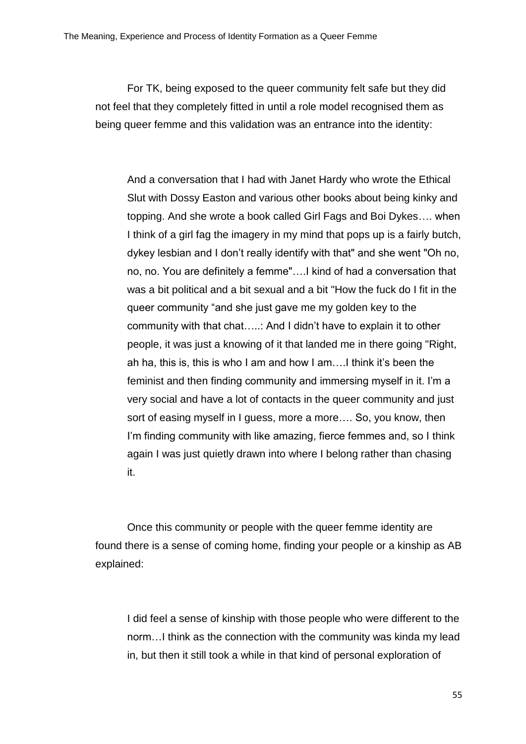For TK, being exposed to the queer community felt safe but they did not feel that they completely fitted in until a role model recognised them as being queer femme and this validation was an entrance into the identity:

> And a conversation that I had with Janet Hardy who wrote the Ethical Slut with Dossy Easton and various other books about being kinky and topping. And she wrote a book called Girl Fags and Boi Dykes…. when I think of a girl fag the imagery in my mind that pops up is a fairly butch, dykey lesbian and I don't really identify with that" and she went "Oh no, no, no. You are definitely a femme"….I kind of had a conversation that was a bit political and a bit sexual and a bit "How the fuck do I fit in the queer community "and she just gave me my golden key to the community with that chat…..: And I didn't have to explain it to other people, it was just a knowing of it that landed me in there going "Right, ah ha, this is, this is who I am and how I am….I think it's been the feminist and then finding community and immersing myself in it. I'm a very social and have a lot of contacts in the queer community and just sort of easing myself in I guess, more a more…. So, you know, then I'm finding community with like amazing, fierce femmes and, so I think again I was just quietly drawn into where I belong rather than chasing it.

Once this community or people with the queer femme identity are found there is a sense of coming home, finding your people or a kinship as AB explained:

> I did feel a sense of kinship with those people who were different to the norm…I think as the connection with the community was kinda my lead in, but then it still took a while in that kind of personal exploration of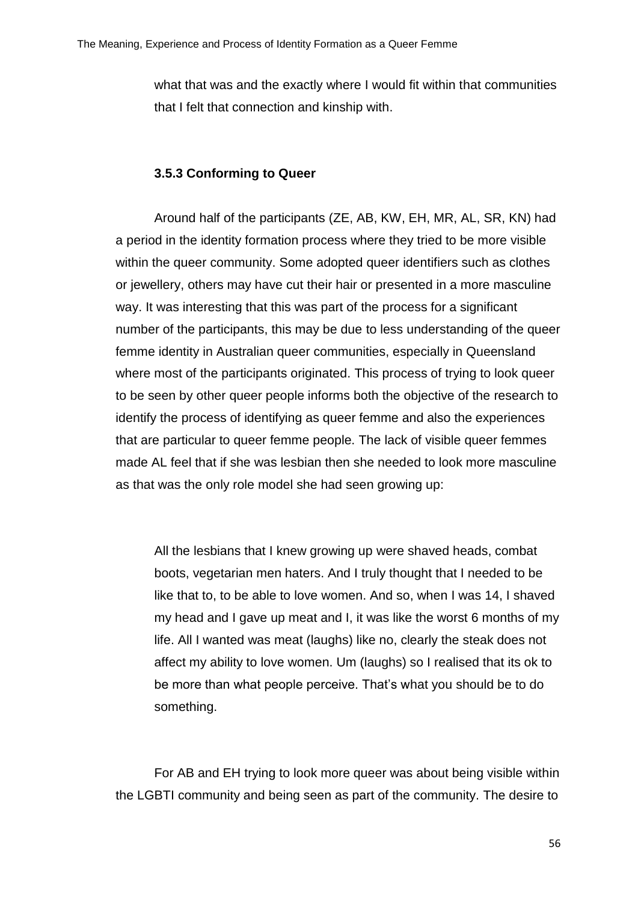what that was and the exactly where I would fit within that communities that I felt that connection and kinship with.

### 3.5.3 Conforming to Queer

Around half of the participants (ZE, AB, KW, EH, MR, AL, SR, KN) had a period in the identity formation process where they tried to be more visible within the queer community. Some adopted queer identifiers such as clothes or jewellery, others may have cut their hair or presented in a more masculine way. It was interesting that this was part of the process for a significant number of the participants, this may be due to less understanding of the queer femme identity in Australian queer communities, especially in Queensland where most of the participants originated. This process of trying to look queer to be seen by other queer people informs both the objective of the research to identify the process of identifying as queer femme and also the experiences that are particular to queer femme people. The lack of visible queer femmes made AL feel that if she was lesbian then she needed to look more masculine as that was the only role model she had seen growing up:

> All the lesbians that I knew growing up were shaved heads, combat boots, vegetarian men haters. And I truly thought that I needed to be like that to, to be able to love women. And so, when I was 14, I shaved my head and I gave up meat and I, it was like the worst 6 months of my life. All I wanted was meat (laughs) like no, clearly the steak does not affect my ability to love women. Um (laughs) so I realised that its ok to be more than what people perceive. That's what you should be to do something.

For AB and EH trying to look more queer was about being visible within the LGBTI community and being seen as part of the community. The desire to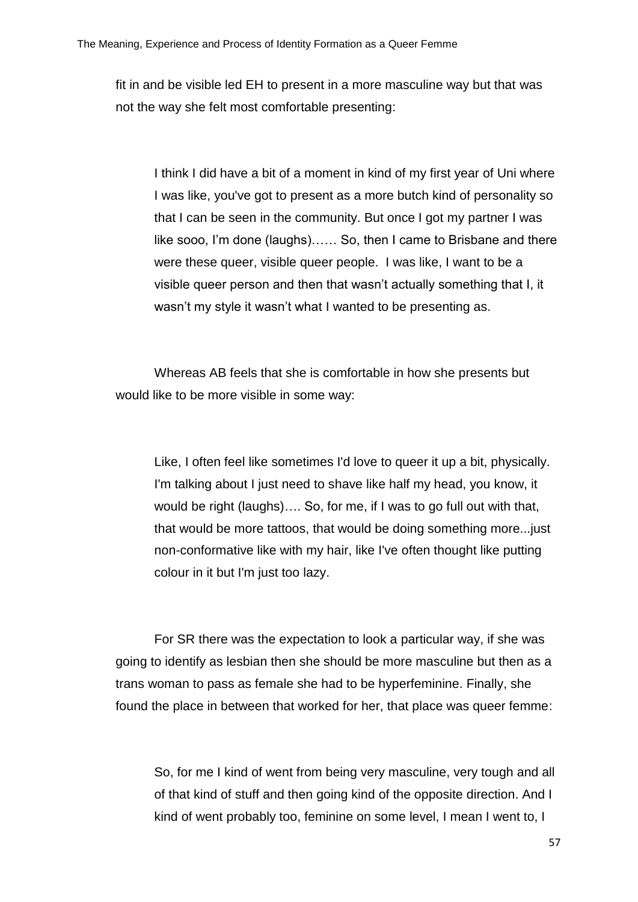fit in and be visible led EH to present in a more masculine way but that was not the way she felt most comfortable presenting:

> I think I did have a bit of a moment in kind of my first year of Uni where I was like, you've got to present as a more butch kind of personality so that I can be seen in the community. But once I got my partner I was like sooo, I'm done (laughs)…… So, then I came to Brisbane and there were these queer, visible queer people. I was like, I want to be a visible queer person and then that wasn't actually something that I, it wasn't my style it wasn't what I wanted to be presenting as.

Whereas AB feels that she is comfortable in how she presents but would like to be more visible in some way:

> Like, I often feel like sometimes I'd love to queer it up a bit, physically. I'm talking about I just need to shave like half my head, you know, it would be right (laughs)…. So, for me, if I was to go full out with that, that would be more tattoos, that would be doing something more...just non-conformative like with my hair, like I've often thought like putting colour in it but I'm just too lazy.

For SR there was the expectation to look a particular way, if she was going to identify as lesbian then she should be more masculine but then as a trans woman to pass as female she had to be hyperfeminine. Finally, she found the place in between that worked for her, that place was queer femme:

> So, for me I kind of went from being very masculine, very tough and all of that kind of stuff and then going kind of the opposite direction. And I kind of went probably too, feminine on some level, I mean I went to, I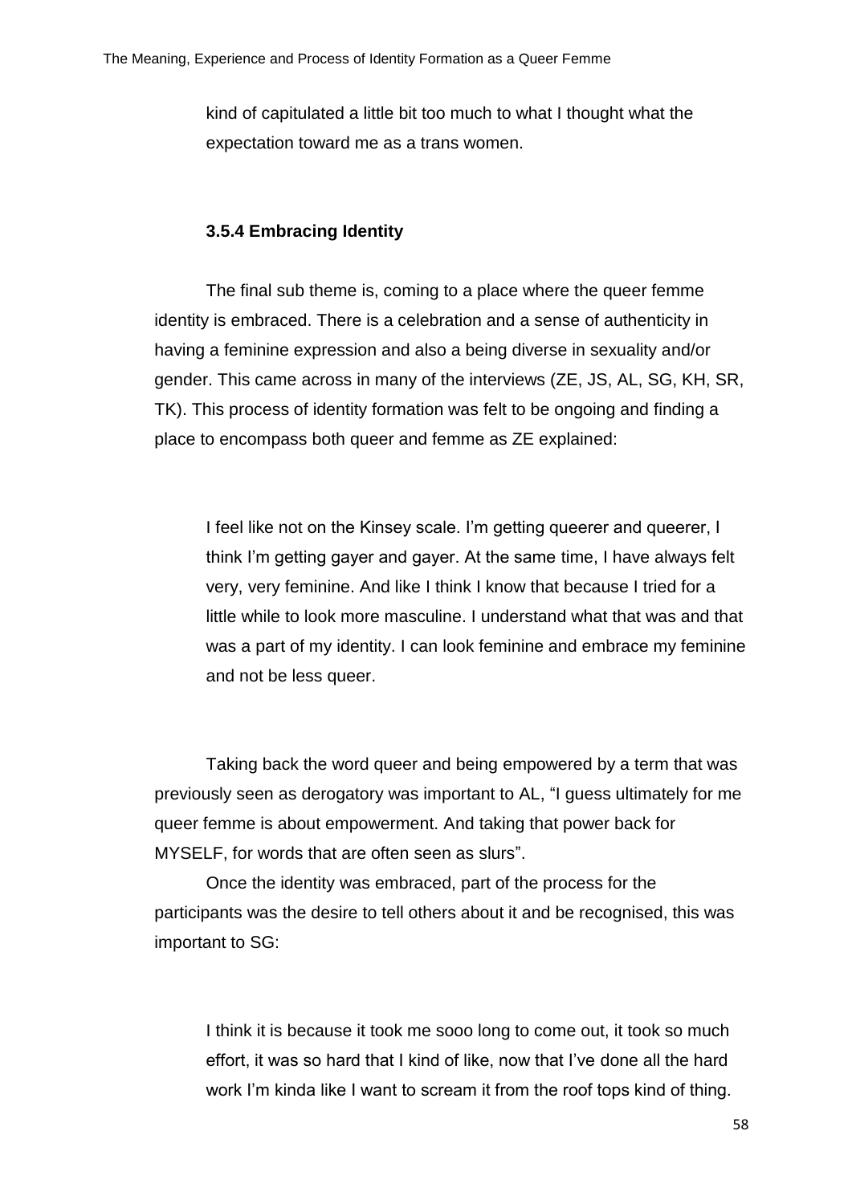kind of capitulated a little bit too much to what I thought what the expectation toward me as a trans women.

### 3.5.4 Embracing Identity

The final sub theme is, coming to a place where the queer femme identity is embraced. There is a celebration and a sense of authenticity in having a feminine expression and also a being diverse in sexuality and/or gender. This came across in many of the interviews (ZE, JS, AL, SG, KH, SR, TK). This process of identity formation was felt to be ongoing and finding a place to encompass both queer and femme as ZE explained:

> I feel like not on the Kinsey scale. I'm getting queerer and queerer, I think I'm getting gayer and gayer. At the same time, I have always felt very, very feminine. And like I think I know that because I tried for a little while to look more masculine. I understand what that was and that was a part of my identity. I can look feminine and embrace my feminine and not be less queer.

Taking back the word queer and being empowered by a term that was previously seen as derogatory was important to AL, "I guess ultimately for me queer femme is about empowerment. And taking that power back for MYSELF, for words that are often seen as slurs".

Once the identity was embraced, part of the process for the participants was the desire to tell others about it and be recognised, this was important to SG:

> I think it is because it took me sooo long to come out, it took so much effort, it was so hard that I kind of like, now that I've done all the hard work I'm kinda like I want to scream it from the roof tops kind of thing.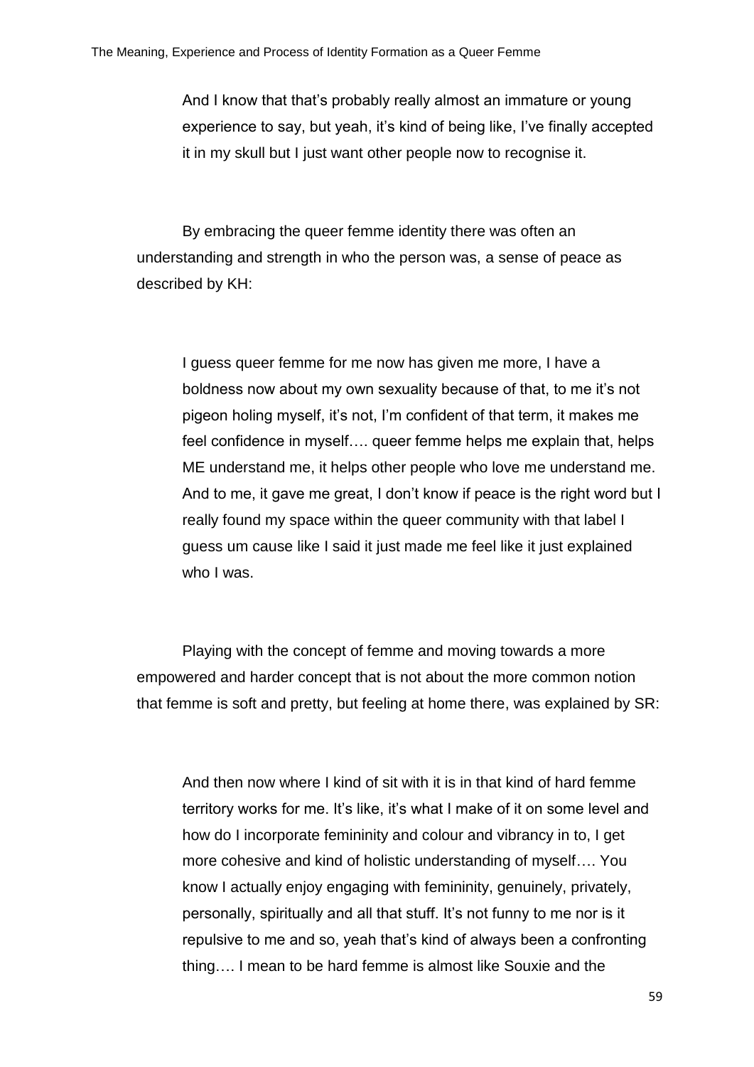> And I know that that's probably really almost an immature or young experience to say, but yeah, it's kind of being like, I've finally accepted it in my skull but I just want other people now to recognise it.

By embracing the queer femme identity there was often an understanding and strength in who the person was, a sense of peace as described by KH:

> I guess queer femme for me now has given me more, I have a boldness now about my own sexuality because of that, to me it's not pigeon holing myself, it's not, I'm confident of that term, it makes me feel confidence in myself…. queer femme helps me explain that, helps ME understand me, it helps other people who love me understand me. And to me, it gave me great, I don't know if peace is the right word but I really found my space within the queer community with that label I guess um cause like I said it just made me feel like it just explained who I was.

Playing with the concept of femme and moving towards a more empowered and harder concept that is not about the more common notion that femme is soft and pretty, but feeling at home there, was explained by SR:

> And then now where I kind of sit with it is in that kind of hard femme territory works for me. It's like, it's what I make of it on some level and how do I incorporate femininity and colour and vibrancy in to, I get more cohesive and kind of holistic understanding of myself…. You know I actually enjoy engaging with femininity, genuinely, privately, personally, spiritually and all that stuff. It's not funny to me nor is it repulsive to me and so, yeah that's kind of always been a confronting thing…. I mean to be hard femme is almost like Souxie and the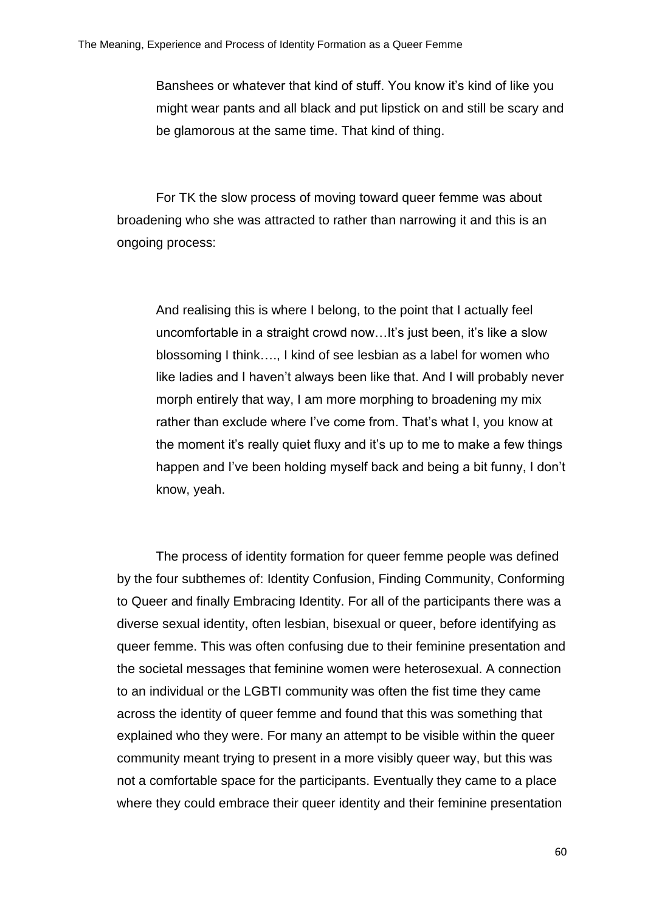> Banshees or whatever that kind of stuff. You know it's kind of like you might wear pants and all black and put lipstick on and still be scary and be glamorous at the same time. That kind of thing.

For TK the slow process of moving toward queer femme was about broadening who she was attracted to rather than narrowing it and this is an ongoing process:

> And realising this is where I belong, to the point that I actually feel uncomfortable in a straight crowd now…It's just been, it's like a slow blossoming I think…., I kind of see lesbian as a label for women who like ladies and I haven't always been like that. And I will probably never morph entirely that way, I am more morphing to broadening my mix rather than exclude where I've come from. That's what I, you know at the moment it's really quiet fluxy and it's up to me to make a few things happen and I've been holding myself back and being a bit funny, I don't know, yeah.

The process of identity formation for queer femme people was defined by the four subthemes of: Identity Confusion, Finding Community, Conforming to Queer and finally Embracing Identity. For all of the participants there was a diverse sexual identity, often lesbian, bisexual or queer, before identifying as queer femme. This was often confusing due to their feminine presentation and the societal messages that feminine women were heterosexual. A connection to an individual or the LGBTI community was often the fist time they came across the identity of queer femme and found that this was something that explained who they were. For many an attempt to be visible within the queer community meant trying to present in a more visibly queer way, but this was not a comfortable space for the participants. Eventually they came to a place where they could embrace their queer identity and their feminine presentation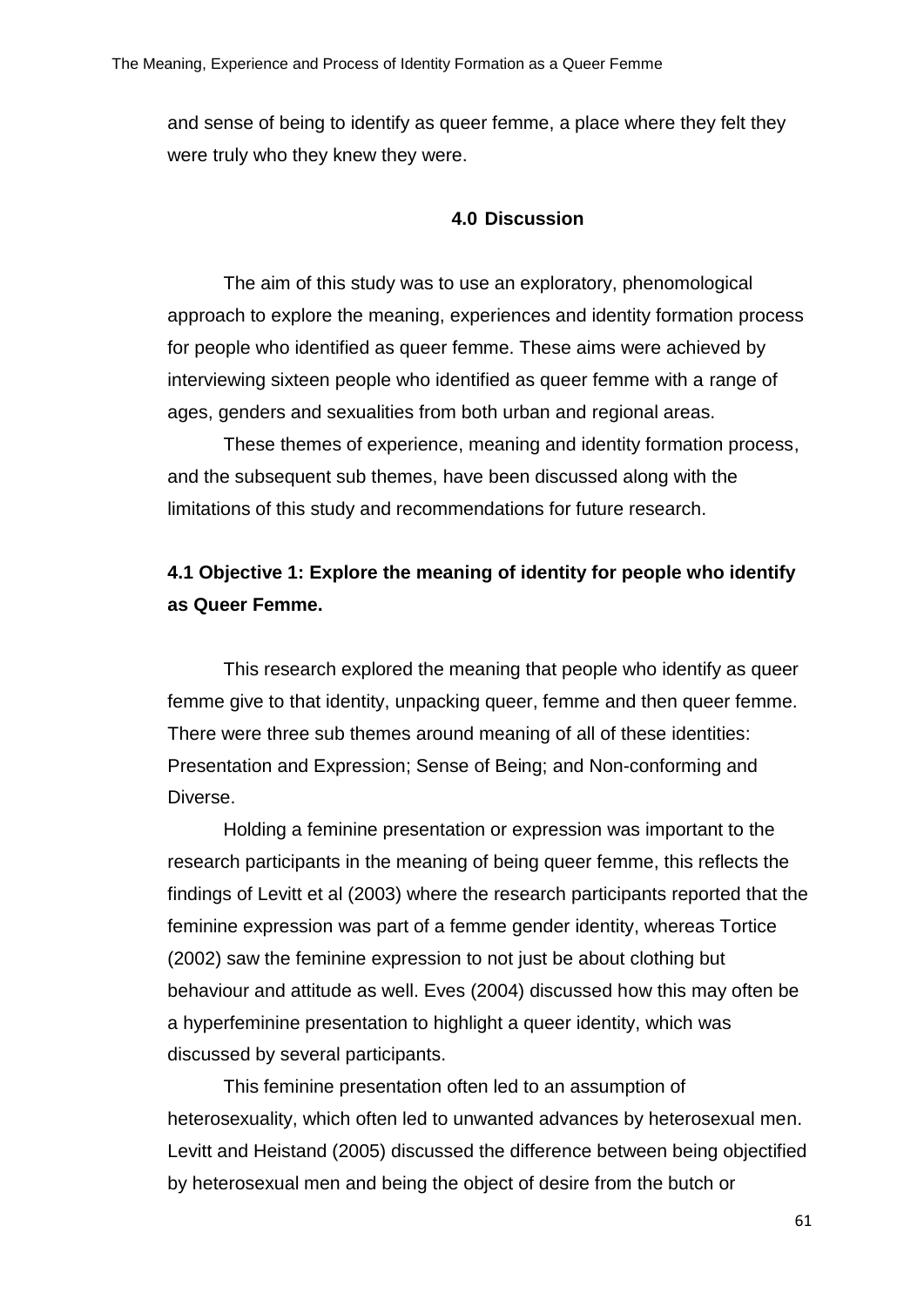and sense of being to identify as queer femme, a place where they felt they were truly who they knew they were.

# 4.0 Discussion

The aim of this study was to use an exploratory, phenomological approach to explore the meaning, experiences and identity formation process for people who identified as queer femme. These aims were achieved by interviewing sixteen people who identified as queer femme with a range of ages, genders and sexualities from both urban and regional areas.

These themes of experience, meaning and identity formation process, and the subsequent sub themes, have been discussed along with the limitations of this study and recommendations for future research.

## 4.1 Objective 1: Explore the meaning of identity for people who identify as Queer Femme.

This research explored the meaning that people who identify as queer femme give to that identity, unpacking queer, femme and then queer femme. There were three sub themes around meaning of all of these identities: Presentation and Expression; Sense of Being; and Non-conforming and Diverse.

Holding a feminine presentation or expression was important to the research participants in the meaning of being queer femme, this reflects the findings of Levitt et al (2003) where the research participants reported that the feminine expression was part of a femme gender identity, whereas Tortice (2002) saw the feminine expression to not just be about clothing but behaviour and attitude as well. Eves (2004) discussed how this may often be a hyperfeminine presentation to highlight a queer identity, which was discussed by several participants.

This feminine presentation often led to an assumption of heterosexuality, which often led to unwanted advances by heterosexual men. Levitt and Heistand (2005) discussed the difference between being objectified by heterosexual men and being the object of desire from the butch or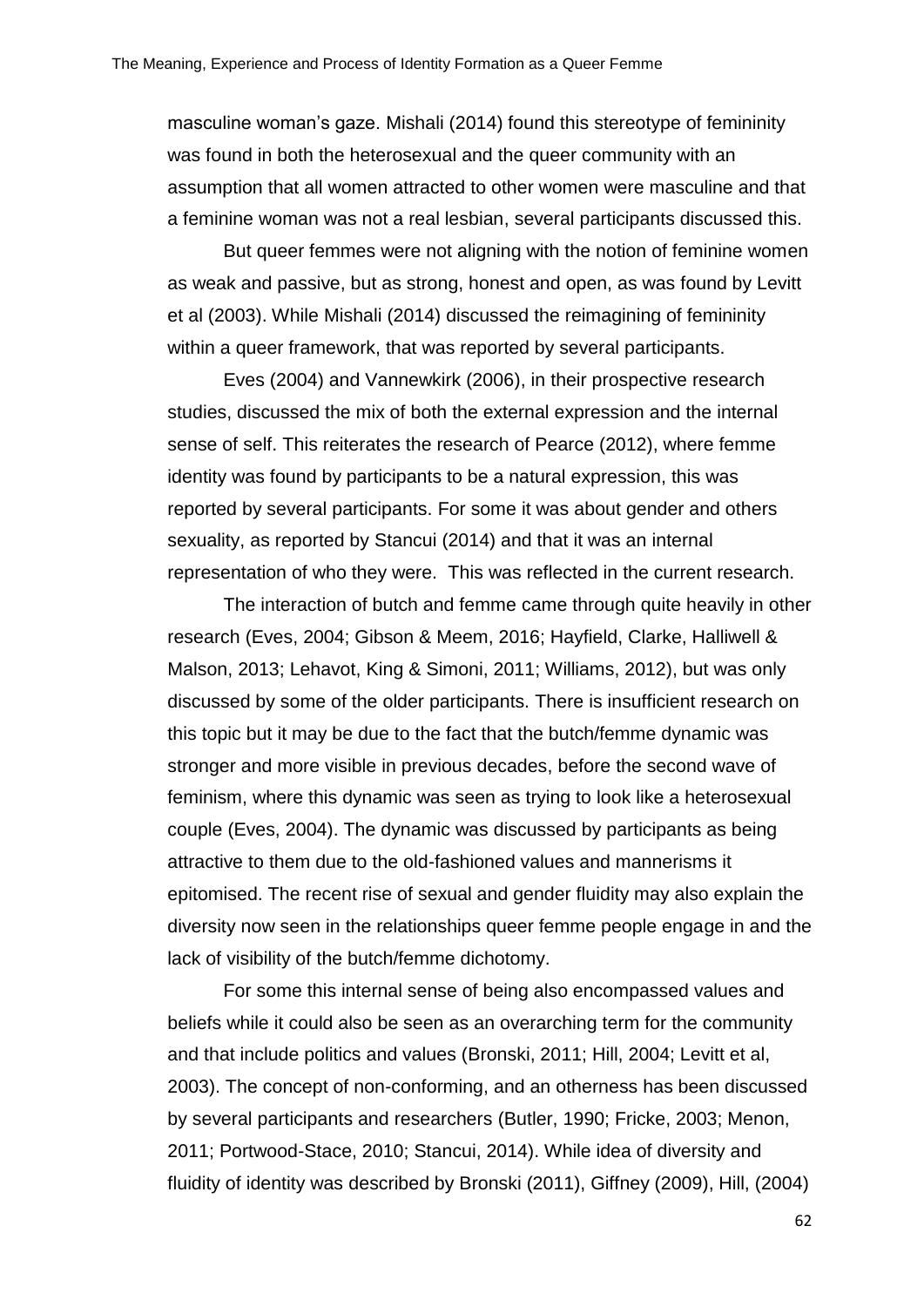masculine woman's gaze. Mishali (2014) found this stereotype of femininity was found in both the heterosexual and the queer community with an assumption that all women attracted to other women were masculine and that a feminine woman was not a real lesbian, several participants discussed this.

But queer femmes were not aligning with the notion of feminine women as weak and passive, but as strong, honest and open, as was found by Levitt et al (2003). While Mishali (2014) discussed the reimagining of femininity within a queer framework, that was reported by several participants.

Eves (2004) and Vannewkirk (2006), in their prospective research studies, discussed the mix of both the external expression and the internal sense of self. This reiterates the research of Pearce (2012), where femme identity was found by participants to be a natural expression, this was reported by several participants. For some it was about gender and others sexuality, as reported by Stancui (2014) and that it was an internal representation of who they were. This was reflected in the current research.

The interaction of butch and femme came through quite heavily in other research (Eves, 2004; Gibson & Meem, 2016; Hayfield, Clarke, Halliwell & Malson, 2013; Lehavot, King & Simoni, 2011; Williams, 2012), but was only discussed by some of the older participants. There is insufficient research on this topic but it may be due to the fact that the butch/femme dynamic was stronger and more visible in previous decades, before the second wave of feminism, where this dynamic was seen as trying to look like a heterosexual couple (Eves, 2004). The dynamic was discussed by participants as being attractive to them due to the old-fashioned values and mannerisms it epitomised. The recent rise of sexual and gender fluidity may also explain the diversity now seen in the relationships queer femme people engage in and the lack of visibility of the butch/femme dichotomy.

For some this internal sense of being also encompassed values and beliefs while it could also be seen as an overarching term for the community and that include politics and values (Bronski, 2011; Hill, 2004; Levitt et al, 2003). The concept of non-conforming, and an otherness has been discussed by several participants and researchers (Butler, 1990; Fricke, 2003; Menon, 2011; Portwood-Stace, 2010; Stancui, 2014). While idea of diversity and fluidity of identity was described by Bronski (2011), Giffney (2009), Hill, (2004)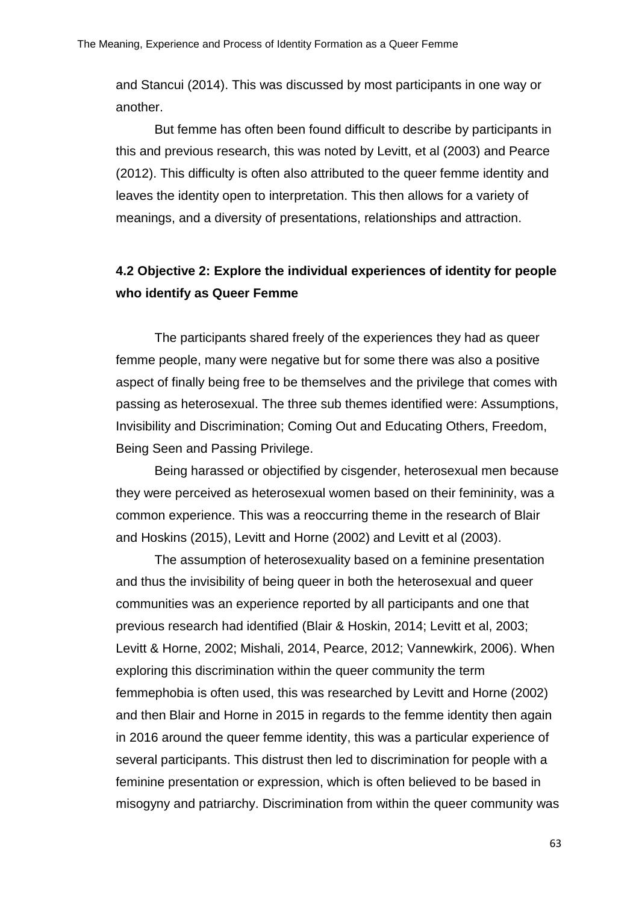and Stancui (2014). This was discussed by most participants in one way or another.

But femme has often been found difficult to describe by participants in this and previous research, this was noted by Levitt, et al (2003) and Pearce (2012). This difficulty is often also attributed to the queer femme identity and leaves the identity open to interpretation. This then allows for a variety of meanings, and a diversity of presentations, relationships and attraction.

### 4.2 Objective 2: Explore the individual experiences of identity for people who identify as Queer Femme

The participants shared freely of the experiences they had as queer femme people, many were negative but for some there was also a positive aspect of finally being free to be themselves and the privilege that comes with passing as heterosexual. The three sub themes identified were: Assumptions, Invisibility and Discrimination; Coming Out and Educating Others, Freedom, Being Seen and Passing Privilege.

Being harassed or objectified by cisgender, heterosexual men because they were perceived as heterosexual women based on their femininity, was a common experience. This was a reoccurring theme in the research of Blair and Hoskins (2015), Levitt and Horne (2002) and Levitt et al (2003).

The assumption of heterosexuality based on a feminine presentation and thus the invisibility of being queer in both the heterosexual and queer communities was an experience reported by all participants and one that previous research had identified (Blair & Hoskin, 2014; Levitt et al, 2003; Levitt & Horne, 2002; Mishali, 2014, Pearce, 2012; Vannewkirk, 2006). When exploring this discrimination within the queer community the term femmephobia is often used, this was researched by Levitt and Horne (2002) and then Blair and Horne in 2015 in regards to the femme identity then again in 2016 around the queer femme identity, this was a particular experience of several participants. This distrust then led to discrimination for people with a feminine presentation or expression, which is often believed to be based in misogyny and patriarchy. Discrimination from within the queer community was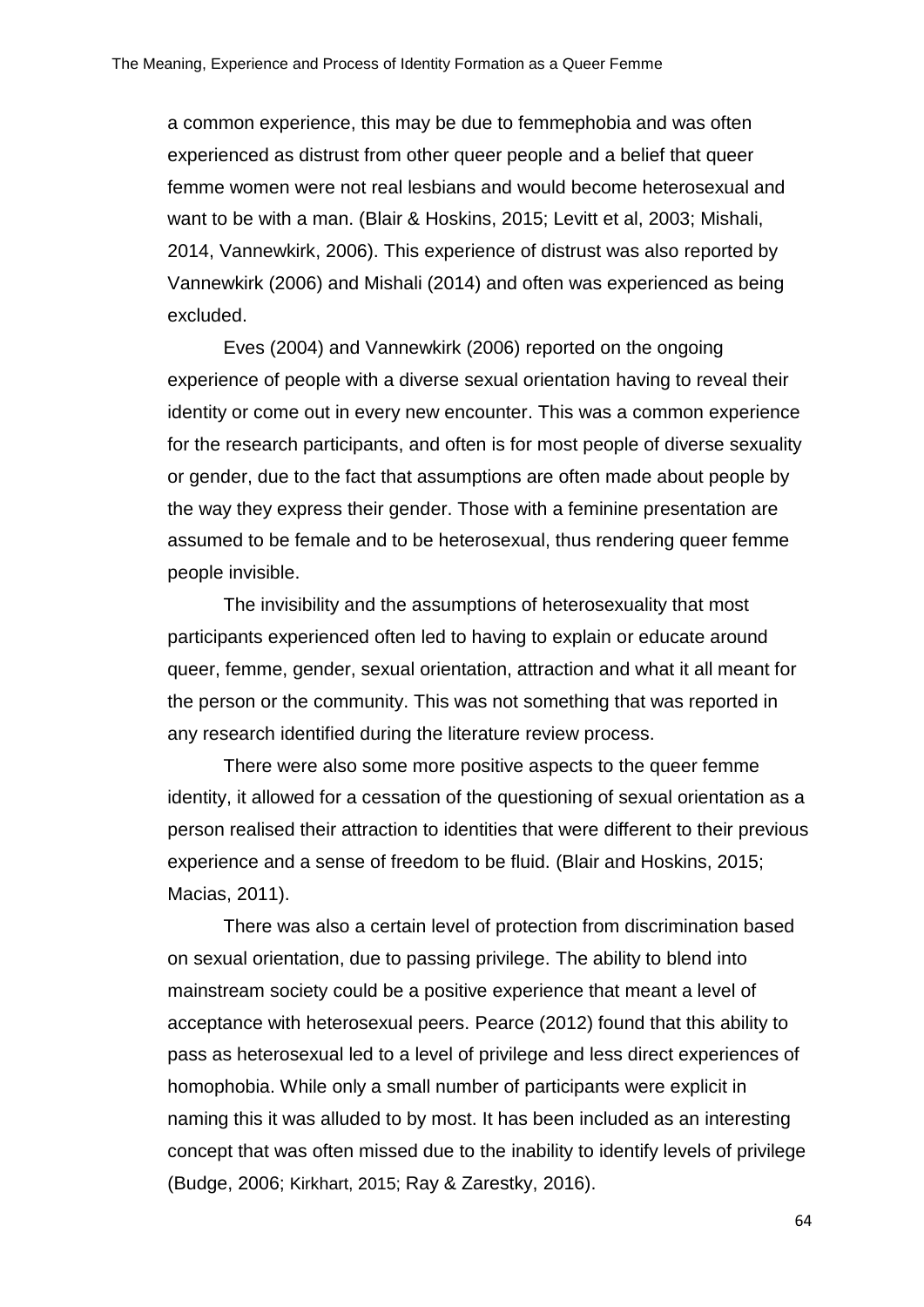a common experience, this may be due to femmephobia and was often experienced as distrust from other queer people and a belief that queer femme women were not real lesbians and would become heterosexual and want to be with a man. (Blair & Hoskins, 2015; Levitt et al, 2003; Mishali, 2014, Vannewkirk, 2006). This experience of distrust was also reported by Vannewkirk (2006) and Mishali (2014) and often was experienced as being excluded.

Eves (2004) and Vannewkirk (2006) reported on the ongoing experience of people with a diverse sexual orientation having to reveal their identity or come out in every new encounter. This was a common experience for the research participants, and often is for most people of diverse sexuality or gender, due to the fact that assumptions are often made about people by the way they express their gender. Those with a feminine presentation are assumed to be female and to be heterosexual, thus rendering queer femme people invisible.

The invisibility and the assumptions of heterosexuality that most participants experienced often led to having to explain or educate around queer, femme, gender, sexual orientation, attraction and what it all meant for the person or the community. This was not something that was reported in any research identified during the literature review process.

There were also some more positive aspects to the queer femme identity, it allowed for a cessation of the questioning of sexual orientation as a person realised their attraction to identities that were different to their previous experience and a sense of freedom to be fluid. (Blair and Hoskins, 2015; Macias, 2011).

There was also a certain level of protection from discrimination based on sexual orientation, due to passing privilege. The ability to blend into mainstream society could be a positive experience that meant a level of acceptance with heterosexual peers. Pearce (2012) found that this ability to pass as heterosexual led to a level of privilege and less direct experiences of homophobia. While only a small number of participants were explicit in naming this it was alluded to by most. It has been included as an interesting concept that was often missed due to the inability to identify levels of privilege (Budge, 2006; Kirkhart, 2015; Ray & Zarestky, 2016).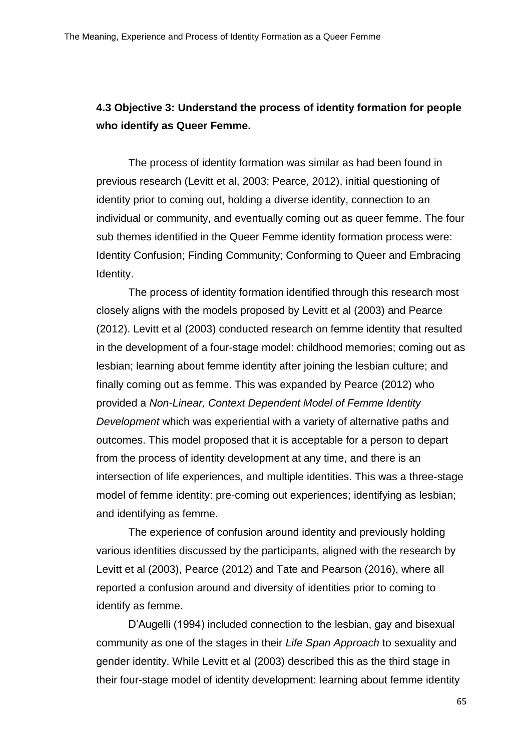### 4.3 Objective 3: Understand the process of identity formation for people who identify as Queer Femme.

The process of identity formation was similar as had been found in previous research (Levitt et al, 2003; Pearce, 2012), initial questioning of identity prior to coming out, holding a diverse identity, connection to an individual or community, and eventually coming out as queer femme. The four sub themes identified in the Queer Femme identity formation process were: Identity Confusion; Finding Community; Conforming to Queer and Embracing Identity.

The process of identity formation identified through this research most closely aligns with the models proposed by Levitt et al (2003) and Pearce (2012). Levitt et al (2003) conducted research on femme identity that resulted in the development of a four-stage model: childhood memories; coming out as lesbian; learning about femme identity after joining the lesbian culture; and finally coming out as femme. This was expanded by Pearce (2012) who provided a *Non-Linear, Context Dependent Model of Femme Identity Development* which was experiential with a variety of alternative paths and outcomes. This model proposed that it is acceptable for a person to depart from the process of identity development at any time, and there is an intersection of life experiences, and multiple identities. This was a three-stage model of femme identity: pre-coming out experiences; identifying as lesbian; and identifying as femme.

The experience of confusion around identity and previously holding various identities discussed by the participants, aligned with the research by Levitt et al (2003), Pearce (2012) and Tate and Pearson (2016), where all reported a confusion around and diversity of identities prior to coming to identify as femme.

D'Augelli (1994) included connection to the lesbian, gay and bisexual community as one of the stages in their *Life Span Approach* to sexuality and gender identity. While Levitt et al (2003) described this as the third stage in their four-stage model of identity development: learning about femme identity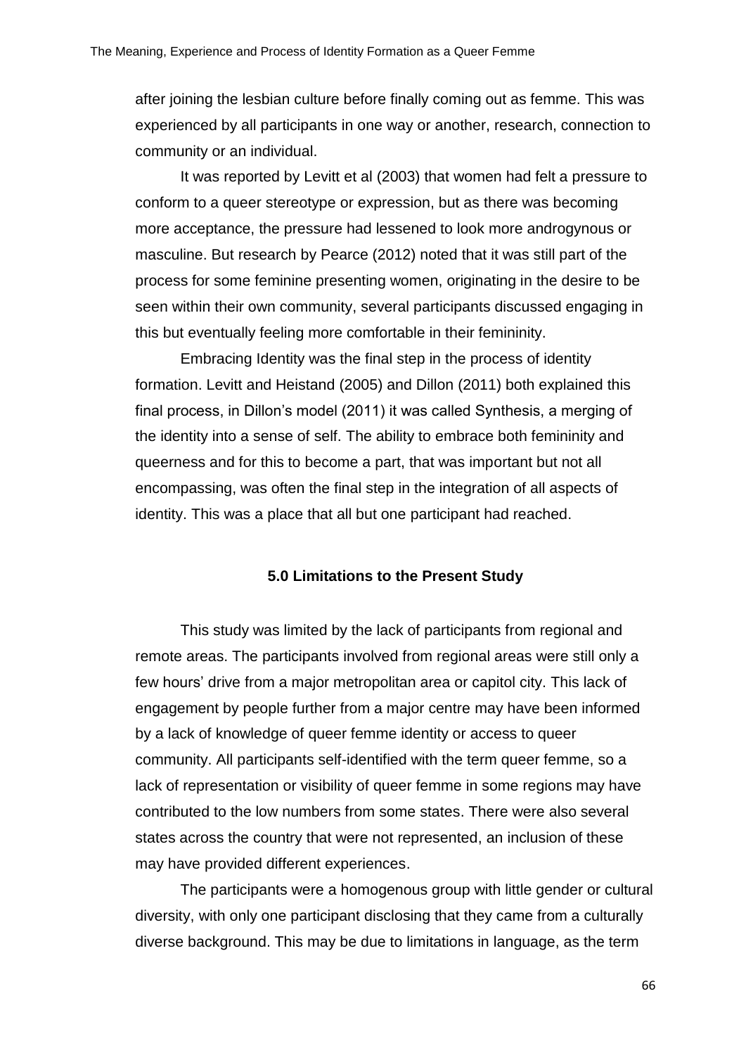after joining the lesbian culture before finally coming out as femme. This was experienced by all participants in one way or another, research, connection to community or an individual.

It was reported by Levitt et al (2003) that women had felt a pressure to conform to a queer stereotype or expression, but as there was becoming more acceptance, the pressure had lessened to look more androgynous or masculine. But research by Pearce (2012) noted that it was still part of the process for some feminine presenting women, originating in the desire to be seen within their own community, several participants discussed engaging in this but eventually feeling more comfortable in their femininity.

Embracing Identity was the final step in the process of identity formation. Levitt and Heistand (2005) and Dillon (2011) both explained this final process, in Dillon's model (2011) it was called Synthesis, a merging of the identity into a sense of self. The ability to embrace both femininity and queerness and for this to become a part, that was important but not all encompassing, was often the final step in the integration of all aspects of identity. This was a place that all but one participant had reached.

## 5.0 Limitations to the Present Study

This study was limited by the lack of participants from regional and remote areas. The participants involved from regional areas were still only a few hours' drive from a major metropolitan area or capitol city. This lack of engagement by people further from a major centre may have been informed by a lack of knowledge of queer femme identity or access to queer community. All participants self-identified with the term queer femme, so a lack of representation or visibility of queer femme in some regions may have contributed to the low numbers from some states. There were also several states across the country that were not represented, an inclusion of these may have provided different experiences.

The participants were a homogenous group with little gender or cultural diversity, with only one participant disclosing that they came from a culturally diverse background. This may be due to limitations in language, as the term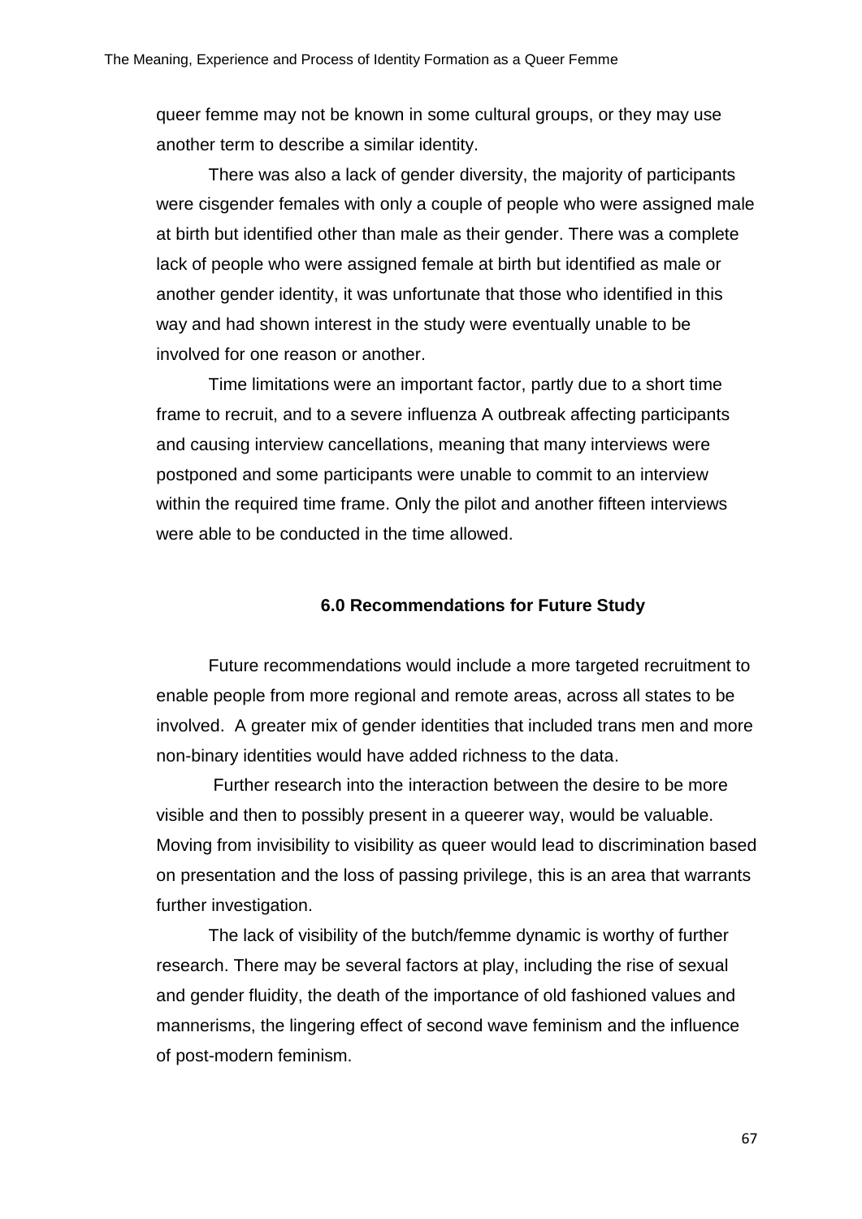queer femme may not be known in some cultural groups, or they may use another term to describe a similar identity.

There was also a lack of gender diversity, the majority of participants were cisgender females with only a couple of people who were assigned male at birth but identified other than male as their gender. There was a complete lack of people who were assigned female at birth but identified as male or another gender identity, it was unfortunate that those who identified in this way and had shown interest in the study were eventually unable to be involved for one reason or another.

Time limitations were an important factor, partly due to a short time frame to recruit, and to a severe influenza A outbreak affecting participants and causing interview cancellations, meaning that many interviews were postponed and some participants were unable to commit to an interview within the required time frame. Only the pilot and another fifteen interviews were able to be conducted in the time allowed.

## 6.0 Recommendations for Future Study

Future recommendations would include a more targeted recruitment to enable people from more regional and remote areas, across all states to be involved. A greater mix of gender identities that included trans men and more non-binary identities would have added richness to the data.

Further research into the interaction between the desire to be more visible and then to possibly present in a queerer way, would be valuable. Moving from invisibility to visibility as queer would lead to discrimination based on presentation and the loss of passing privilege, this is an area that warrants further investigation.

The lack of visibility of the butch/femme dynamic is worthy of further research. There may be several factors at play, including the rise of sexual and gender fluidity, the death of the importance of old fashioned values and mannerisms, the lingering effect of second wave feminism and the influence of post-modern feminism.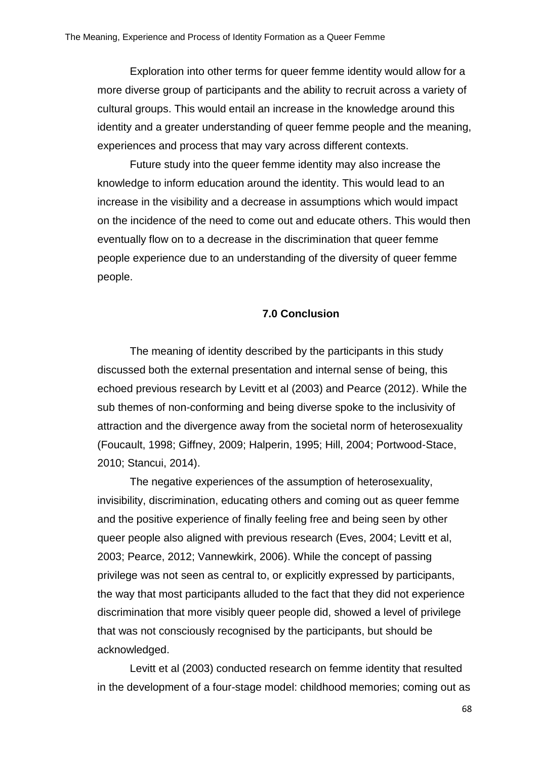Exploration into other terms for queer femme identity would allow for a more diverse group of participants and the ability to recruit across a variety of cultural groups. This would entail an increase in the knowledge around this identity and a greater understanding of queer femme people and the meaning, experiences and process that may vary across different contexts.

Future study into the queer femme identity may also increase the knowledge to inform education around the identity. This would lead to an increase in the visibility and a decrease in assumptions which would impact on the incidence of the need to come out and educate others. This would then eventually flow on to a decrease in the discrimination that queer femme people experience due to an understanding of the diversity of queer femme people.

## 7.0 Conclusion

The meaning of identity described by the participants in this study discussed both the external presentation and internal sense of being, this echoed previous research by Levitt et al (2003) and Pearce (2012). While the sub themes of non-conforming and being diverse spoke to the inclusivity of attraction and the divergence away from the societal norm of heterosexuality (Foucault, 1998; Giffney, 2009; Halperin, 1995; Hill, 2004; Portwood-Stace, 2010; Stancui, 2014).

The negative experiences of the assumption of heterosexuality, invisibility, discrimination, educating others and coming out as queer femme and the positive experience of finally feeling free and being seen by other queer people also aligned with previous research (Eves, 2004; Levitt et al, 2003; Pearce, 2012; Vannewkirk, 2006). While the concept of passing privilege was not seen as central to, or explicitly expressed by participants, the way that most participants alluded to the fact that they did not experience discrimination that more visibly queer people did, showed a level of privilege that was not consciously recognised by the participants, but should be acknowledged.

Levitt et al (2003) conducted research on femme identity that resulted in the development of a four-stage model: childhood memories; coming out as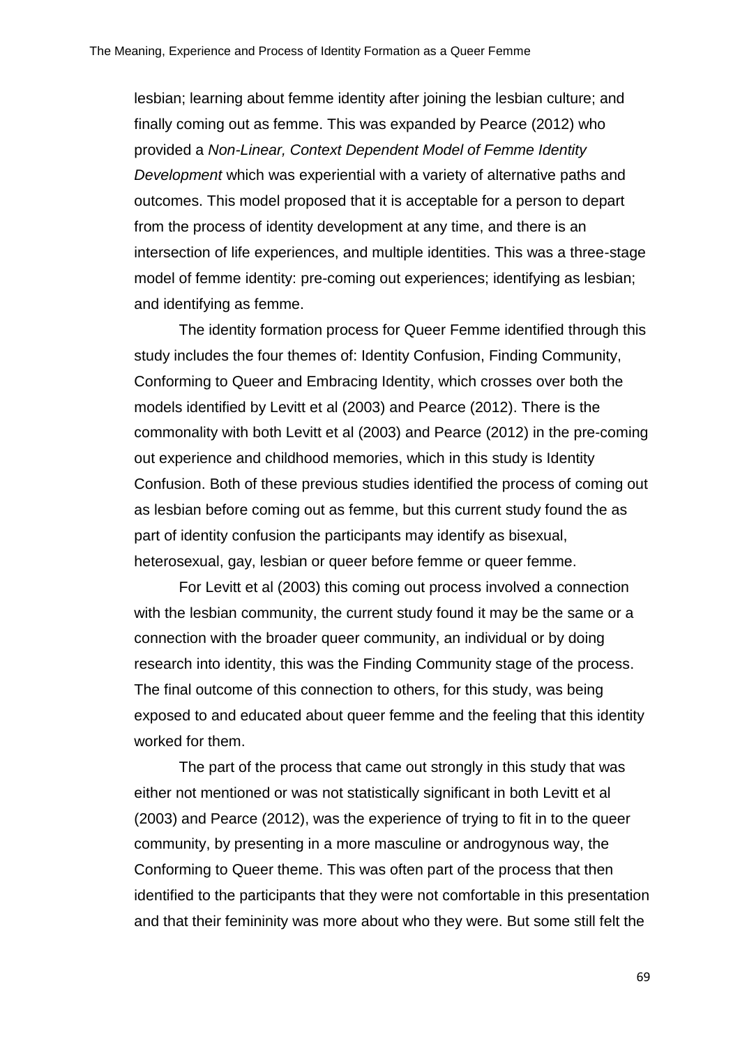lesbian; learning about femme identity after joining the lesbian culture; and finally coming out as femme. This was expanded by Pearce (2012) who provided a *Non-Linear, Context Dependent Model of Femme Identity Development* which was experiential with a variety of alternative paths and outcomes. This model proposed that it is acceptable for a person to depart from the process of identity development at any time, and there is an intersection of life experiences, and multiple identities. This was a three-stage model of femme identity: pre-coming out experiences; identifying as lesbian; and identifying as femme.

The identity formation process for Queer Femme identified through this study includes the four themes of: Identity Confusion, Finding Community, Conforming to Queer and Embracing Identity, which crosses over both the models identified by Levitt et al (2003) and Pearce (2012). There is the commonality with both Levitt et al (2003) and Pearce (2012) in the pre-coming out experience and childhood memories, which in this study is Identity Confusion. Both of these previous studies identified the process of coming out as lesbian before coming out as femme, but this current study found the as part of identity confusion the participants may identify as bisexual, heterosexual, gay, lesbian or queer before femme or queer femme.

For Levitt et al (2003) this coming out process involved a connection with the lesbian community, the current study found it may be the same or a connection with the broader queer community, an individual or by doing research into identity, this was the Finding Community stage of the process. The final outcome of this connection to others, for this study, was being exposed to and educated about queer femme and the feeling that this identity worked for them.

The part of the process that came out strongly in this study that was either not mentioned or was not statistically significant in both Levitt et al (2003) and Pearce (2012), was the experience of trying to fit in to the queer community, by presenting in a more masculine or androgynous way, the Conforming to Queer theme. This was often part of the process that then identified to the participants that they were not comfortable in this presentation and that their femininity was more about who they were. But some still felt the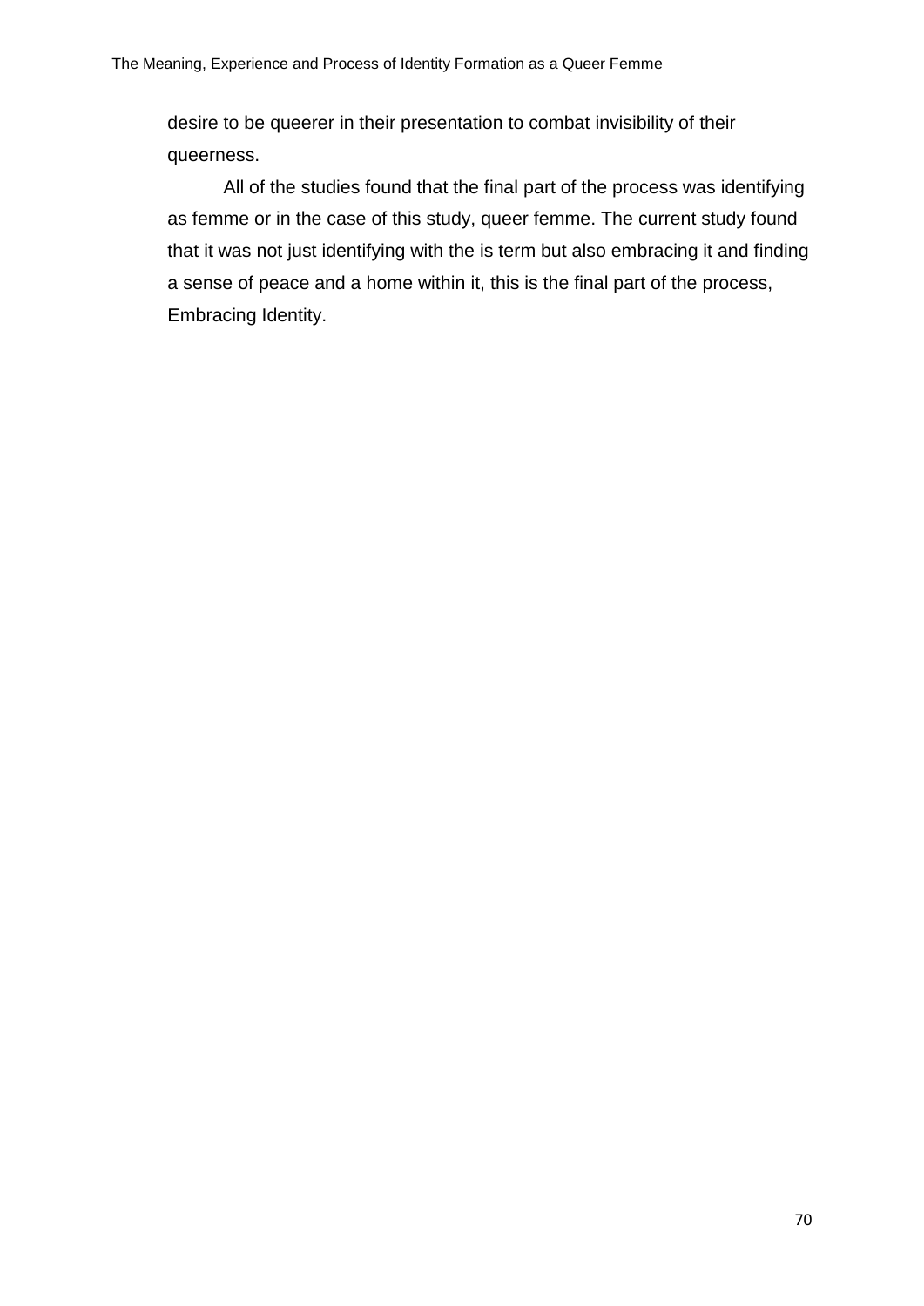desire to be queerer in their presentation to combat invisibility of their queerness.

All of the studies found that the final part of the process was identifying as femme or in the case of this study, queer femme. The current study found that it was not just identifying with the is term but also embracing it and finding a sense of peace and a home within it, this is the final part of the process, Embracing Identity.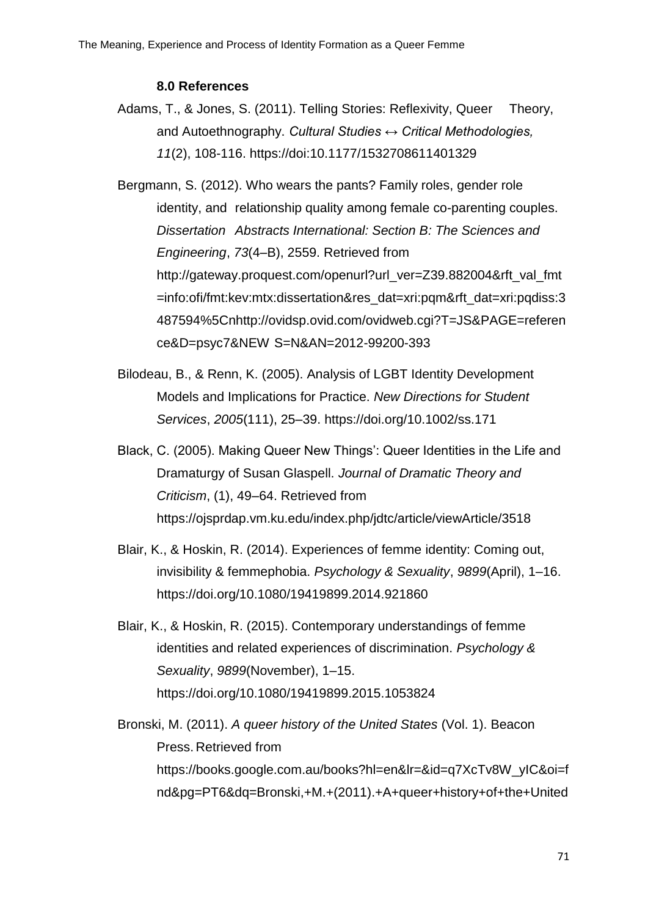### 8.0 References

Adams, T., & Jones, S. (2011). Telling Stories: Reflexivity, Queer Theory, and Autoethnography. *Cultural Studies ↔ Critical Methodologies, 11*(2), 108-116. https://doi:10.1177/1532708611401329

Bergmann, S. (2012). Who wears the pants? Family roles, gender role identity, and relationship quality among female co-parenting couples. *Dissertation Abstracts International: Section B: The Sciences and Engineering*, *73*(4–B), 2559. Retrieved from http://gateway.proquest.com/openurl?url_ver=Z39.882004&rft_val_fmt=info:ofi/fmt:kev:mtx:dissertation&res_dat=xri:pqm&rft_dat=xri:pqdiss:3487594%5Cnhttp://ovidsp.ovid.com/ovidweb.cgi?T=JS&PAGE=reference&D=psyc7&NEW S=N&AN=2012-99200-393

Bilodeau, B., & Renn, K. (2005). Analysis of LGBT Identity Development Models and Implications for Practice. *New Directions for Student Services*, *2005*(111), 25–39. https://doi.org/10.1002/ss.171

Black, C. (2005). Making Queer New Things': Queer Identities in the Life and Dramaturgy of Susan Glaspell. *Journal of Dramatic Theory and Criticism*, (1), 49–64. Retrieved from https://ojsprdap.vm.ku.edu/index.php/jdtc/article/viewArticle/3518

Blair, K., & Hoskin, R. (2014). Experiences of femme identity: Coming out, invisibility & femmephobia. *Psychology & Sexuality*, *9899*(April), 1–16. https://doi.org/10.1080/19419899.2014.921860

Blair, K., & Hoskin, R. (2015). Contemporary understandings of femme identities and related experiences of discrimination. *Psychology & Sexuality*, *9899*(November), 1–15. https://doi.org/10.1080/19419899.2015.1053824

Bronski, M. (2011). *A queer history of the United States* (Vol. 1). Beacon Press. Retrieved from https://books.google.com.au/books?hl=en&lr=&id=q7XcTv8W_yIC&oi=fnd&pg=PT6&dq=Bronski,+M.+(2011).+A+queer+history+of+the+United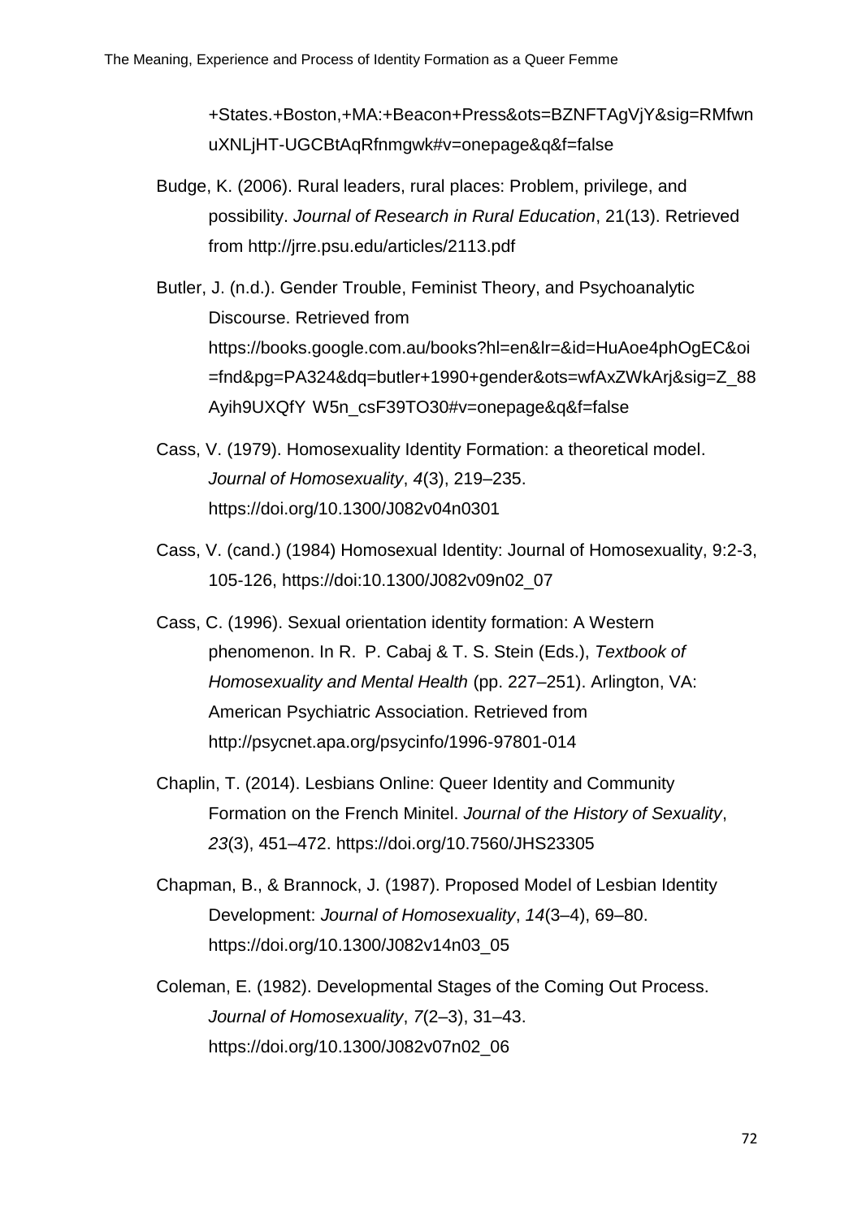+States.+Boston,+MA:+Beacon+Press&ots=BZNFTAgVjY&sig=RMfwnuXNLjHT-UGCBtAqRfnmgwk#v=onepage&q&f=false

Budge, K. (2006). Rural leaders, rural places: Problem, privilege, and possibility. *Journal of Research in Rural Education*, 21(13). Retrieved from http://jrre.psu.edu/articles/2113.pdf

Butler, J. (n.d.). Gender Trouble, Feminist Theory, and Psychoanalytic Discourse. Retrieved from https://books.google.com.au/books?hl=en&lr=&id=HuAoe4phOgEC&oi=fnd&pg=PA324&dq=butler+1990+gender&ots=wfAxZWkArj&sig=Z_88Ayih9UXQfY W5n_csF39TO30#v=onepage&q&f=false

Cass, V. (1979). Homosexuality Identity Formation: a theoretical model. *Journal of Homosexuality*, *4*(3), 219–235. https://doi.org/10.1300/J082v04n0301

Cass, V. (cand.) (1984) Homosexual Identity: Journal of Homosexuality, 9:2-3, 105-126, https://doi:10.1300/J082v09n02_07

Cass, C. (1996). Sexual orientation identity formation: A Western phenomenon. In R. P. Cabaj & T. S. Stein (Eds.), *Textbook of Homosexuality and Mental Health* (pp. 227–251). Arlington, VA: American Psychiatric Association. Retrieved from http://psycnet.apa.org/psycinfo/1996-97801-014

Chaplin, T. (2014). Lesbians Online: Queer Identity and Community Formation on the French Minitel. *Journal of the History of Sexuality*, *23*(3), 451–472. https://doi.org/10.7560/JHS23305

Chapman, B., & Brannock, J. (1987). Proposed Model of Lesbian Identity Development: *Journal of Homosexuality*, *14*(3–4), 69–80. https://doi.org/10.1300/J082v14n03_05

Coleman, E. (1982). Developmental Stages of the Coming Out Process. *Journal of Homosexuality*, *7*(2–3), 31–43. https://doi.org/10.1300/J082v07n02_06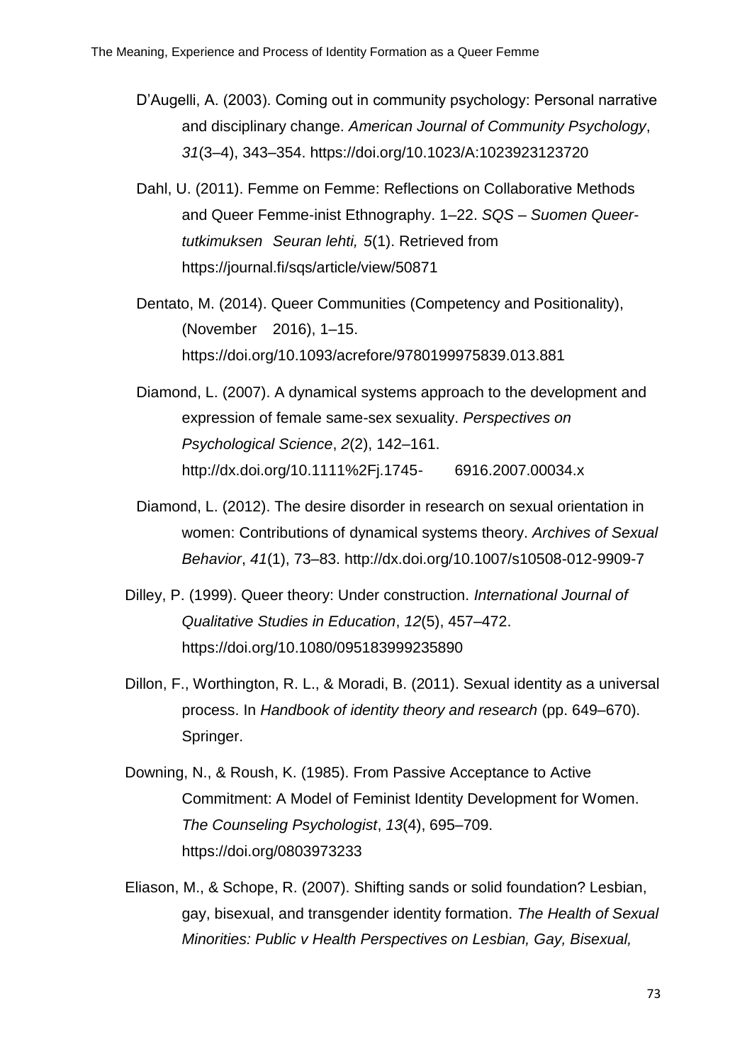D'Augelli, A. (2003). Coming out in community psychology: Personal narrative and disciplinary change. *American Journal of Community Psychology*, *31*(3–4), 343–354. https://doi.org/10.1023/A:1023923123720

Dahl, U. (2011). Femme on Femme: Reflections on Collaborative Methods and Queer Femme-inist Ethnography. 1–22. *SQS – Suomen Queer-tutkimuksen Seuran lehti, 5*(1). Retrieved from https://journal.fi/sqs/article/view/50871

Dentato, M. (2014). Queer Communities (Competency and Positionality), (November 2016), 1–15. https://doi.org/10.1093/acrefore/9780199975839.013.881

Diamond, L. (2007). A dynamical systems approach to the development and expression of female same-sex sexuality. *Perspectives on Psychological Science*, *2*(2), 142–161. http://dx.doi.org/10.1111%2Fj.1745- 6916.2007.00034.x

Diamond, L. (2012). The desire disorder in research on sexual orientation in women: Contributions of dynamical systems theory. *Archives of Sexual Behavior*, *41*(1), 73–83. http://dx.doi.org/10.1007/s10508-012-9909-7

Dilley, P. (1999). Queer theory: Under construction. *International Journal of Qualitative Studies in Education*, *12*(5), 457–472. https://doi.org/10.1080/095183999235890

Dillon, F., Worthington, R. L., & Moradi, B. (2011). Sexual identity as a universal process. In *Handbook of identity theory and research* (pp. 649–670). Springer.

Downing, N., & Roush, K. (1985). From Passive Acceptance to Active Commitment: A Model of Feminist Identity Development for Women. *The Counseling Psychologist*, *13*(4), 695–709. https://doi.org/0803973233

Eliason, M., & Schope, R. (2007). Shifting sands or solid foundation? Lesbian, gay, bisexual, and transgender identity formation. *The Health of Sexual Minorities: Public v Health Perspectives on Lesbian, Gay, Bisexual,*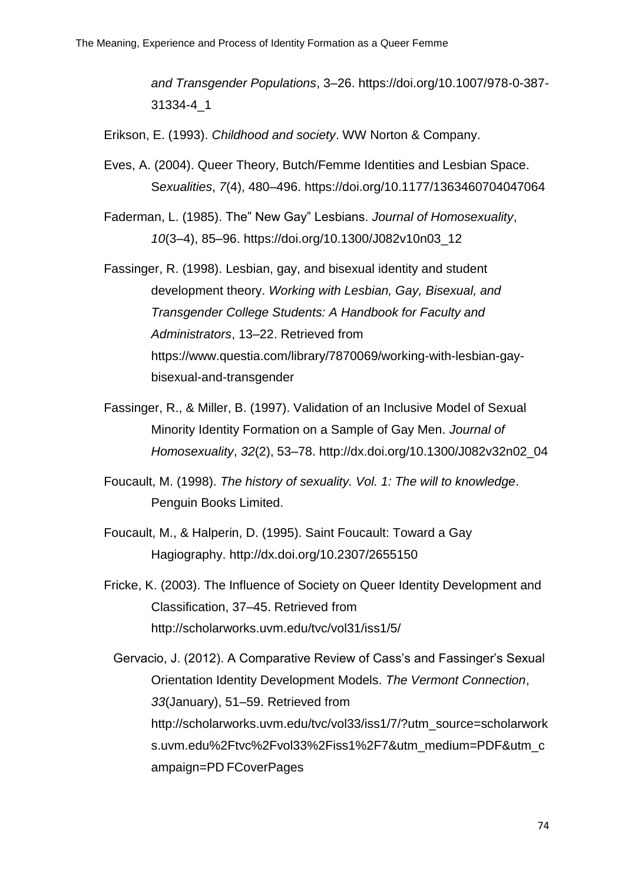*and Transgender Populations*, 3–26. https://doi.org/10.1007/978-0-387-31334-4_1

Erikson, E. (1993). *Childhood and society*. WW Norton & Company.

Eves, A. (2004). Queer Theory, Butch/Femme Identities and Lesbian Space. *Sexualities*, *7*(4), 480–496. https://doi.org/10.1177/1363460704047064

Faderman, L. (1985). The" New Gay" Lesbians. *Journal of Homosexuality*, *10*(3–4), 85–96. https://doi.org/10.1300/J082v10n03_12

Fassinger, R. (1998). Lesbian, gay, and bisexual identity and student development theory. *Working with Lesbian, Gay, Bisexual, and Transgender College Students: A Handbook for Faculty and Administrators*, 13–22. Retrieved from https://www.questia.com/library/7870069/working-with-lesbian-gay-bisexual-and-transgender

Fassinger, R., & Miller, B. (1997). Validation of an Inclusive Model of Sexual Minority Identity Formation on a Sample of Gay Men. *Journal of Homosexuality*, *32*(2), 53–78. http://dx.doi.org/10.1300/J082v32n02_04

Foucault, M. (1998). *The history of sexuality. Vol. 1: The will to knowledge*. Penguin Books Limited.

Foucault, M., & Halperin, D. (1995). Saint Foucault: Toward a Gay Hagiography. http://dx.doi.org/10.2307/2655150

Fricke, K. (2003). The Influence of Society on Queer Identity Development and Classification, 37–45. Retrieved from http://scholarworks.uvm.edu/tvc/vol31/iss1/5/

Gervacio, J. (2012). A Comparative Review of Cass's and Fassinger's Sexual Orientation Identity Development Models. *The Vermont Connection*, *33*(January), 51–59. Retrieved from http://scholarworks.uvm.edu/tvc/vol33/iss1/7/?utm_source=scholarworks.uvm.edu%2Ftvc%2Fvol33%2Fiss1%2F7&utm_medium=PDF&utm_campaign=PD FCoverPages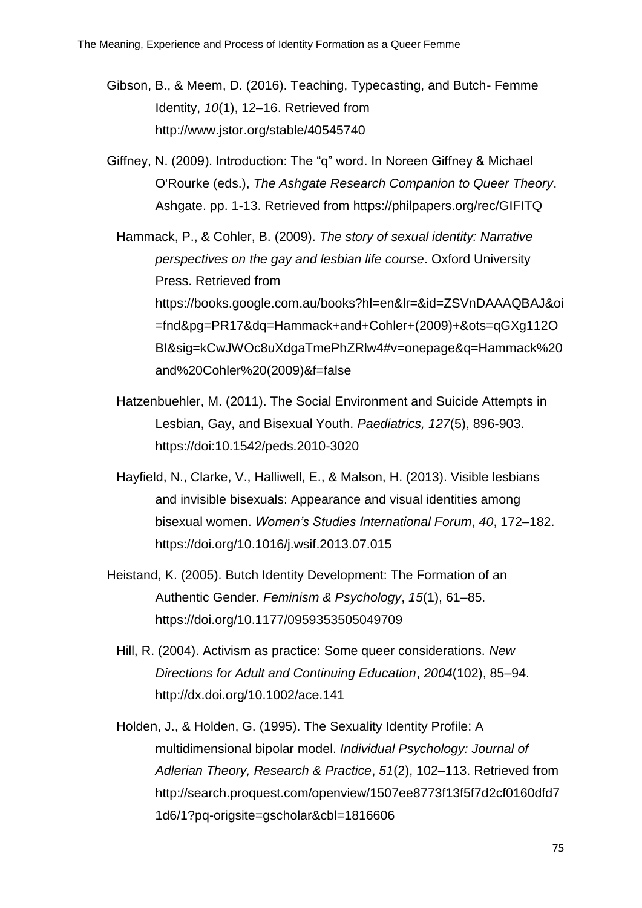Gibson, B., & Meem, D. (2016). Teaching, Typecasting, and Butch- Femme Identity, *10*(1), 12–16. Retrieved from http://www.jstor.org/stable/40545740

Giffney, N. (2009). Introduction: The "q" word. In Noreen Giffney & Michael O'Rourke (eds.), *The Ashgate Research Companion to Queer Theory*. Ashgate. pp. 1-13. Retrieved from https://philpapers.org/rec/GIFITQ

Hammack, P., & Cohler, B. (2009). *The story of sexual identity: Narrative perspectives on the gay and lesbian life course*. Oxford University Press. Retrieved from https://books.google.com.au/books?hl=en&lr=&id=ZSVnDAAAQBAJ&oi=fnd&pg=PR17&dq=Hammack+and+Cohler+(2009)+&ots=qGXg112OBI&sig=kCwJWOc8uXdgaTmePhZRlw4#v=onepage&q=Hammack%20and%20Cohler%20(2009)&f=false

Hatzenbuehler, M. (2011). The Social Environment and Suicide Attempts in Lesbian, Gay, and Bisexual Youth. *Paediatrics, 127*(5), 896-903. https://doi:10.1542/peds.2010-3020

Hayfield, N., Clarke, V., Halliwell, E., & Malson, H. (2013). Visible lesbians and invisible bisexuals: Appearance and visual identities among bisexual women. *Women's Studies International Forum*, *40*, 172–182. https://doi.org/10.1016/j.wsif.2013.07.015

Heistand, K. (2005). Butch Identity Development: The Formation of an Authentic Gender. *Feminism & Psychology*, *15*(1), 61–85. https://doi.org/10.1177/0959353505049709

Hill, R. (2004). Activism as practice: Some queer considerations. *New Directions for Adult and Continuing Education*, *2004*(102), 85–94. http://dx.doi.org/10.1002/ace.141

Holden, J., & Holden, G. (1995). The Sexuality Identity Profile: A multidimensional bipolar model. *Individual Psychology: Journal of Adlerian Theory, Research & Practice*, *51*(2), 102–113. Retrieved from http://search.proquest.com/openview/1507ee8773f13f5f7d2cf0160dfd71d6/1?pq-origsite=gscholar&cbl=1816606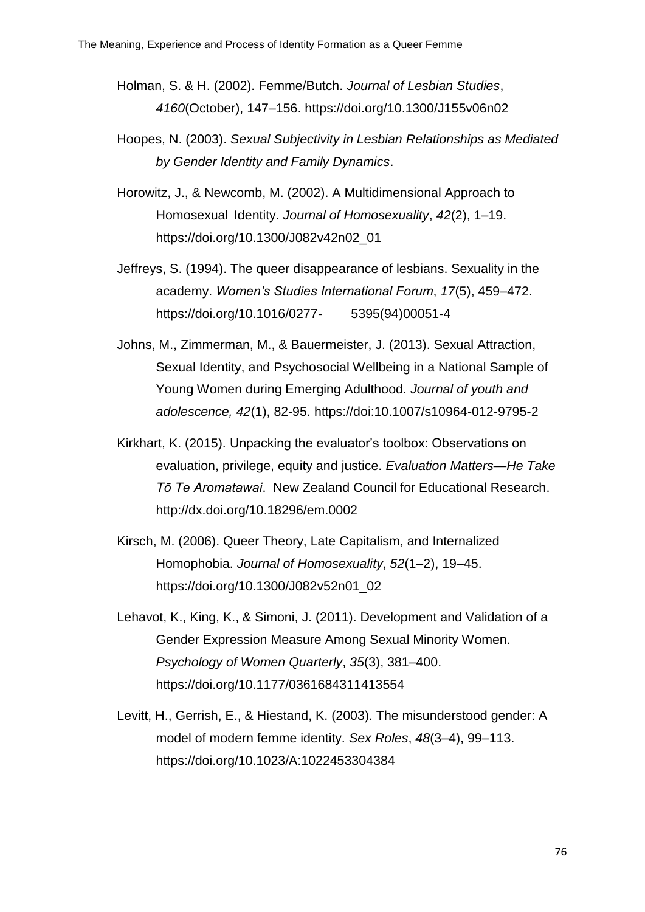Holman, S. & H. (2002). Femme/Butch. *Journal of Lesbian Studies*, *4160*(October), 147–156. https://doi.org/10.1300/J155v06n02

Hoopes, N. (2003). *Sexual Subjectivity in Lesbian Relationships as Mediated by Gender Identity and Family Dynamics*.

Horowitz, J., & Newcomb, M. (2002). A Multidimensional Approach to Homosexual Identity. *Journal of Homosexuality*, *42*(2), 1–19. https://doi.org/10.1300/J082v42n02_01

Jeffreys, S. (1994). The queer disappearance of lesbians. Sexuality in the academy. *Women's Studies International Forum*, *17*(5), 459–472. https://doi.org/10.1016/0277- 5395(94)00051-4

Johns, M., Zimmerman, M., & Bauermeister, J. (2013). Sexual Attraction, Sexual Identity, and Psychosocial Wellbeing in a National Sample of Young Women during Emerging Adulthood. *Journal of youth and adolescence, 42*(1), 82-95. https://doi:10.1007/s10964-012-9795-2

Kirkhart, K. (2015). Unpacking the evaluator's toolbox: Observations on evaluation, privilege, equity and justice. *Evaluation Matters—He Take Tō Te Aromatawai*. New Zealand Council for Educational Research. http://dx.doi.org/10.18296/em.0002

Kirsch, M. (2006). Queer Theory, Late Capitalism, and Internalized Homophobia. *Journal of Homosexuality*, *52*(1–2), 19–45. https://doi.org/10.1300/J082v52n01_02

Lehavot, K., King, K., & Simoni, J. (2011). Development and Validation of a Gender Expression Measure Among Sexual Minority Women. *Psychology of Women Quarterly*, *35*(3), 381–400. https://doi.org/10.1177/0361684311413554

Levitt, H., Gerrish, E., & Hiestand, K. (2003). The misunderstood gender: A model of modern femme identity. *Sex Roles*, *48*(3–4), 99–113. https://doi.org/10.1023/A:1022453304384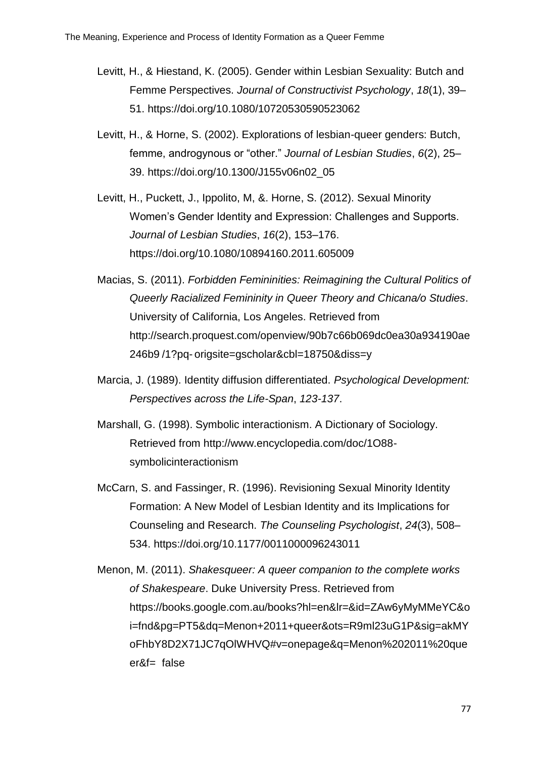Levitt, H., & Hiestand, K. (2005). Gender within Lesbian Sexuality: Butch and Femme Perspectives. *Journal of Constructivist Psychology*, *18*(1), 39–51. https://doi.org/10.1080/10720530590523062

Levitt, H., & Horne, S. (2002). Explorations of lesbian-queer genders: Butch, femme, androgynous or "other." *Journal of Lesbian Studies*, *6*(2), 25–39. https://doi.org/10.1300/J155v06n02_05

Levitt, H., Puckett, J., Ippolito, M, &. Horne, S. (2012). Sexual Minority Women's Gender Identity and Expression: Challenges and Supports. *Journal of Lesbian Studies*, *16*(2), 153–176. https://doi.org/10.1080/10894160.2011.605009

Macias, S. (2011). *Forbidden Femininities: Reimagining the Cultural Politics of Queerly Racialized Femininity in Queer Theory and Chicana/o Studies*. University of California, Los Angeles. Retrieved from http://search.proquest.com/openview/90b7c66b069dc0ea30a934190ae246b9 /1?pq- origsite=gscholar&cbl=18750&diss=y

Marcia, J. (1989). Identity diffusion differentiated. *Psychological Development: Perspectives across the Life-Span*, *123-137*.

Marshall, G. (1998). Symbolic interactionism. A Dictionary of Sociology. Retrieved from http://www.encyclopedia.com/doc/1O88-symbolicinteractionism

McCarn, S. and Fassinger, R. (1996). Revisioning Sexual Minority Identity Formation: A New Model of Lesbian Identity and its Implications for Counseling and Research. *The Counseling Psychologist*, *24*(3), 508–534. https://doi.org/10.1177/0011000096243011

Menon, M. (2011). *Shakesqueer: A queer companion to the complete works of Shakespeare*. Duke University Press. Retrieved from https://books.google.com.au/books?hl=en&lr=&id=ZAw6yMyMMeYC&oi=fnd&pg=PT5&dq=Menon+2011+queer&ots=R9ml23uG1P&sig=akMYoFhbY8D2X71JC7qOlWHVQ#v=onepage&q=Menon%202011%20queer&f= false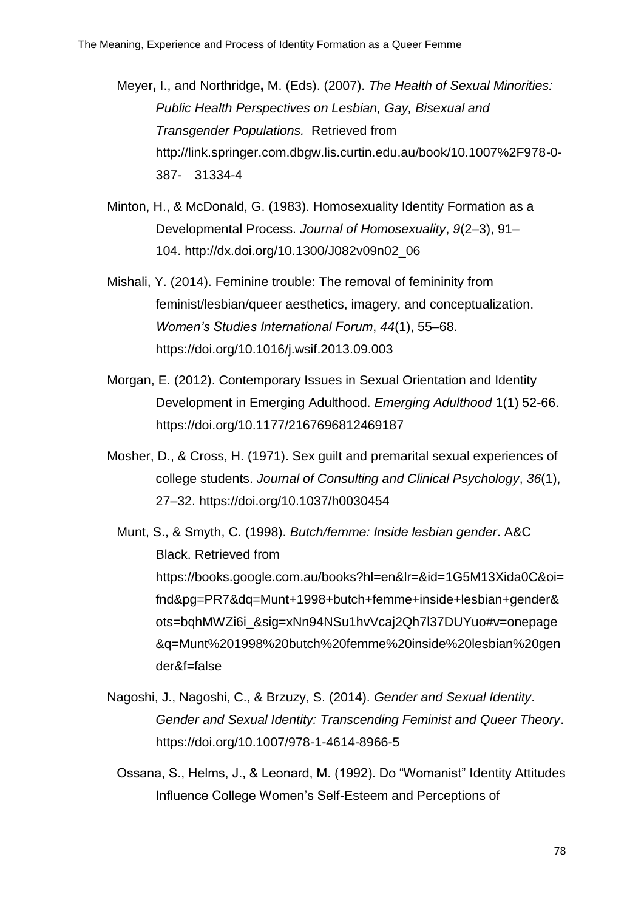Meyer, I., and Northridge, M. (Eds). (2007). *The Health of Sexual Minorities: Public Health Perspectives on Lesbian, Gay, Bisexual and Transgender Populations.* Retrieved from http://link.springer.com.dbgw.lis.curtin.edu.au/book/10.1007%2F978-0-387- 31334-4

Minton, H., & McDonald, G. (1983). Homosexuality Identity Formation as a Developmental Process. *Journal of Homosexuality*, *9*(2–3), 91–104. http://dx.doi.org/10.1300/J082v09n02_06

Mishali, Y. (2014). Feminine trouble: The removal of femininity from feminist/lesbian/queer aesthetics, imagery, and conceptualization. *Women's Studies International Forum*, *44*(1), 55–68. https://doi.org/10.1016/j.wsif.2013.09.003

Morgan, E. (2012). Contemporary Issues in Sexual Orientation and Identity Development in Emerging Adulthood. *Emerging Adulthood* 1(1) 52-66. https://doi.org/10.1177/2167696812469187

Mosher, D., & Cross, H. (1971). Sex guilt and premarital sexual experiences of college students. *Journal of Consulting and Clinical Psychology*, *36*(1), 27–32. https://doi.org/10.1037/h0030454

Munt, S., & Smyth, C. (1998). *Butch/femme: Inside lesbian gender*. A&C Black. Retrieved from https://books.google.com.au/books?hl=en&lr=&id=1G5M13Xida0C&oi=fnd&pg=PR7&dq=Munt+1998+butch+femme+inside+lesbian+gender&ots=bqhMWZi6i_&sig=xNn94NSu1hvVcaj2Qh7l37DUYuo#v=onepage&q=Munt%201998%20butch%20femme%20inside%20lesbian%20gender&f=false

Nagoshi, J., Nagoshi, C., & Brzuzy, S. (2014). *Gender and Sexual Identity*. *Gender and Sexual Identity: Transcending Feminist and Queer Theory*. https://doi.org/10.1007/978-1-4614-8966-5

Ossana, S., Helms, J., & Leonard, M. (1992). Do "Womanist" Identity Attitudes Influence College Women's Self-Esteem and Perceptions of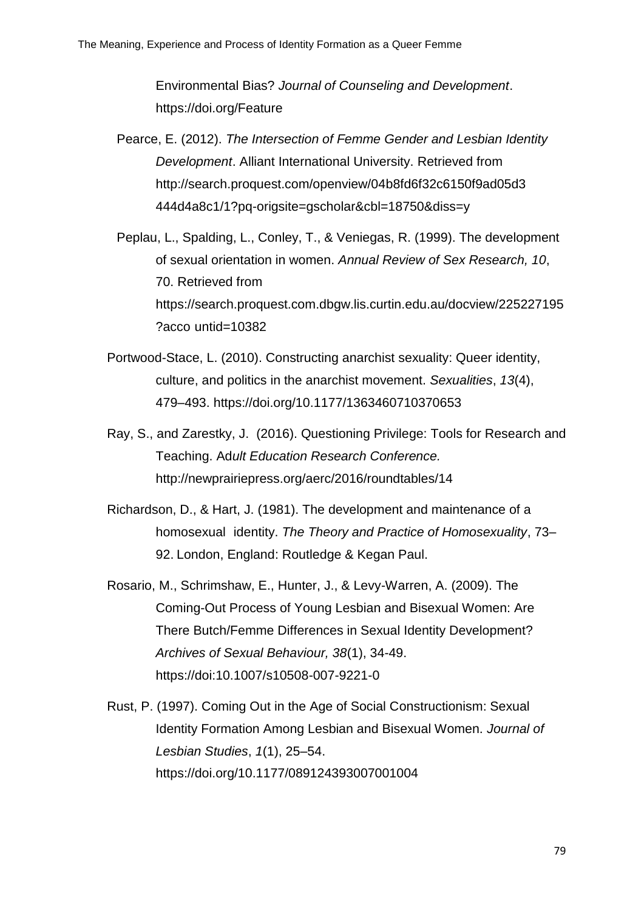Environmental Bias? *Journal of Counseling and Development*. https://doi.org/Feature

Pearce, E. (2012). *The Intersection of Femme Gender and Lesbian Identity Development*. Alliant International University. Retrieved from http://search.proquest.com/openview/04b8fd6f32c6150f9ad05d3444d4a8c1/1?pq-origsite=gscholar&cbl=18750&diss=y

Peplau, L., Spalding, L., Conley, T., & Veniegas, R. (1999). The development of sexual orientation in women. *Annual Review of Sex Research, 10*, 70. Retrieved from https://search.proquest.com.dbgw.lis.curtin.edu.au/docview/225227195?acco untid=10382

Portwood-Stace, L. (2010). Constructing anarchist sexuality: Queer identity, culture, and politics in the anarchist movement. *Sexualities*, *13*(4), 479–493. https://doi.org/10.1177/1363460710370653

Ray, S., and Zarestky, J. (2016). Questioning Privilege: Tools for Research and Teaching. Ad*ult Education Research Conference.* http://newprairiepress.org/aerc/2016/roundtables/14

Richardson, D., & Hart, J. (1981). The development and maintenance of a homosexual identity. *The Theory and Practice of Homosexuality*, 73–92. London, England: Routledge & Kegan Paul.

Rosario, M., Schrimshaw, E., Hunter, J., & Levy-Warren, A. (2009). The Coming-Out Process of Young Lesbian and Bisexual Women: Are There Butch/Femme Differences in Sexual Identity Development? *Archives of Sexual Behaviour, 38*(1), 34-49. https://doi:10.1007/s10508-007-9221-0

Rust, P. (1997). Coming Out in the Age of Social Constructionism: Sexual Identity Formation Among Lesbian and Bisexual Women. *Journal of Lesbian Studies*, *1*(1), 25–54. https://doi.org/10.1177/089124393007001004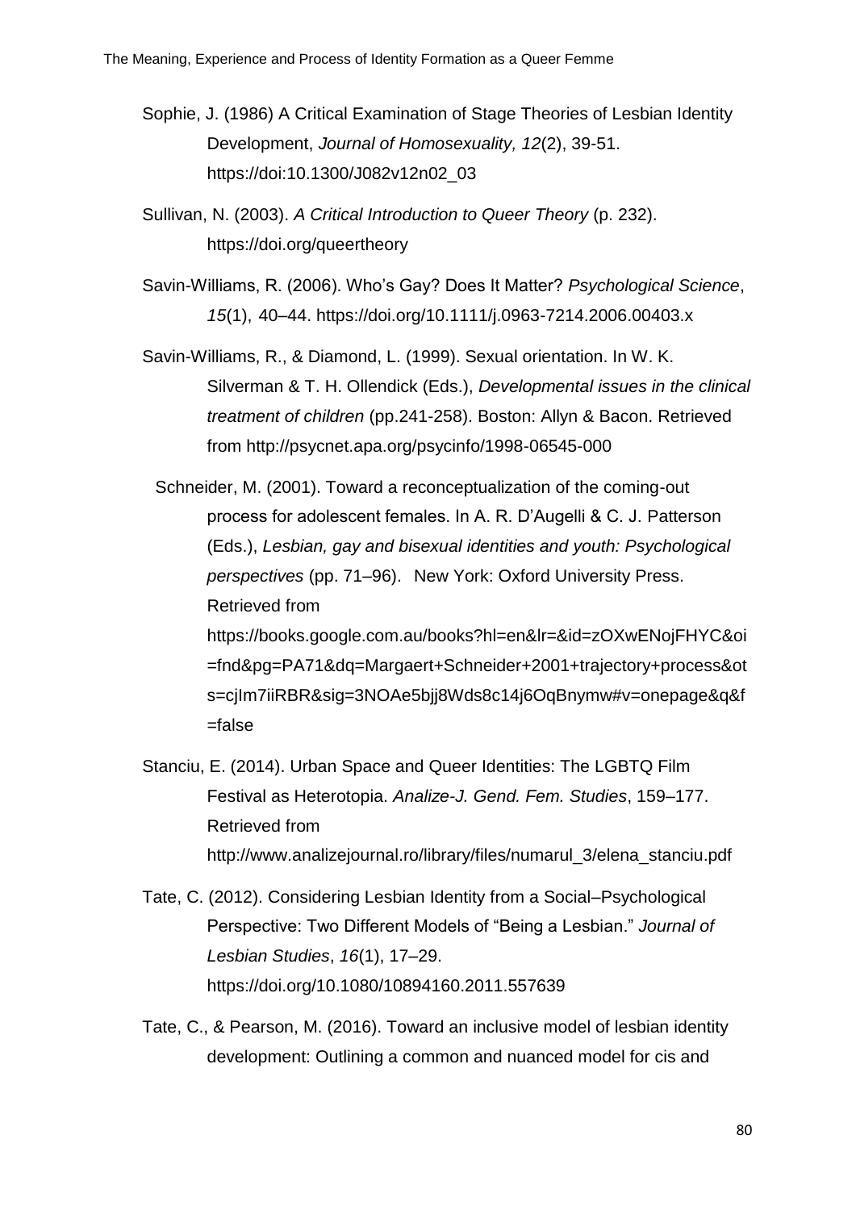Sophie, J. (1986) A Critical Examination of Stage Theories of Lesbian Identity Development, *Journal of Homosexuality, 12*(2), 39-51. https://doi:10.1300/J082v12n02_03

Sullivan, N. (2003). *A Critical Introduction to Queer Theory* (p. 232). https://doi.org/queertheory

Savin-Williams, R. (2006). Who's Gay? Does It Matter? *Psychological Science*, *15*(1), 40–44. https://doi.org/10.1111/j.0963-7214.2006.00403.x

Savin-Williams, R., & Diamond, L. (1999). Sexual orientation. In W. K. Silverman & T. H. Ollendick (Eds.), *Developmental issues in the clinical treatment of children* (pp.241-258). Boston: Allyn & Bacon. Retrieved from http://psycnet.apa.org/psycinfo/1998-06545-000

Schneider, M. (2001). Toward a reconceptualization of the coming-out process for adolescent females. In A. R. D'Augelli & C. J. Patterson (Eds.), *Lesbian, gay and bisexual identities and youth: Psychological perspectives* (pp. 71–96). New York: Oxford University Press. Retrieved from https://books.google.com.au/books?hl=en&lr=&id=zOXwENojFHYC&oi=fnd&pg=PA71&dq=Margaert+Schneider+2001+trajectory+process&ots=cjIm7iiRBR&sig=3NOAe5bjj8Wds8c14j6OqBnymw#v=onepage&q&f=false

Stanciu, E. (2014). Urban Space and Queer Identities: The LGBTQ Film Festival as Heterotopia. *Analize-J. Gend. Fem. Studies*, 159–177. Retrieved from http://www.analizejournal.ro/library/files/numarul_3/elena_stanciu.pdf

Tate, C. (2012). Considering Lesbian Identity from a Social–Psychological Perspective: Two Different Models of "Being a Lesbian." *Journal of Lesbian Studies*, *16*(1), 17–29. https://doi.org/10.1080/10894160.2011.557639

Tate, C., & Pearson, M. (2016). Toward an inclusive model of lesbian identity development: Outlining a common and nuanced model for cis and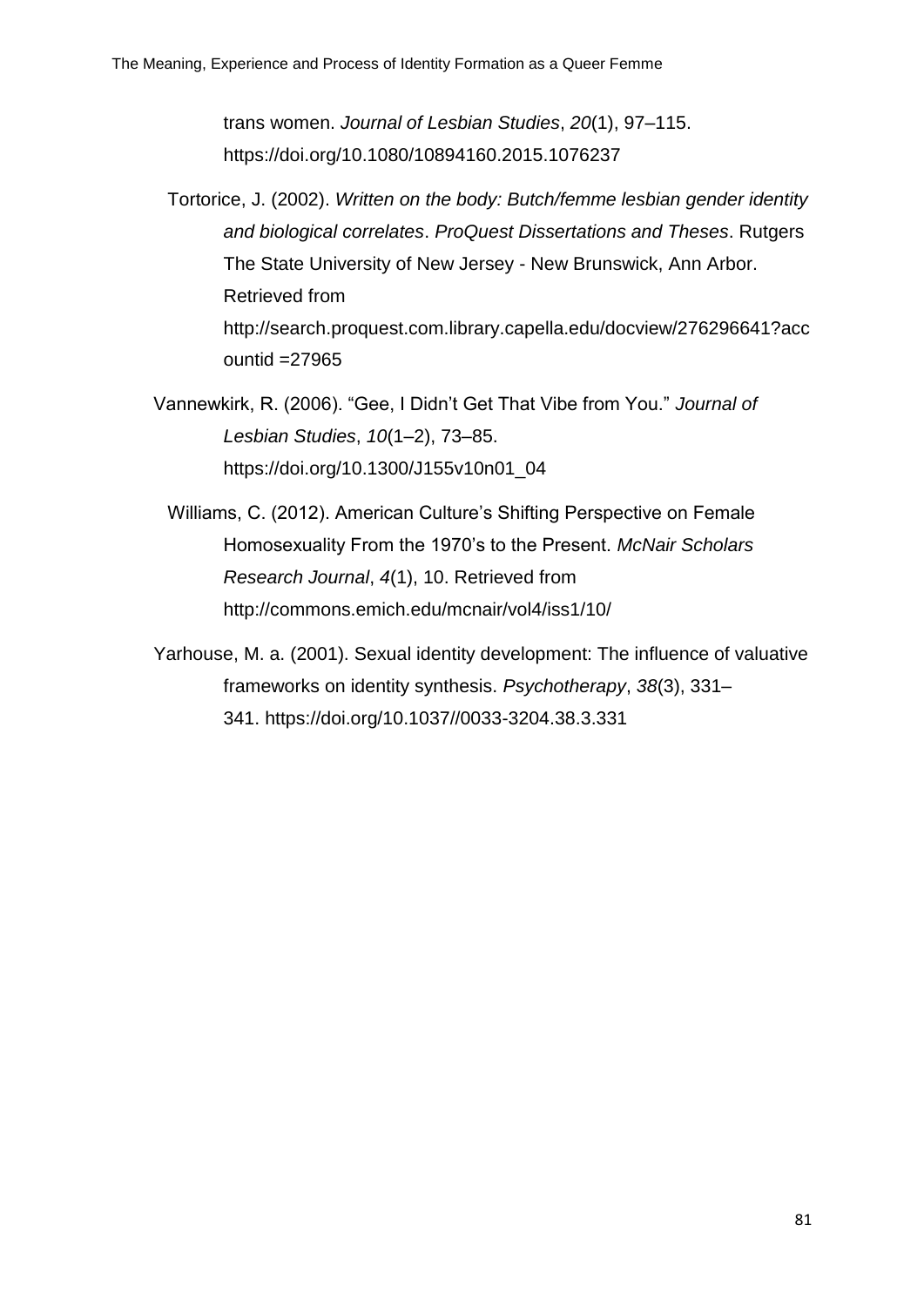trans women. *Journal of Lesbian Studies*, *20*(1), 97–115. https://doi.org/10.1080/10894160.2015.1076237

Tortorice, J. (2002). *Written on the body: Butch/femme lesbian gender identity and biological correlates*. *ProQuest Dissertations and Theses*. Rutgers The State University of New Jersey - New Brunswick, Ann Arbor. Retrieved from http://search.proquest.com.library.capella.edu/docview/276296641?accountid =27965

Vannewkirk, R. (2006). "Gee, I Didn't Get That Vibe from You." *Journal of Lesbian Studies*, *10*(1–2), 73–85. https://doi.org/10.1300/J155v10n01_04

Williams, C. (2012). American Culture's Shifting Perspective on Female Homosexuality From the 1970's to the Present. *McNair Scholars Research Journal*, *4*(1), 10. Retrieved from http://commons.emich.edu/mcnair/vol4/iss1/10/

Yarhouse, M. a. (2001). Sexual identity development: The influence of valuative frameworks on identity synthesis. *Psychotherapy*, *38*(3), 331–341. https://doi.org/10.1037//0033-3204.38.3.331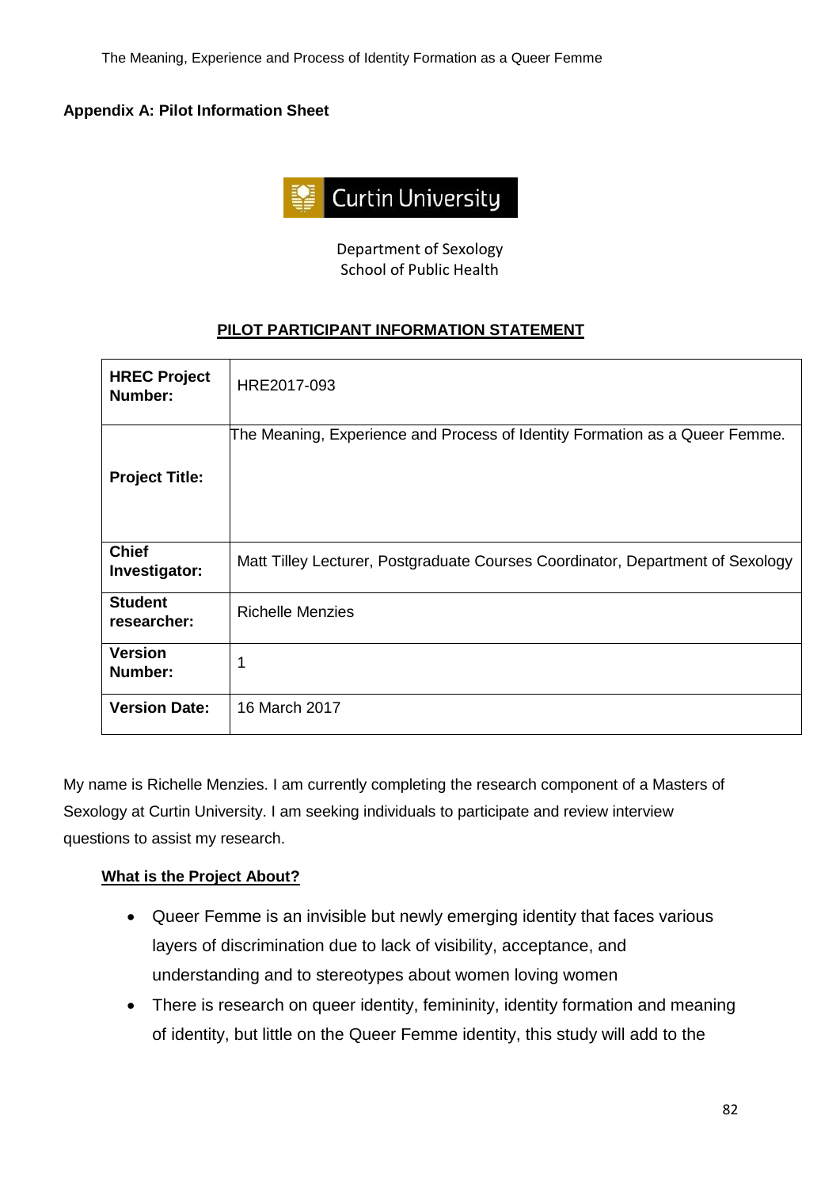## Appendix A: Pilot Information Sheet

Curtin University

Department of Sexology
School of Public Health

**PILOT PARTICIPANT INFORMATION STATEMENT**

| **HREC Project Number:** | HRE2017-093 |
|---|---|
| **Project Title:** | The Meaning, Experience and Process of Identity Formation as a Queer Femme. |
| **Chief Investigator:** | Matt Tilley Lecturer, Postgraduate Courses Coordinator, Department of Sexology |
| **Student researcher:** | Richelle Menzies |
| **Version Number:** | 1 |
| **Version Date:** | 16 March 2017 |

My name is Richelle Menzies. I am currently completing the research component of a Masters of Sexology at Curtin University. I am seeking individuals to participate and review interview questions to assist my research.

**What is the Project About?**

- Queer Femme is an invisible but newly emerging identity that faces various layers of discrimination due to lack of visibility, acceptance, and understanding and to stereotypes about women loving women
- There is research on queer identity, femininity, identity formation and meaning of identity, but little on the Queer Femme identity, this study will add to the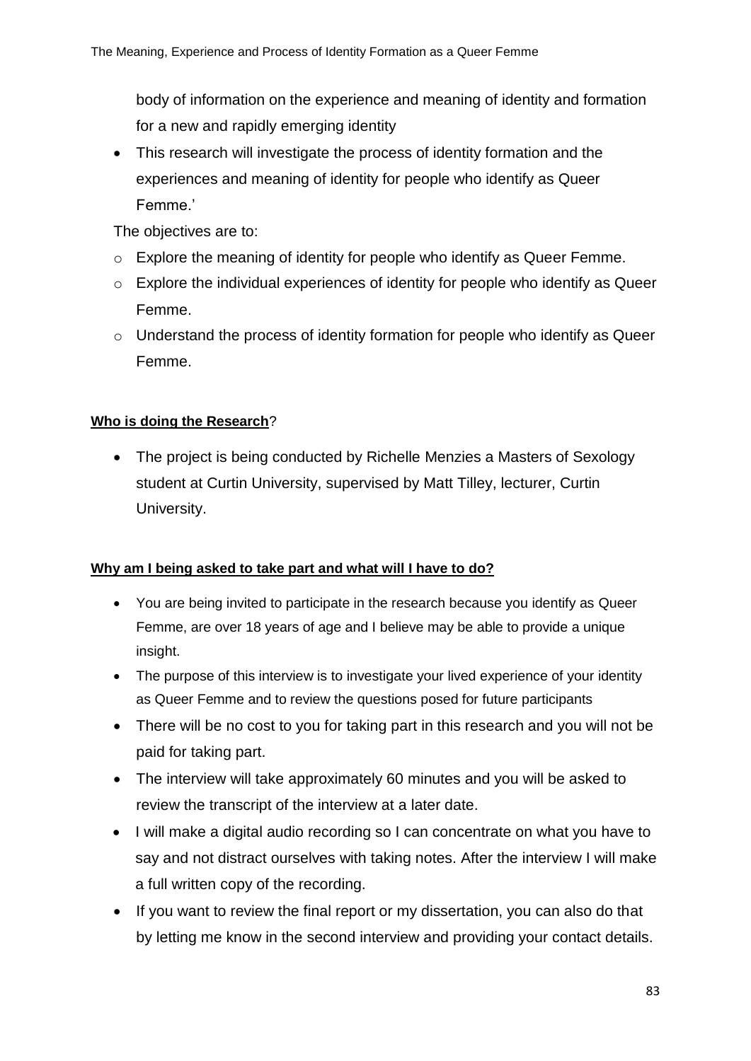body of information on the experience and meaning of identity and formation for a new and rapidly emerging identity

- This research will investigate the process of identity formation and the experiences and meaning of identity for people who identify as Queer Femme.'

The objectives are to:

- Explore the meaning of identity for people who identify as Queer Femme.
- Explore the individual experiences of identity for people who identify as Queer Femme.
- Understand the process of identity formation for people who identify as Queer Femme.

**Who is doing the Research**?

- The project is being conducted by Richelle Menzies a Masters of Sexology student at Curtin University, supervised by Matt Tilley, lecturer, Curtin University.

**Why am I being asked to take part and what will I have to do?**

- You are being invited to participate in the research because you identify as Queer Femme, are over 18 years of age and I believe may be able to provide a unique insight.
- The purpose of this interview is to investigate your lived experience of your identity as Queer Femme and to review the questions posed for future participants
- There will be no cost to you for taking part in this research and you will not be paid for taking part.
- The interview will take approximately 60 minutes and you will be asked to review the transcript of the interview at a later date.
- I will make a digital audio recording so I can concentrate on what you have to say and not distract ourselves with taking notes. After the interview I will make a full written copy of the recording.
- If you want to review the final report or my dissertation, you can also do that by letting me know in the second interview and providing your contact details.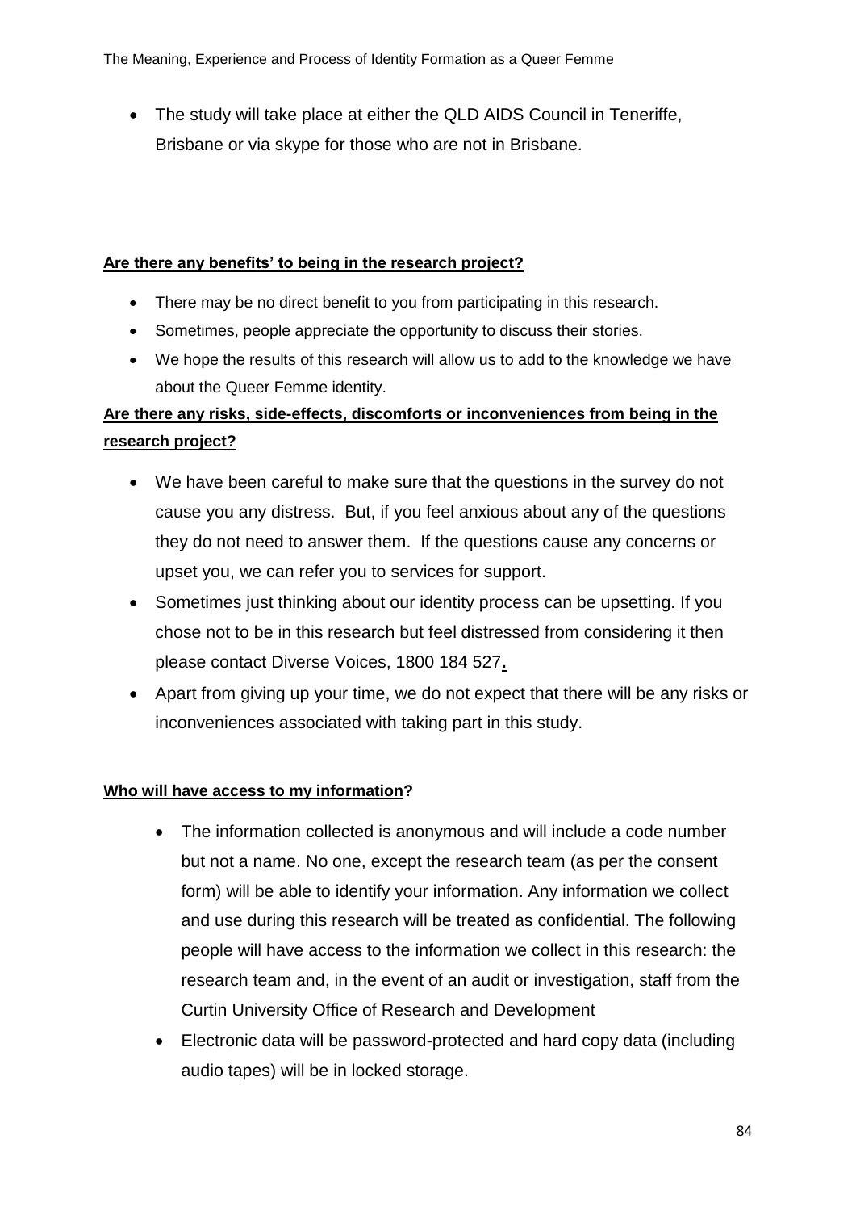- The study will take place at either the QLD AIDS Council in Teneriffe, Brisbane or via skype for those who are not in Brisbane.

**Are there any benefits' to being in the research project?**

- There may be no direct benefit to you from participating in this research.
- Sometimes, people appreciate the opportunity to discuss their stories.
- We hope the results of this research will allow us to add to the knowledge we have about the Queer Femme identity.

**Are there any risks, side-effects, discomforts or inconveniences from being in the research project?**

- We have been careful to make sure that the questions in the survey do not cause you any distress. But, if you feel anxious about any of the questions they do not need to answer them. If the questions cause any concerns or upset you, we can refer you to services for support.
- Sometimes just thinking about our identity process can be upsetting. If you chose not to be in this research but feel distressed from considering it then please contact Diverse Voices, 1800 184 527**.**
- Apart from giving up your time, we do not expect that there will be any risks or inconveniences associated with taking part in this study.

**Who will have access to my information?**

- The information collected is anonymous and will include a code number but not a name. No one, except the research team (as per the consent form) will be able to identify your information. Any information we collect and use during this research will be treated as confidential. The following people will have access to the information we collect in this research: the research team and, in the event of an audit or investigation, staff from the Curtin University Office of Research and Development
- Electronic data will be password-protected and hard copy data (including audio tapes) will be in locked storage.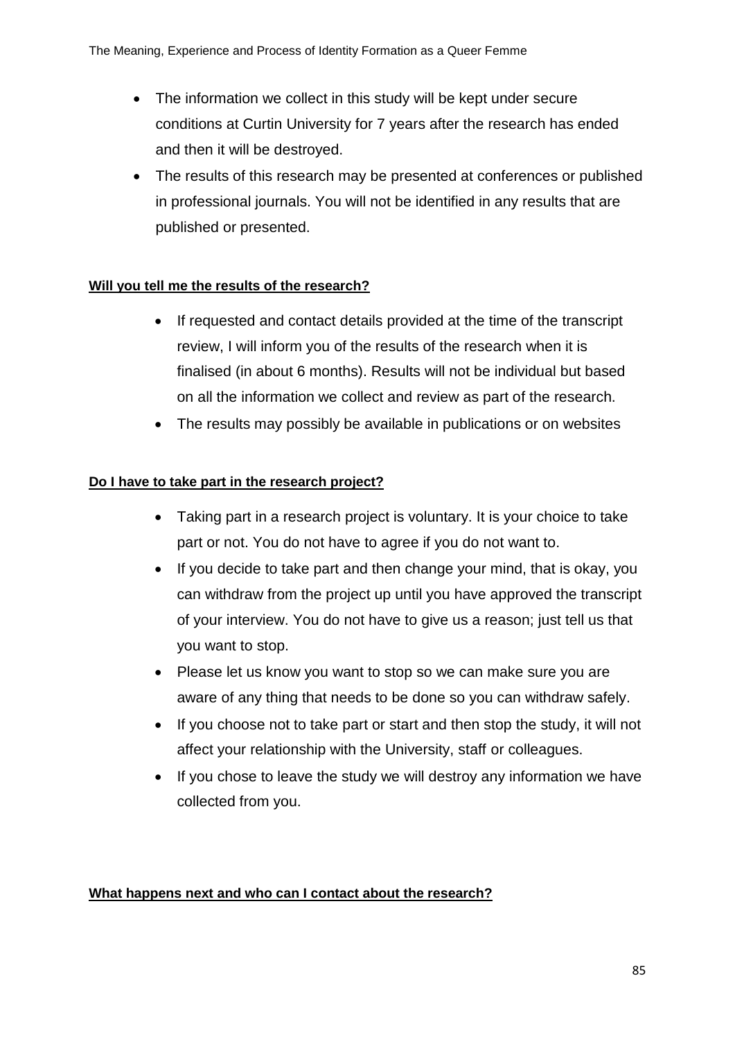- The information we collect in this study will be kept under secure conditions at Curtin University for 7 years after the research has ended and then it will be destroyed.
- The results of this research may be presented at conferences or published in professional journals. You will not be identified in any results that are published or presented.

**Will you tell me the results of the research?**

- If requested and contact details provided at the time of the transcript review, I will inform you of the results of the research when it is finalised (in about 6 months). Results will not be individual but based on all the information we collect and review as part of the research.
- The results may possibly be available in publications or on websites

**Do I have to take part in the research project?**

- Taking part in a research project is voluntary. It is your choice to take part or not. You do not have to agree if you do not want to.
- If you decide to take part and then change your mind, that is okay, you can withdraw from the project up until you have approved the transcript of your interview. You do not have to give us a reason; just tell us that you want to stop.
- Please let us know you want to stop so we can make sure you are aware of any thing that needs to be done so you can withdraw safely.
- If you choose not to take part or start and then stop the study, it will not affect your relationship with the University, staff or colleagues.
- If you chose to leave the study we will destroy any information we have collected from you.

**What happens next and who can I contact about the research?**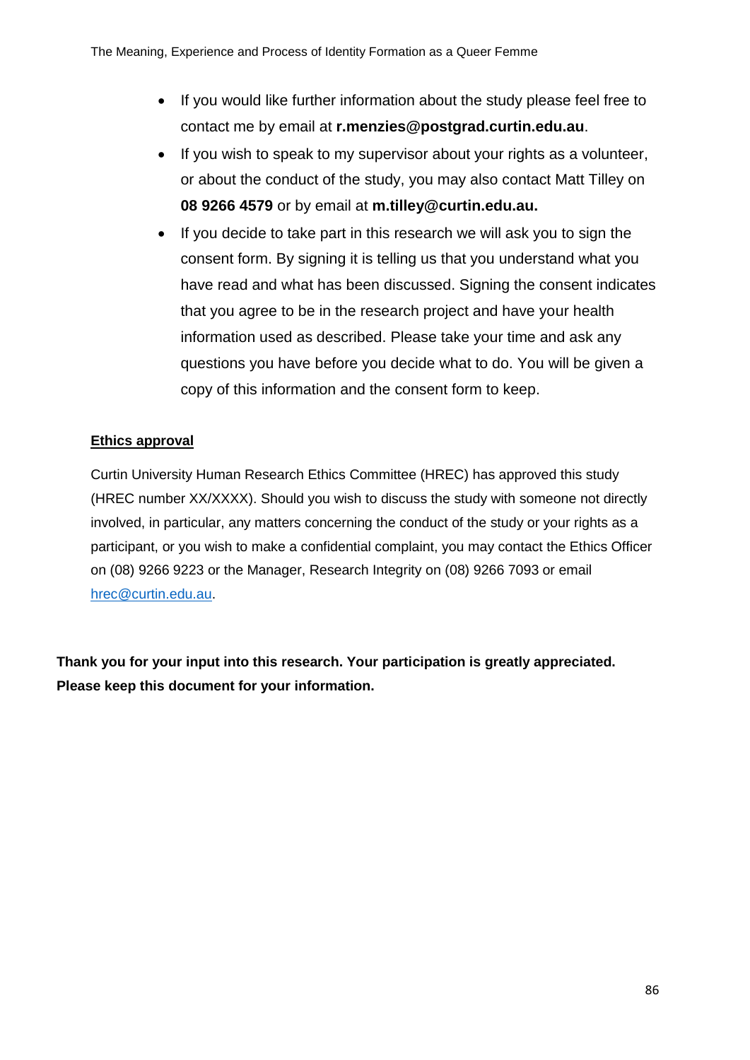- If you would like further information about the study please feel free to contact me by email at **r.menzies@postgrad.curtin.edu.au**.
- If you wish to speak to my supervisor about your rights as a volunteer, or about the conduct of the study, you may also contact Matt Tilley on **08 9266 4579** or by email at **m.tilley@curtin.edu.au.**
- If you decide to take part in this research we will ask you to sign the consent form. By signing it is telling us that you understand what you have read and what has been discussed. Signing the consent indicates that you agree to be in the research project and have your health information used as described. Please take your time and ask any questions you have before you decide what to do. You will be given a copy of this information and the consent form to keep.

**Ethics approval**

Curtin University Human Research Ethics Committee (HREC) has approved this study (HREC number XX/XXXX). Should you wish to discuss the study with someone not directly involved, in particular, any matters concerning the conduct of the study or your rights as a participant, or you wish to make a confidential complaint, you may contact the Ethics Officer on (08) 9266 9223 or the Manager, Research Integrity on (08) 9266 7093 or email hrec@curtin.edu.au.

**Thank you for your input into this research. Your participation is greatly appreciated. Please keep this document for your information.**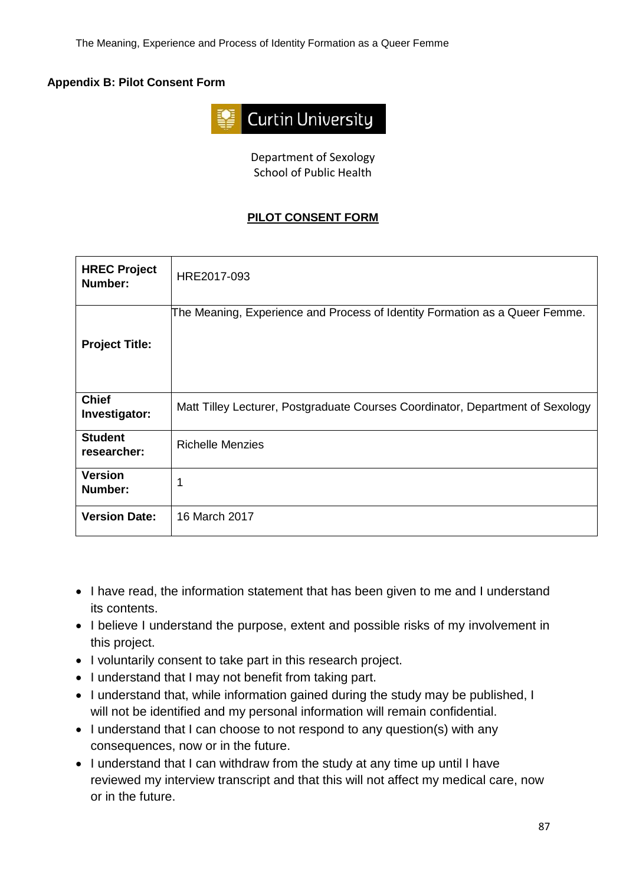**Appendix B: Pilot Consent Form**

Curtin University

Department of Sexology
School of Public Health

**PILOT CONSENT FORM**

| | |
|---|---|
| **HREC Project Number:** | HRE2017-093 |
| **Project Title:** | The Meaning, Experience and Process of Identity Formation as a Queer Femme. |
| **Chief Investigator:** | Matt Tilley Lecturer, Postgraduate Courses Coordinator, Department of Sexology |
| **Student researcher:** | Richelle Menzies |
| **Version Number:** | 1 |
| **Version Date:** | 16 March 2017 |

- I have read, the information statement that has been given to me and I understand its contents.
- I believe I understand the purpose, extent and possible risks of my involvement in this project.
- I voluntarily consent to take part in this research project.
- I understand that I may not benefit from taking part.
- I understand that, while information gained during the study may be published, I will not be identified and my personal information will remain confidential.
- I understand that I can choose to not respond to any question(s) with any consequences, now or in the future.
- I understand that I can withdraw from the study at any time up until I have reviewed my interview transcript and that this will not affect my medical care, now or in the future.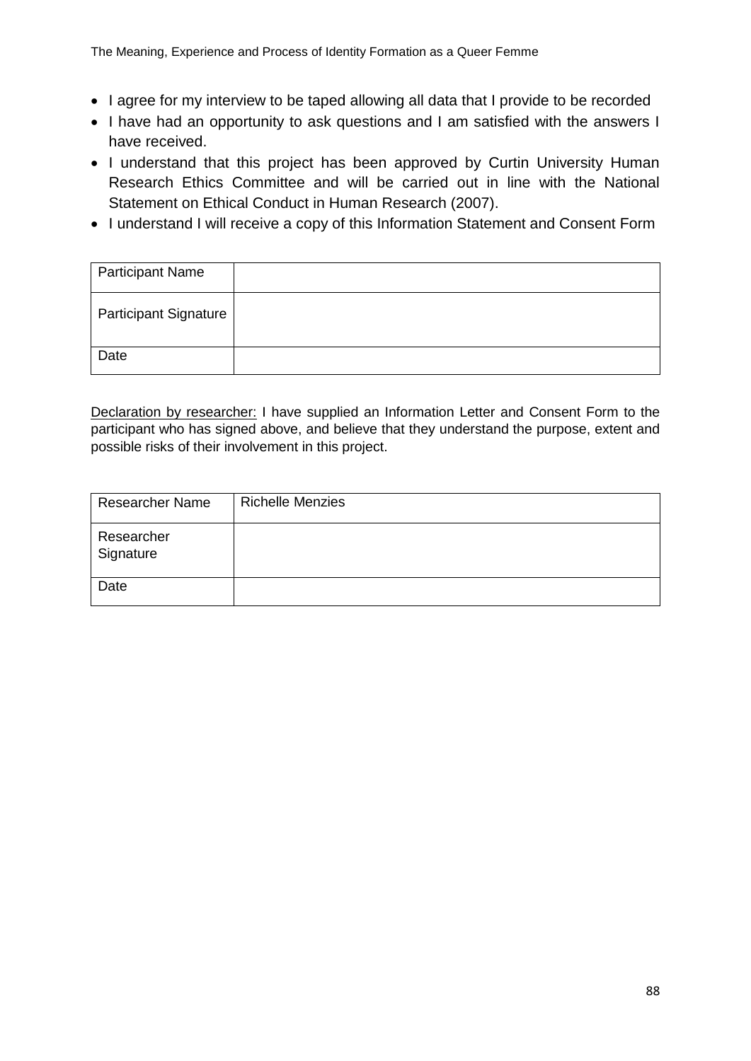- I agree for my interview to be taped allowing all data that I provide to be recorded
- I have had an opportunity to ask questions and I am satisfied with the answers I have received.
- I understand that this project has been approved by Curtin University Human Research Ethics Committee and will be carried out in line with the National Statement on Ethical Conduct in Human Research (2007).
- I understand I will receive a copy of this Information Statement and Consent Form

| Participant Name | |
|---|---|
| Participant Signature | |
| Date | |

Declaration by researcher: I have supplied an Information Letter and Consent Form to the participant who has signed above, and believe that they understand the purpose, extent and possible risks of their involvement in this project.

| Researcher Name | Richelle Menzies |
|---|---|
| Researcher Signature | |
| Date | |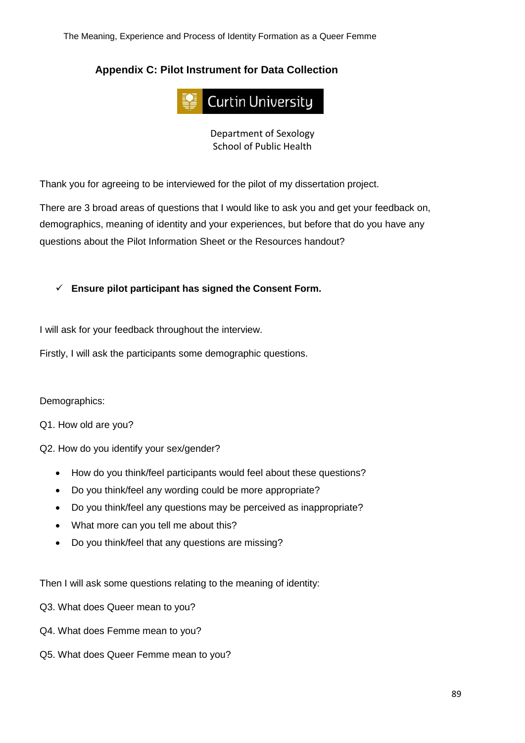### Appendix C: Pilot Instrument for Data Collection

Curtin University

Department of Sexology
School of Public Health

Thank you for agreeing to be interviewed for the pilot of my dissertation project.

There are 3 broad areas of questions that I would like to ask you and get your feedback on, demographics, meaning of identity and your experiences, but before that do you have any questions about the Pilot Information Sheet or the Resources handout?

- ✓ **Ensure pilot participant has signed the Consent Form.**

I will ask for your feedback throughout the interview.

Firstly, I will ask the participants some demographic questions.

Demographics:

Q1. How old are you?

Q2. How do you identify your sex/gender?

- How do you think/feel participants would feel about these questions?
- Do you think/feel any wording could be more appropriate?
- Do you think/feel any questions may be perceived as inappropriate?
- What more can you tell me about this?
- Do you think/feel that any questions are missing?

Then I will ask some questions relating to the meaning of identity:

Q3. What does Queer mean to you?

Q4. What does Femme mean to you?

Q5. What does Queer Femme mean to you?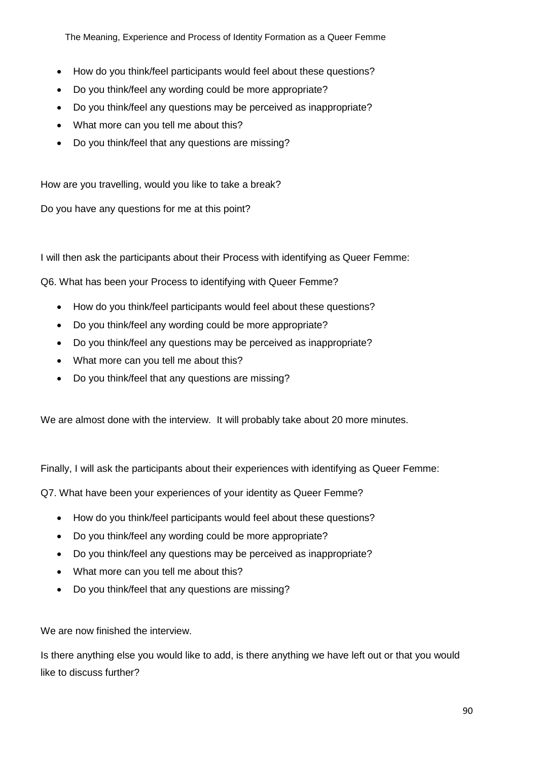- How do you think/feel participants would feel about these questions?
- Do you think/feel any wording could be more appropriate?
- Do you think/feel any questions may be perceived as inappropriate?
- What more can you tell me about this?
- Do you think/feel that any questions are missing?

How are you travelling, would you like to take a break?

Do you have any questions for me at this point?

I will then ask the participants about their Process with identifying as Queer Femme:

Q6. What has been your Process to identifying with Queer Femme?

- How do you think/feel participants would feel about these questions?
- Do you think/feel any wording could be more appropriate?
- Do you think/feel any questions may be perceived as inappropriate?
- What more can you tell me about this?
- Do you think/feel that any questions are missing?

We are almost done with the interview. It will probably take about 20 more minutes.

Finally, I will ask the participants about their experiences with identifying as Queer Femme:

Q7. What have been your experiences of your identity as Queer Femme?

- How do you think/feel participants would feel about these questions?
- Do you think/feel any wording could be more appropriate?
- Do you think/feel any questions may be perceived as inappropriate?
- What more can you tell me about this?
- Do you think/feel that any questions are missing?

We are now finished the interview.

Is there anything else you would like to add, is there anything we have left out or that you would like to discuss further?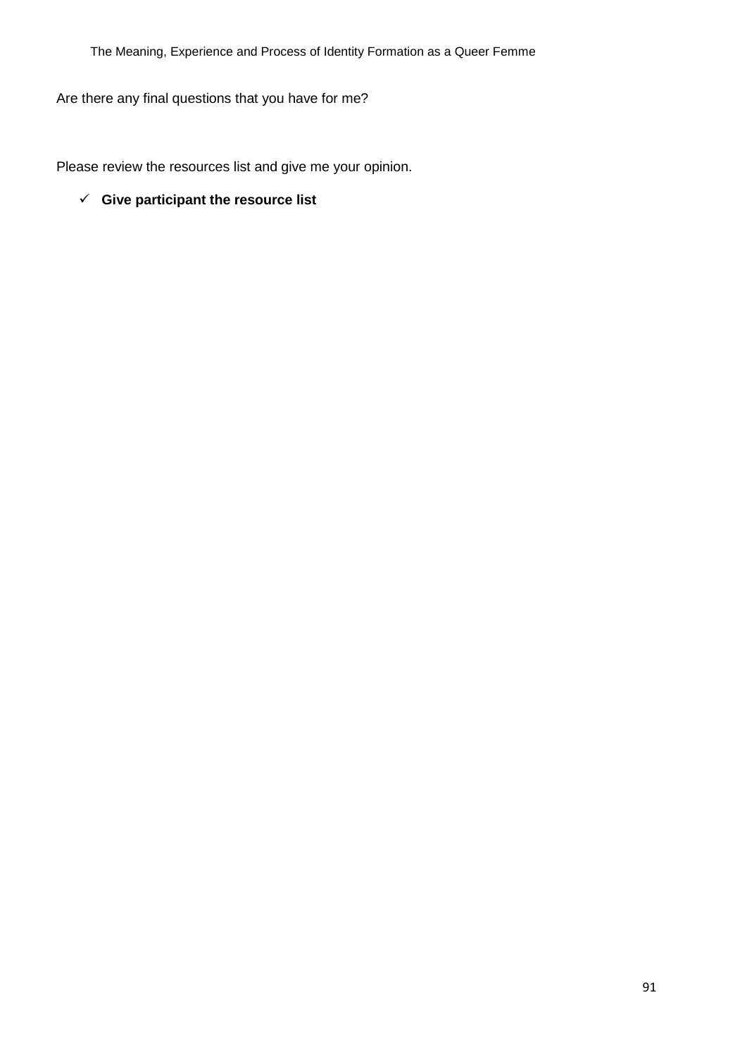Are there any final questions that you have for me?

Please review the resources list and give me your opinion.

- ✓ **Give participant the resource list**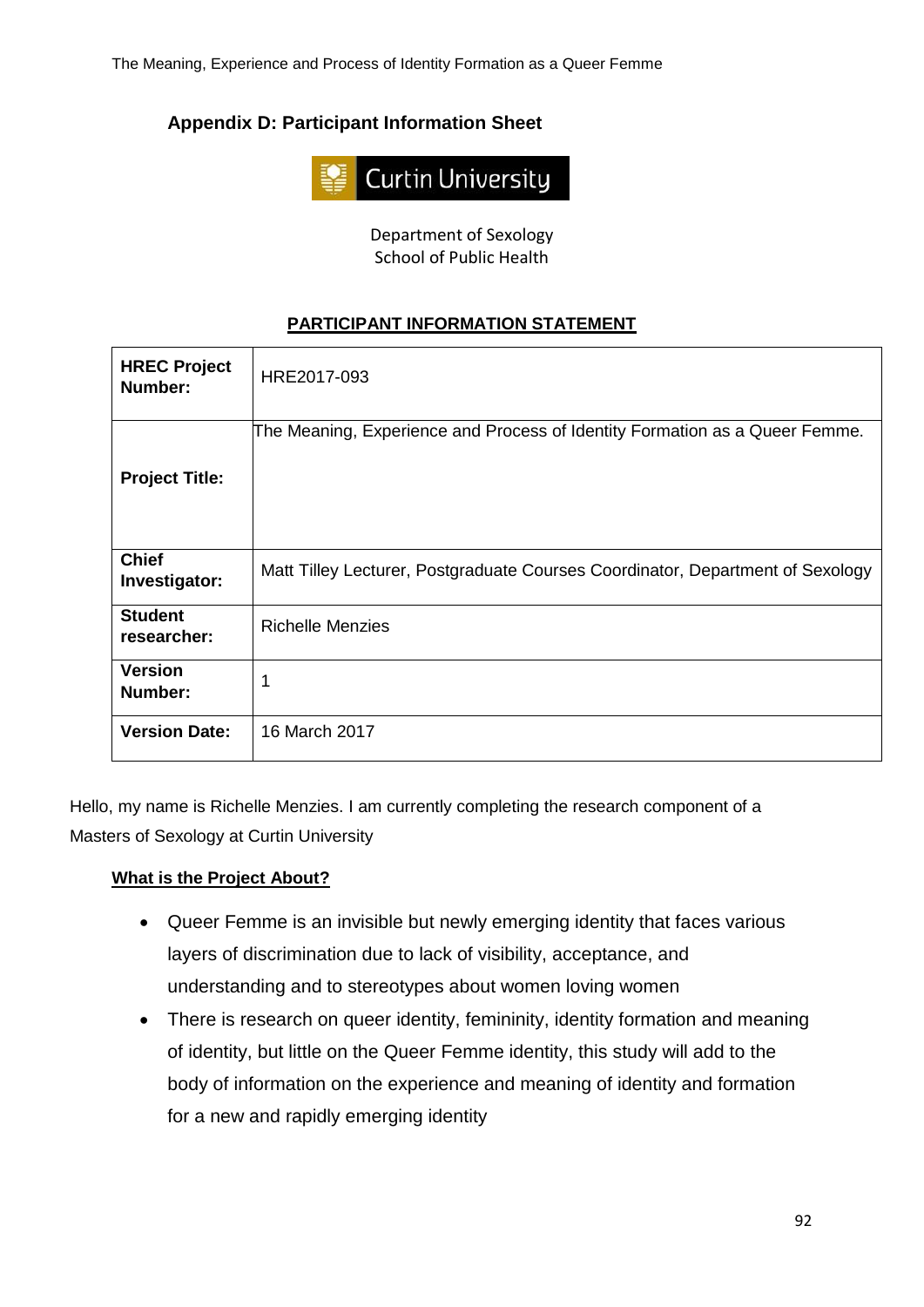## Appendix D: Participant Information Sheet

Curtin University

Department of Sexology
School of Public Health

**PARTICIPANT INFORMATION STATEMENT**

| | |
|---|---|
| **HREC Project Number:** | HRE2017-093 |
| **Project Title:** | The Meaning, Experience and Process of Identity Formation as a Queer Femme. |
| **Chief Investigator:** | Matt Tilley Lecturer, Postgraduate Courses Coordinator, Department of Sexology |
| **Student researcher:** | Richelle Menzies |
| **Version Number:** | 1 |
| **Version Date:** | 16 March 2017 |

Hello, my name is Richelle Menzies. I am currently completing the research component of a Masters of Sexology at Curtin University

**What is the Project About?**

- Queer Femme is an invisible but newly emerging identity that faces various layers of discrimination due to lack of visibility, acceptance, and understanding and to stereotypes about women loving women
- There is research on queer identity, femininity, identity formation and meaning of identity, but little on the Queer Femme identity, this study will add to the body of information on the experience and meaning of identity and formation for a new and rapidly emerging identity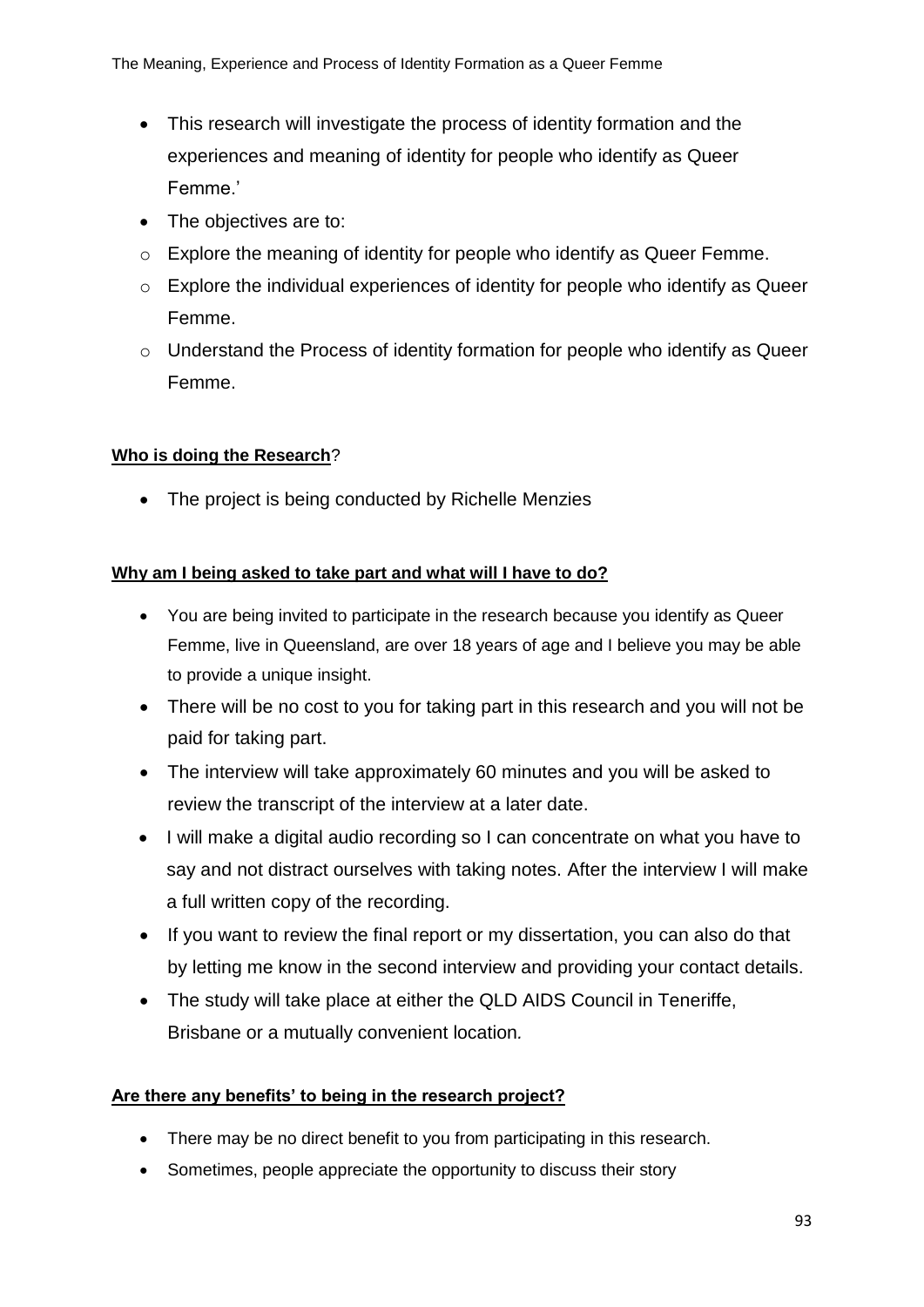- This research will investigate the process of identity formation and the experiences and meaning of identity for people who identify as Queer Femme.'
- The objectives are to:
  - Explore the meaning of identity for people who identify as Queer Femme.
  - Explore the individual experiences of identity for people who identify as Queer Femme.
  - Understand the Process of identity formation for people who identify as Queer Femme.

**Who is doing the Research**?

- The project is being conducted by Richelle Menzies

**Why am I being asked to take part and what will I have to do?**

- You are being invited to participate in the research because you identify as Queer Femme, live in Queensland, are over 18 years of age and I believe you may be able to provide a unique insight.
- There will be no cost to you for taking part in this research and you will not be paid for taking part.
- The interview will take approximately 60 minutes and you will be asked to review the transcript of the interview at a later date.
- I will make a digital audio recording so I can concentrate on what you have to say and not distract ourselves with taking notes. After the interview I will make a full written copy of the recording.
- If you want to review the final report or my dissertation, you can also do that by letting me know in the second interview and providing your contact details.
- The study will take place at either the QLD AIDS Council in Teneriffe, Brisbane or a mutually convenient location.

**Are there any benefits' to being in the research project?**

- There may be no direct benefit to you from participating in this research.
- Sometimes, people appreciate the opportunity to discuss their story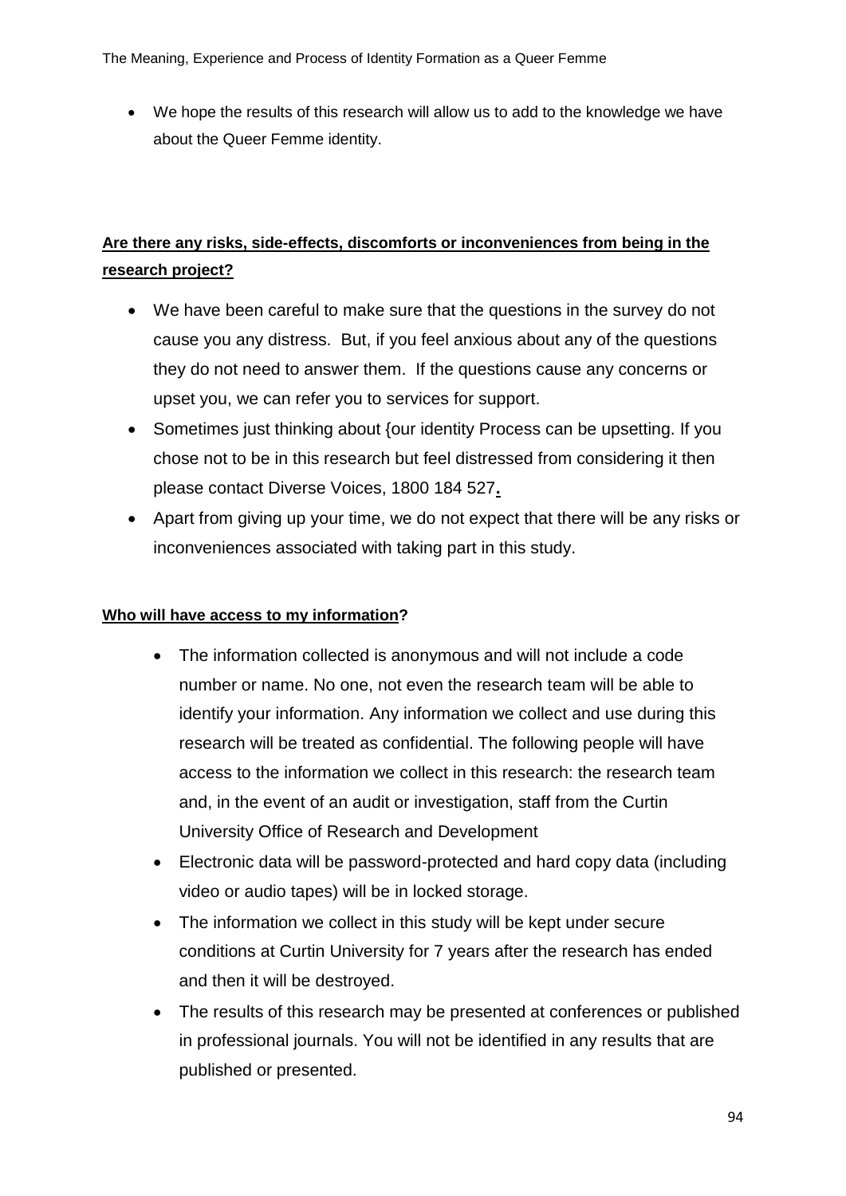- We hope the results of this research will allow us to add to the knowledge we have about the Queer Femme identity.

**Are there any risks, side-effects, discomforts or inconveniences from being in the research project?**

- We have been careful to make sure that the questions in the survey do not cause you any distress. But, if you feel anxious about any of the questions they do not need to answer them. If the questions cause any concerns or upset you, we can refer you to services for support.
- Sometimes just thinking about {our identity Process can be upsetting. If you chose not to be in this research but feel distressed from considering it then please contact Diverse Voices, 1800 184 527**.**
- Apart from giving up your time, we do not expect that there will be any risks or inconveniences associated with taking part in this study.

**Who will have access to my information?**

- The information collected is anonymous and will not include a code number or name. No one, not even the research team will be able to identify your information. Any information we collect and use during this research will be treated as confidential. The following people will have access to the information we collect in this research: the research team and, in the event of an audit or investigation, staff from the Curtin University Office of Research and Development
- Electronic data will be password-protected and hard copy data (including video or audio tapes) will be in locked storage.
- The information we collect in this study will be kept under secure conditions at Curtin University for 7 years after the research has ended and then it will be destroyed.
- The results of this research may be presented at conferences or published in professional journals. You will not be identified in any results that are published or presented.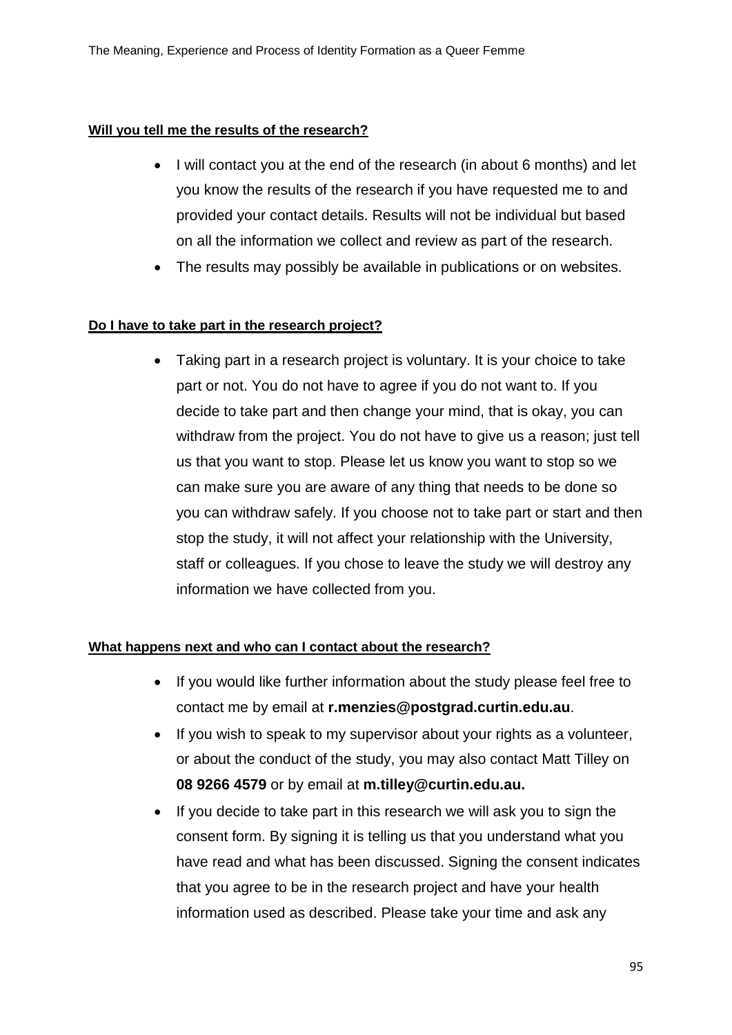**<u>Will you tell me the results of the research?</u>**

- I will contact you at the end of the research (in about 6 months) and let you know the results of the research if you have requested me to and provided your contact details. Results will not be individual but based on all the information we collect and review as part of the research.
- The results may possibly be available in publications or on websites.

**<u>Do I have to take part in the research project?</u>**

- Taking part in a research project is voluntary. It is your choice to take part or not. You do not have to agree if you do not want to. If you decide to take part and then change your mind, that is okay, you can withdraw from the project. You do not have to give us a reason; just tell us that you want to stop. Please let us know you want to stop so we can make sure you are aware of any thing that needs to be done so you can withdraw safely. If you choose not to take part or start and then stop the study, it will not affect your relationship with the University, staff or colleagues. If you chose to leave the study we will destroy any information we have collected from you.

**<u>What happens next and who can I contact about the research?</u>**

- If you would like further information about the study please feel free to contact me by email at **r.menzies@postgrad.curtin.edu.au**.
- If you wish to speak to my supervisor about your rights as a volunteer, or about the conduct of the study, you may also contact Matt Tilley on **08 9266 4579** or by email at **m.tilley@curtin.edu.au.**
- If you decide to take part in this research we will ask you to sign the consent form. By signing it is telling us that you understand what you have read and what has been discussed. Signing the consent indicates that you agree to be in the research project and have your health information used as described. Please take your time and ask any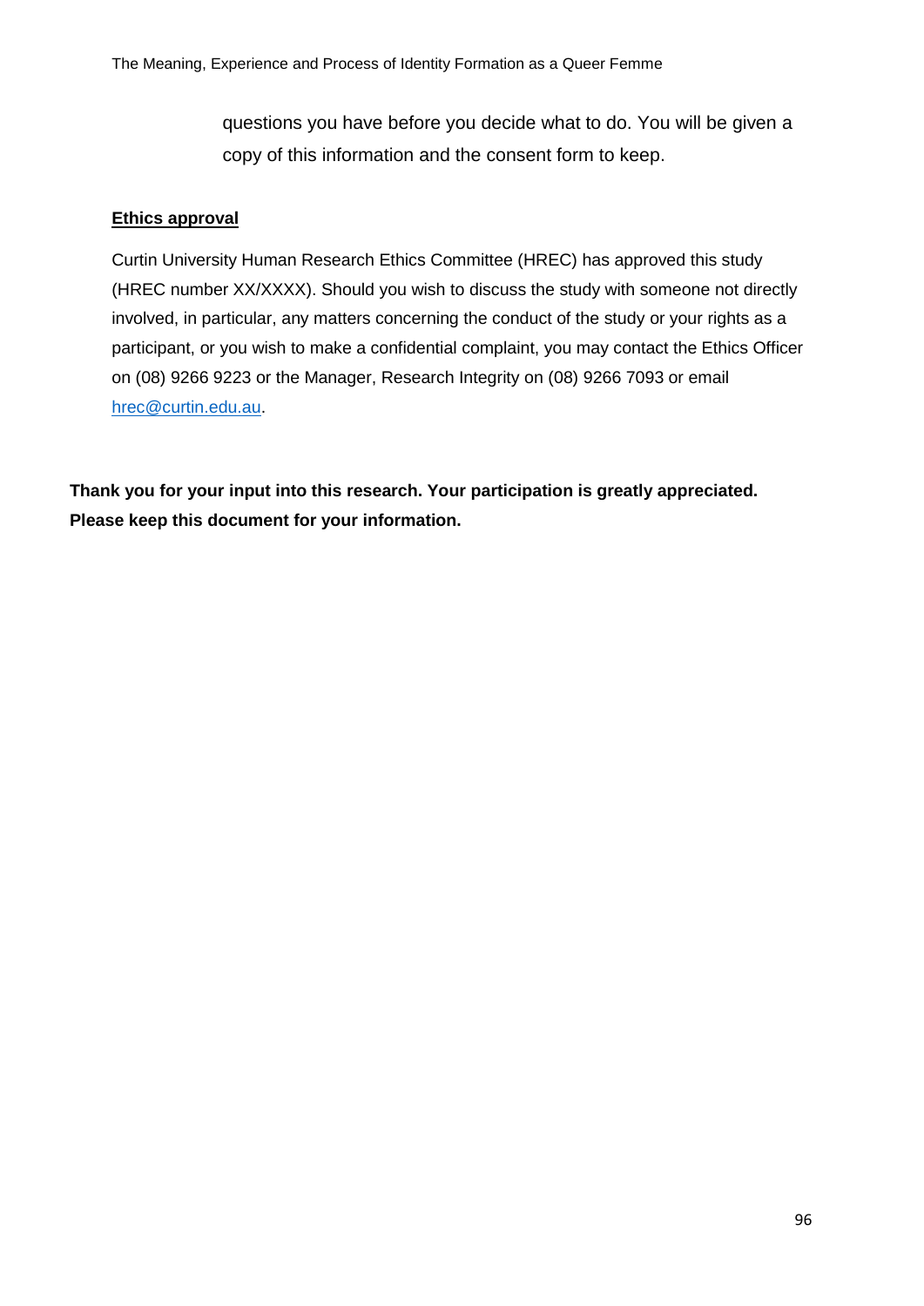questions you have before you decide what to do. You will be given a copy of this information and the consent form to keep.

**Ethics approval**

Curtin University Human Research Ethics Committee (HREC) has approved this study (HREC number XX/XXXX). Should you wish to discuss the study with someone not directly involved, in particular, any matters concerning the conduct of the study or your rights as a participant, or you wish to make a confidential complaint, you may contact the Ethics Officer on (08) 9266 9223 or the Manager, Research Integrity on (08) 9266 7093 or email hrec@curtin.edu.au.

**Thank you for your input into this research. Your participation is greatly appreciated. Please keep this document for your information.**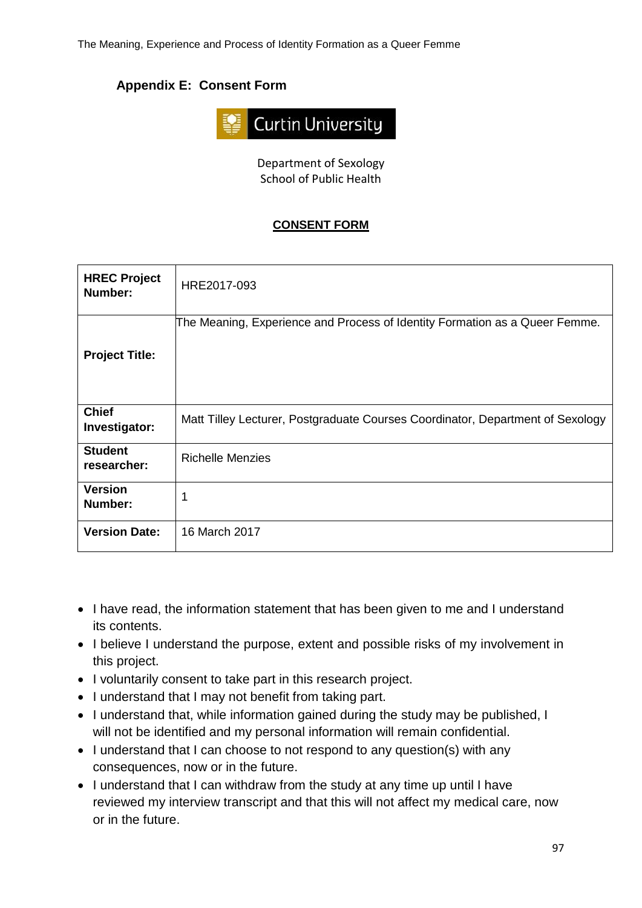## Appendix E: Consent Form

Curtin University

Department of Sexology
School of Public Health

**CONSENT FORM**

| | |
|---|---|
| **HREC Project Number:** | HRE2017-093 |
| **Project Title:** | The Meaning, Experience and Process of Identity Formation as a Queer Femme. |
| **Chief Investigator:** | Matt Tilley Lecturer, Postgraduate Courses Coordinator, Department of Sexology |
| **Student researcher:** | Richelle Menzies |
| **Version Number:** | 1 |
| **Version Date:** | 16 March 2017 |

- I have read, the information statement that has been given to me and I understand its contents.
- I believe I understand the purpose, extent and possible risks of my involvement in this project.
- I voluntarily consent to take part in this research project.
- I understand that I may not benefit from taking part.
- I understand that, while information gained during the study may be published, I will not be identified and my personal information will remain confidential.
- I understand that I can choose to not respond to any question(s) with any consequences, now or in the future.
- I understand that I can withdraw from the study at any time up until I have reviewed my interview transcript and that this will not affect my medical care, now or in the future.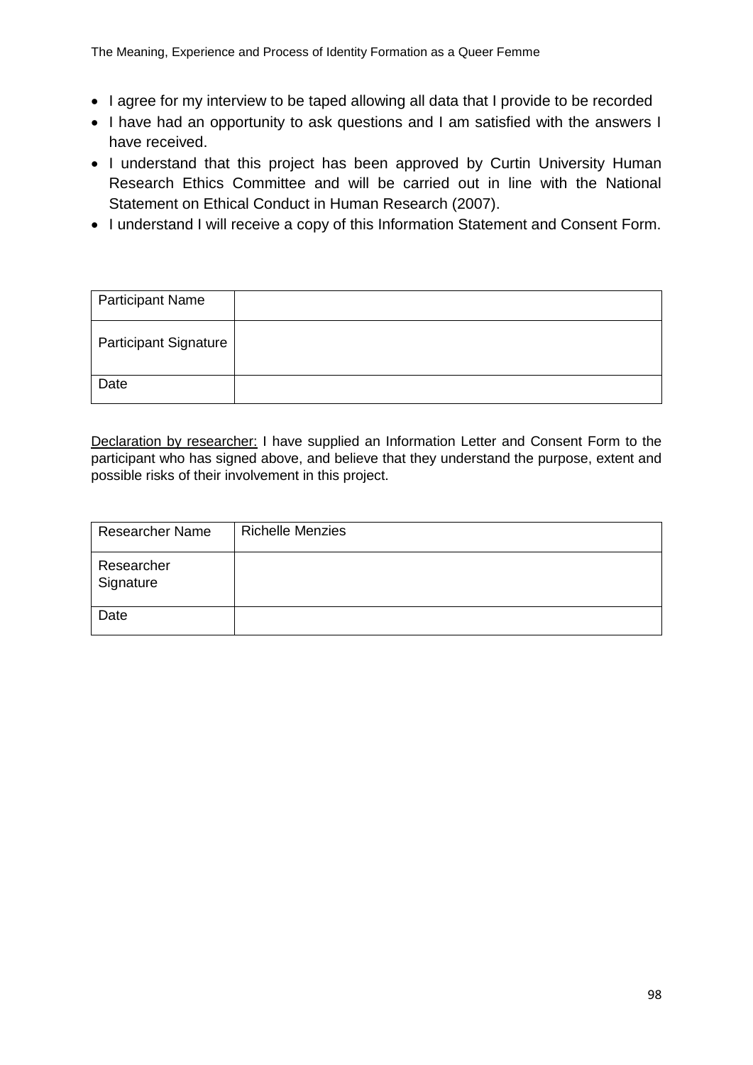- I agree for my interview to be taped allowing all data that I provide to be recorded
- I have had an opportunity to ask questions and I am satisfied with the answers I have received.
- I understand that this project has been approved by Curtin University Human Research Ethics Committee and will be carried out in line with the National Statement on Ethical Conduct in Human Research (2007).
- I understand I will receive a copy of this Information Statement and Consent Form.

| Participant Name | |
|---|---|
| Participant Signature | |
| Date | |

<u>Declaration by researcher:</u> I have supplied an Information Letter and Consent Form to the participant who has signed above, and believe that they understand the purpose, extent and possible risks of their involvement in this project.

| Researcher Name | Richelle Menzies |
|---|---|
| Researcher Signature | |
| Date | |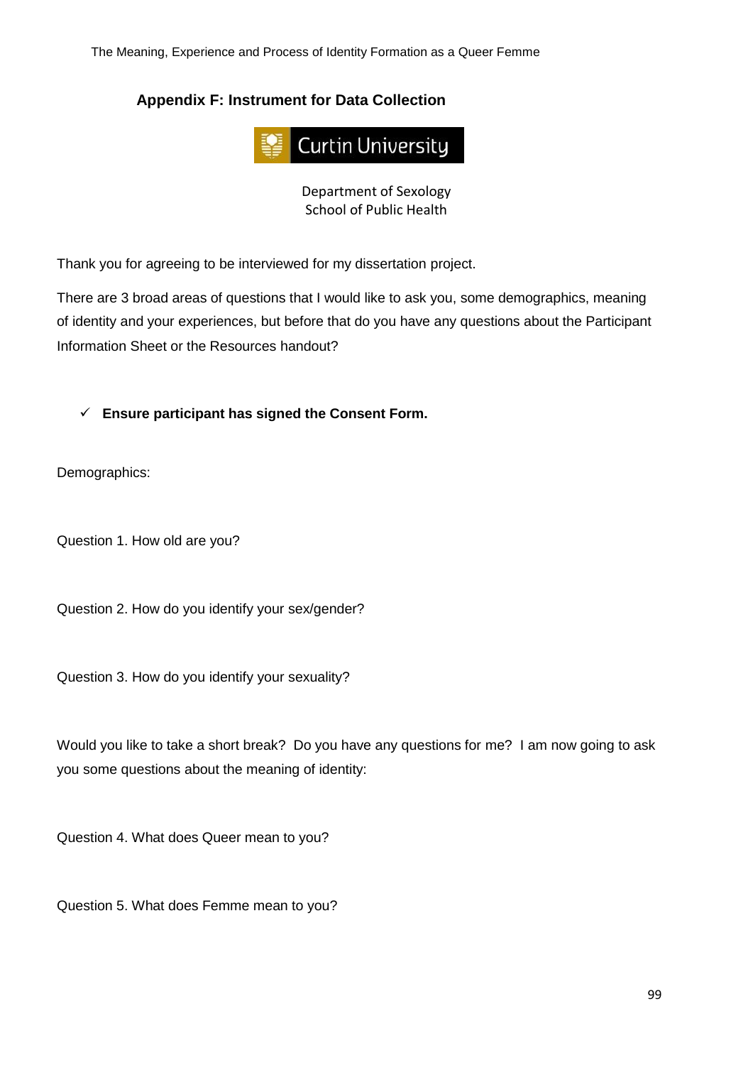## Appendix F: Instrument for Data Collection

Curtin University

Department of Sexology
School of Public Health

Thank you for agreeing to be interviewed for my dissertation project.

There are 3 broad areas of questions that I would like to ask you, some demographics, meaning of identity and your experiences, but before that do you have any questions about the Participant Information Sheet or the Resources handout?

- ✓ **Ensure participant has signed the Consent Form.**

Demographics:

Question 1. How old are you?

Question 2. How do you identify your sex/gender?

Question 3. How do you identify your sexuality?

Would you like to take a short break? Do you have any questions for me? I am now going to ask you some questions about the meaning of identity:

Question 4. What does Queer mean to you?

Question 5. What does Femme mean to you?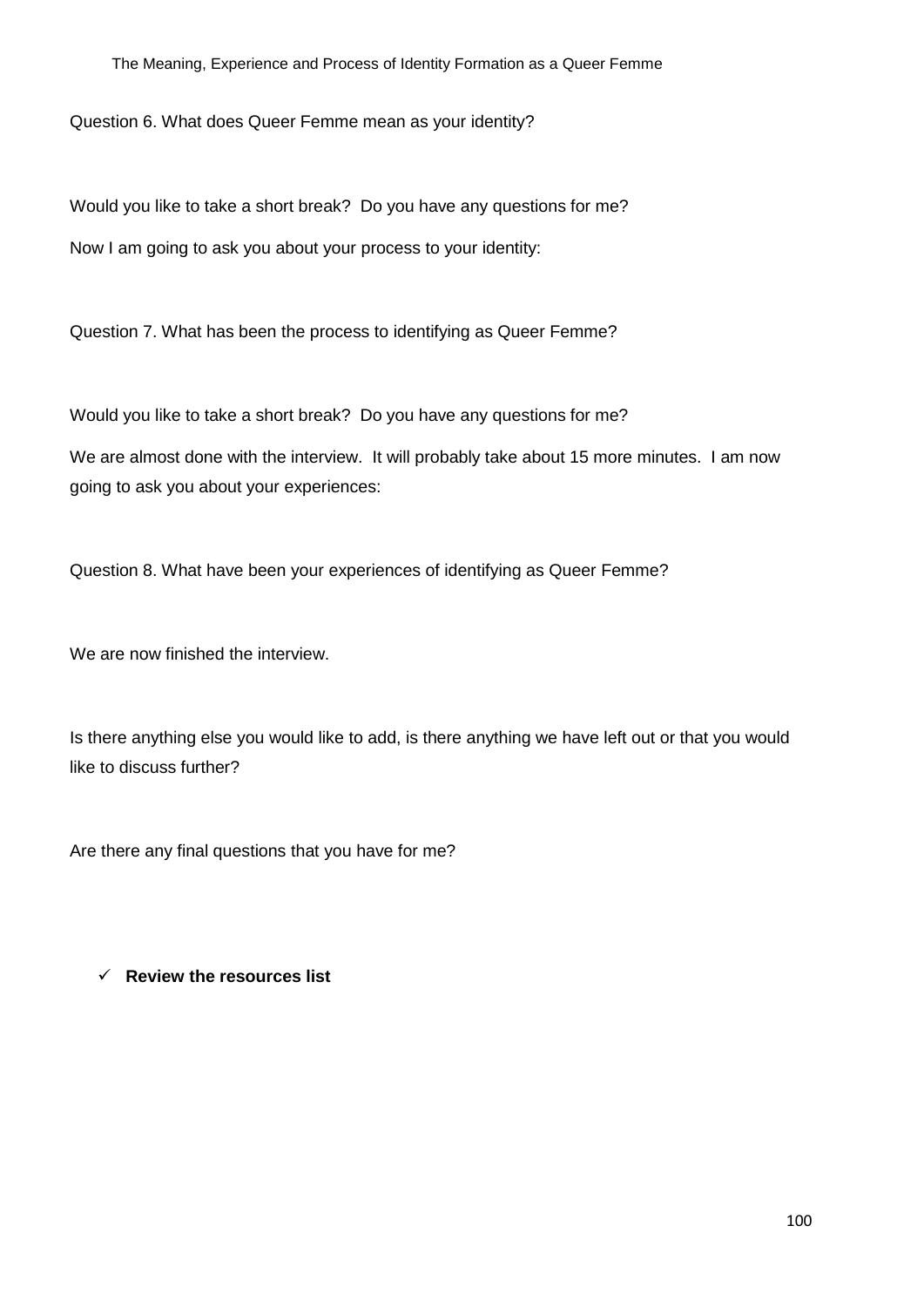Question 6. What does Queer Femme mean as your identity?

Would you like to take a short break? Do you have any questions for me?

Now I am going to ask you about your process to your identity:

Question 7. What has been the process to identifying as Queer Femme?

Would you like to take a short break? Do you have any questions for me?

We are almost done with the interview. It will probably take about 15 more minutes. I am now going to ask you about your experiences:

Question 8. What have been your experiences of identifying as Queer Femme?

We are now finished the interview.

Is there anything else you would like to add, is there anything we have left out or that you would like to discuss further?

Are there any final questions that you have for me?

- ✓ **Review the resources list**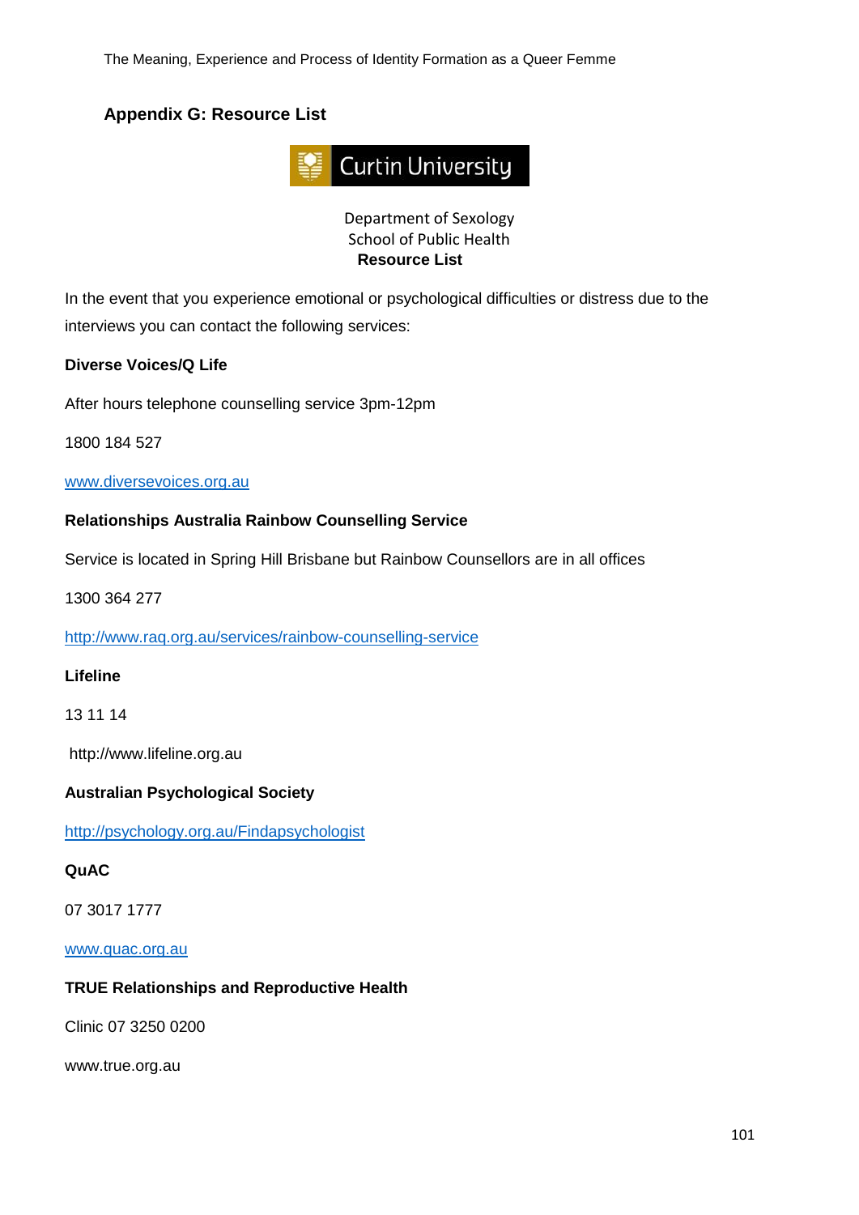## Appendix G: Resource List

Curtin University

Department of Sexology
School of Public Health
**Resource List**

In the event that you experience emotional or psychological difficulties or distress due to the interviews you can contact the following services:

**Diverse Voices/Q Life**

After hours telephone counselling service 3pm-12pm

1800 184 527

www.diversevoices.org.au

**Relationships Australia Rainbow Counselling Service**

Service is located in Spring Hill Brisbane but Rainbow Counsellors are in all offices

1300 364 277

http://www.raq.org.au/services/rainbow-counselling-service

**Lifeline**

13 11 14

http://www.lifeline.org.au

**Australian Psychological Society**

http://psychology.org.au/Findapsychologist

**QuAC**

07 3017 1777

www.quac.org.au

**TRUE Relationships and Reproductive Health**

Clinic 07 3250 0200

www.true.org.au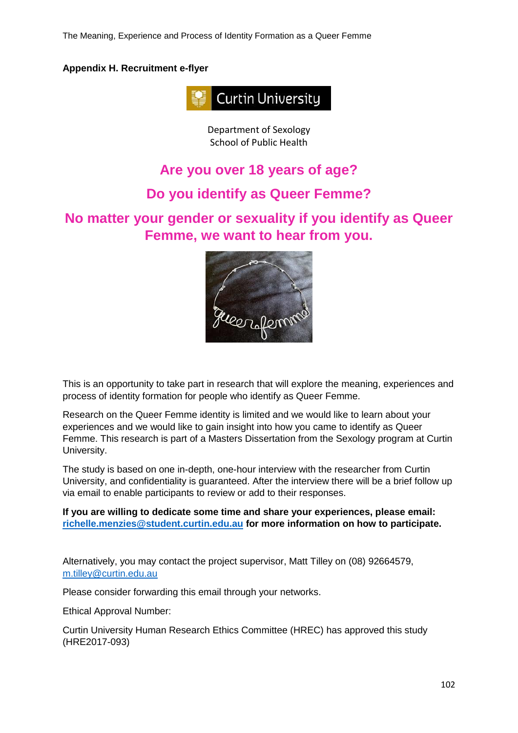**Appendix H. Recruitment e-flyer**

Curtin University

Department of Sexology
School of Public Health

## Are you over 18 years of age?

## Do you identify as Queer Femme?

## No matter your gender or sexuality if you identify as Queer Femme, we want to hear from you.

This is an opportunity to take part in research that will explore the meaning, experiences and process of identity formation for people who identify as Queer Femme.

Research on the Queer Femme identity is limited and we would like to learn about your experiences and we would like to gain insight into how you came to identify as Queer Femme. This research is part of a Masters Dissertation from the Sexology program at Curtin University.

The study is based on one in-depth, one-hour interview with the researcher from Curtin University, and confidentiality is guaranteed. After the interview there will be a brief follow up via email to enable participants to review or add to their responses.

**If you are willing to dedicate some time and share your experiences, please email: richelle.menzies@student.curtin.edu.au for more information on how to participate.**

Alternatively, you may contact the project supervisor, Matt Tilley on (08) 92664579, m.tilley@curtin.edu.au

Please consider forwarding this email through your networks.

Ethical Approval Number:

Curtin University Human Research Ethics Committee (HREC) has approved this study (HRE2017-093)